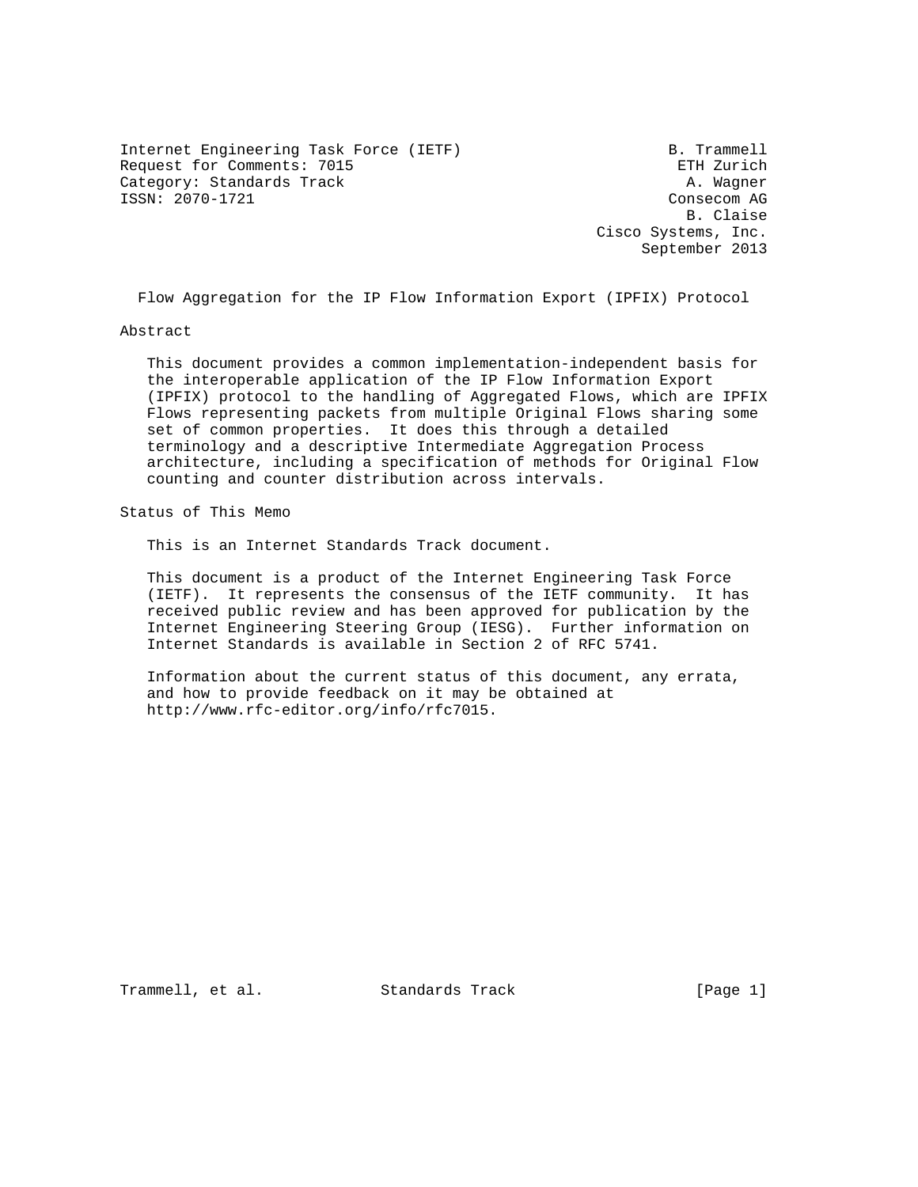Internet Engineering Task Force (IETF) B. Trammell
Request for Comments: 7015 ETH Zurich
Category: Standards Track A. Wagner
ISSN: 2070-1721 Consecom AG
B. Claise
Cisco Systems, Inc.
September 2013

# Flow Aggregation for the IP Flow Information Export (IPFIX) Protocol

## Abstract

This document provides a common implementation-independent basis for the interoperable application of the IP Flow Information Export (IPFIX) protocol to the handling of Aggregated Flows, which are IPFIX Flows representing packets from multiple Original Flows sharing some set of common properties. It does this through a detailed terminology and a descriptive Intermediate Aggregation Process architecture, including a specification of methods for Original Flow counting and counter distribution across intervals.

## Status of This Memo

This is an Internet Standards Track document.

This document is a product of the Internet Engineering Task Force (IETF). It represents the consensus of the IETF community. It has received public review and has been approved for publication by the Internet Engineering Steering Group (IESG). Further information on Internet Standards is available in Section 2 of RFC 5741.

Information about the current status of this document, any errata, and how to provide feedback on it may be obtained at http://www.rfc-editor.org/info/rfc7015.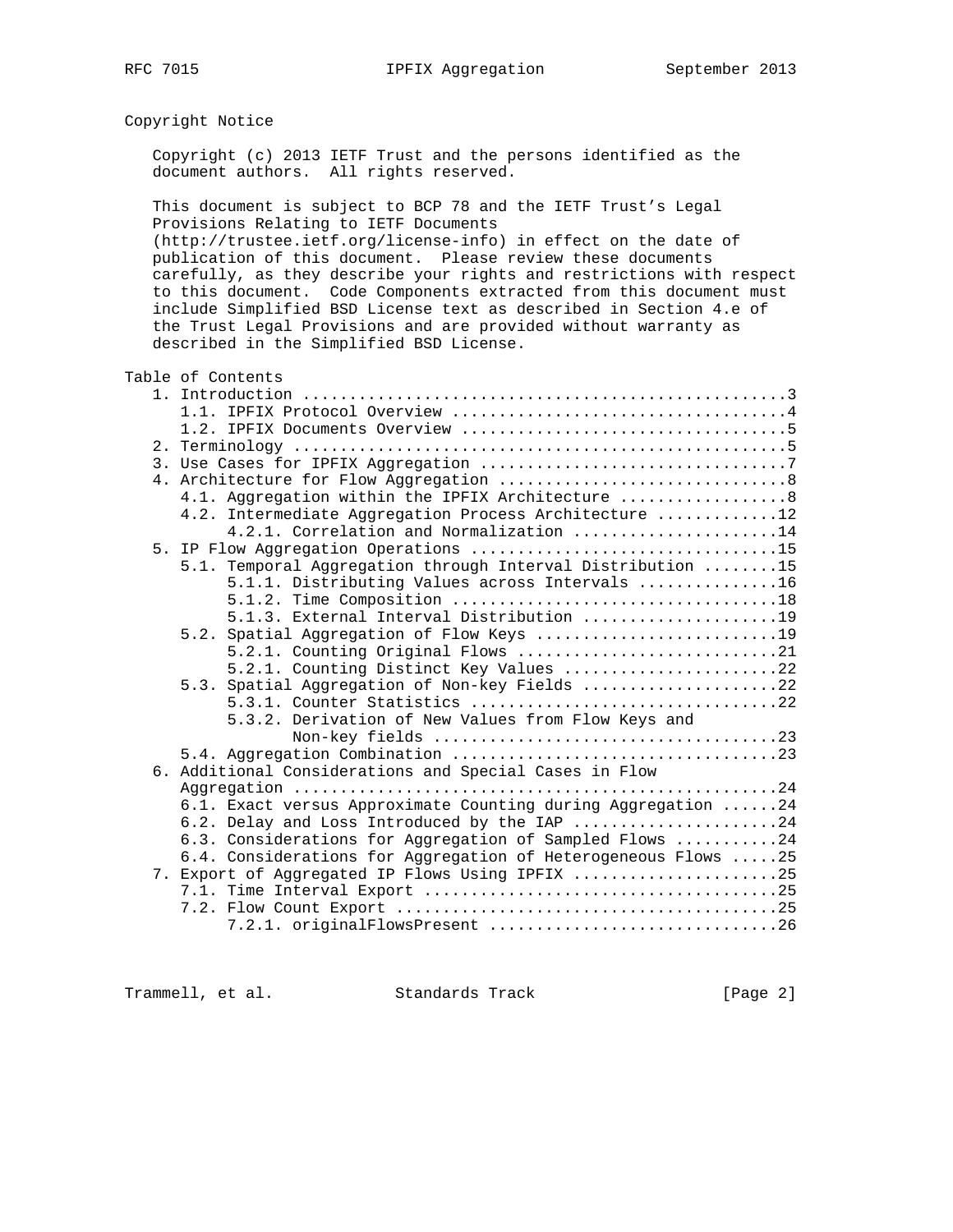Copyright Notice

Copyright (c) 2013 IETF Trust and the persons identified as the document authors. All rights reserved.

This document is subject to BCP 78 and the IETF Trust's Legal Provisions Relating to IETF Documents (http://trustee.ietf.org/license-info) in effect on the date of publication of this document. Please review these documents carefully, as they describe your rights and restrictions with respect to this document. Code Components extracted from this document must include Simplified BSD License text as described in Section 4.e of the Trust Legal Provisions and are provided without warranty as described in the Simplified BSD License.

Table of Contents

```
   1. Introduction ....................................................3
      1.1. IPFIX Protocol Overview ....................................4
      1.2. IPFIX Documents Overview ...................................5
   2. Terminology .....................................................5
   3. Use Cases for IPFIX Aggregation .................................7
   4. Architecture for Flow Aggregation ...............................8
      4.1. Aggregation within the IPFIX Architecture ..................8
      4.2. Intermediate Aggregation Process Architecture .............12
           4.2.1. Correlation and Normalization ......................14
   5. IP Flow Aggregation Operations .................................15
      5.1. Temporal Aggregation through Interval Distribution ........15
           5.1.1. Distributing Values across Intervals ...............16
           5.1.2. Time Composition ...................................18
           5.1.3. External Interval Distribution .....................19
      5.2. Spatial Aggregation of Flow Keys ..........................19
           5.2.1. Counting Original Flows ............................21
           5.2.1. Counting Distinct Key Values .......................22
      5.3. Spatial Aggregation of Non-key Fields .....................22
           5.3.1. Counter Statistics .................................22
           5.3.2. Derivation of New Values from Flow Keys and
                  Non-key fields .....................................23
      5.4. Aggregation Combination ...................................23
   6. Additional Considerations and Special Cases in Flow
      Aggregation ....................................................24
      6.1. Exact versus Approximate Counting during Aggregation ......24
      6.2. Delay and Loss Introduced by the IAP ......................24
      6.3. Considerations for Aggregation of Sampled Flows ...........24
      6.4. Considerations for Aggregation of Heterogeneous Flows .....25
   7. Export of Aggregated IP Flows Using IPFIX ......................25
      7.1. Time Interval Export ......................................25
      7.2. Flow Count Export .........................................25
           7.2.1. originalFlowsPresent ...............................26
```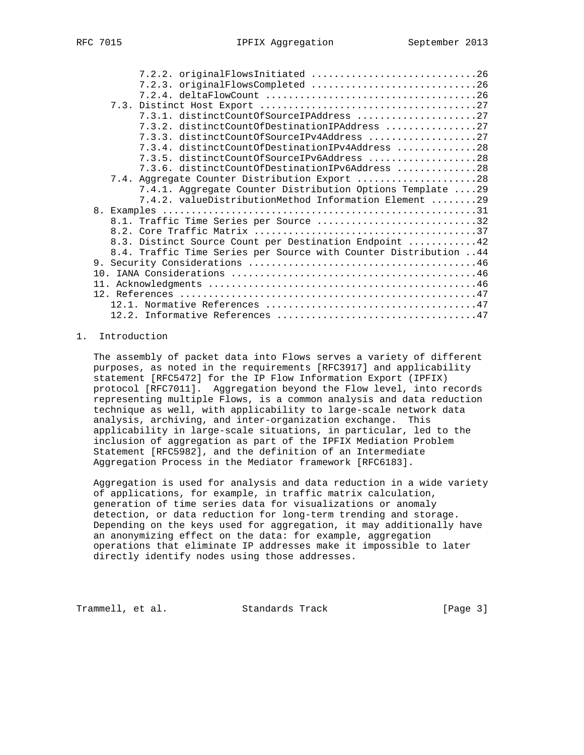7.2.2. originalFlowsInitiated ............................26
      7.2.3. originalFlowsCompleted ............................26
      7.2.4. deltaFlowCount ....................................26
   7.3. Distinct Host Export ......................................27
      7.3.1. distinctCountOfSourceIPAddress ....................27
      7.3.2. distinctCountOfDestinationIPAddress ...............27
      7.3.3. distinctCountOfSourceIPv4Address ..................27
      7.3.4. distinctCountOfDestinationIPv4Address .............28
      7.3.5. distinctCountOfSourceIPv6Address ..................28
      7.3.6. distinctCountOfDestinationIPv6Address .............28
   7.4. Aggregate Counter Distribution Export .....................28
      7.4.1. Aggregate Counter Distribution Options Template ....29
      7.4.2. valueDistributionMethod Information Element ........29
8. Examples .......................................................31
   8.1. Traffic Time Series per Source ............................32
   8.2. Core Traffic Matrix .......................................37
   8.3. Distinct Source Count per Destination Endpoint ............42
   8.4. Traffic Time Series per Source with Counter Distribution ..44
9. Security Considerations ........................................46
10. IANA Considerations ...........................................46
11. Acknowledgments ...............................................46
12. References ....................................................47
   12.1. Normative References .....................................47
   12.2. Informative References ...................................47

# 1. Introduction

The assembly of packet data into Flows serves a variety of different purposes, as noted in the requirements [RFC3917] and applicability statement [RFC5472] for the IP Flow Information Export (IPFIX) protocol [RFC7011]. Aggregation beyond the Flow level, into records representing multiple Flows, is a common analysis and data reduction technique as well, with applicability to large-scale network data analysis, archiving, and inter-organization exchange. This applicability in large-scale situations, in particular, led to the inclusion of aggregation as part of the IPFIX Mediation Problem Statement [RFC5982], and the definition of an Intermediate Aggregation Process in the Mediator framework [RFC6183].

Aggregation is used for analysis and data reduction in a wide variety of applications, for example, in traffic matrix calculation, generation of time series data for visualizations or anomaly detection, or data reduction for long-term trending and storage. Depending on the keys used for aggregation, it may additionally have an anonymizing effect on the data: for example, aggregation operations that eliminate IP addresses make it impossible to later directly identify nodes using those addresses.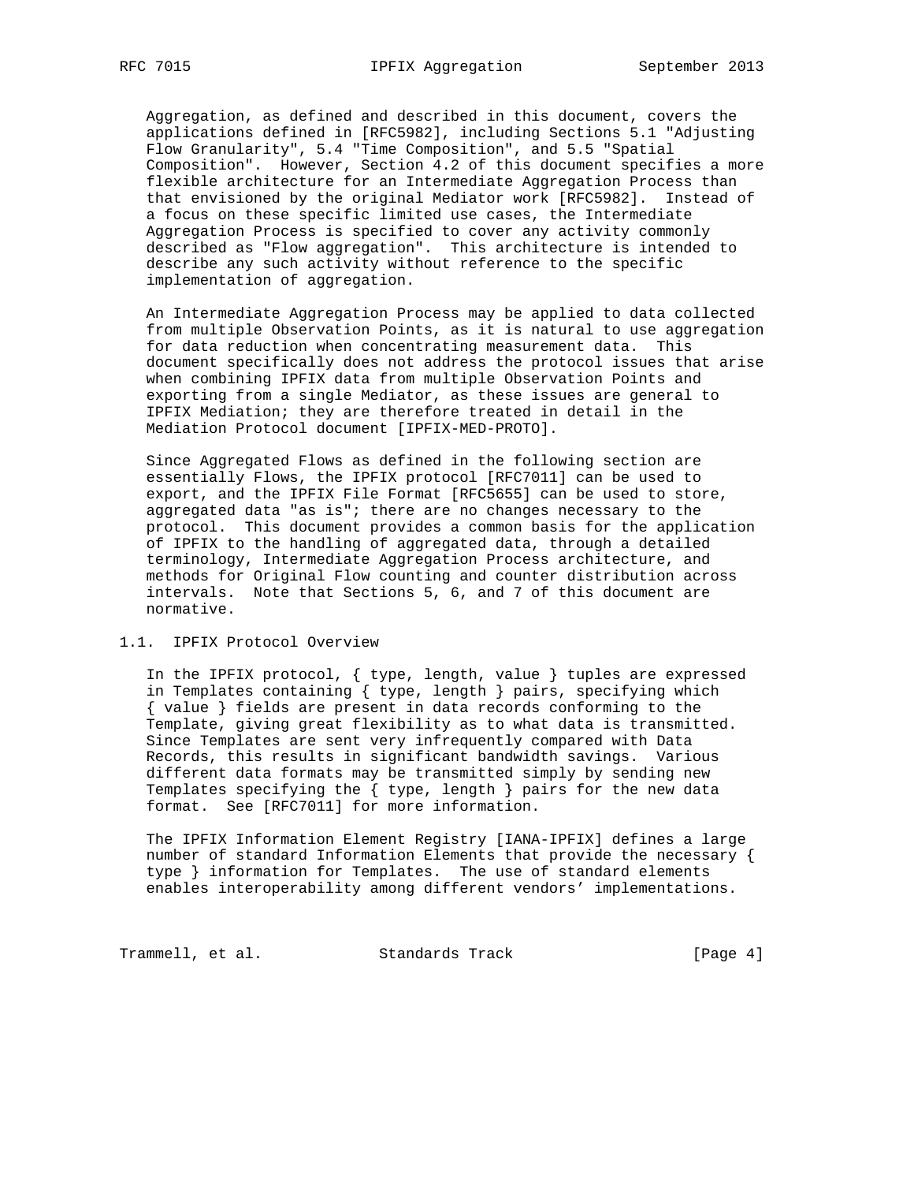Aggregation, as defined and described in this document, covers the applications defined in [RFC5982], including Sections 5.1 "Adjusting Flow Granularity", 5.4 "Time Composition", and 5.5 "Spatial Composition". However, Section 4.2 of this document specifies a more flexible architecture for an Intermediate Aggregation Process than that envisioned by the original Mediator work [RFC5982]. Instead of a focus on these specific limited use cases, the Intermediate Aggregation Process is specified to cover any activity commonly described as "Flow aggregation". This architecture is intended to describe any such activity without reference to the specific implementation of aggregation.

An Intermediate Aggregation Process may be applied to data collected from multiple Observation Points, as it is natural to use aggregation for data reduction when concentrating measurement data. This document specifically does not address the protocol issues that arise when combining IPFIX data from multiple Observation Points and exporting from a single Mediator, as these issues are general to IPFIX Mediation; they are therefore treated in detail in the Mediation Protocol document [IPFIX-MED-PROTO].

Since Aggregated Flows as defined in the following section are essentially Flows, the IPFIX protocol [RFC7011] can be used to export, and the IPFIX File Format [RFC5655] can be used to store, aggregated data "as is"; there are no changes necessary to the protocol. This document provides a common basis for the application of IPFIX to the handling of aggregated data, through a detailed terminology, Intermediate Aggregation Process architecture, and methods for Original Flow counting and counter distribution across intervals. Note that Sections 5, 6, and 7 of this document are normative.

## 1.1. IPFIX Protocol Overview

In the IPFIX protocol, { type, length, value } tuples are expressed in Templates containing { type, length } pairs, specifying which { value } fields are present in data records conforming to the Template, giving great flexibility as to what data is transmitted. Since Templates are sent very infrequently compared with Data Records, this results in significant bandwidth savings. Various different data formats may be transmitted simply by sending new Templates specifying the { type, length } pairs for the new data format. See [RFC7011] for more information.

The IPFIX Information Element Registry [IANA-IPFIX] defines a large number of standard Information Elements that provide the necessary { type } information for Templates. The use of standard elements enables interoperability among different vendors' implementations.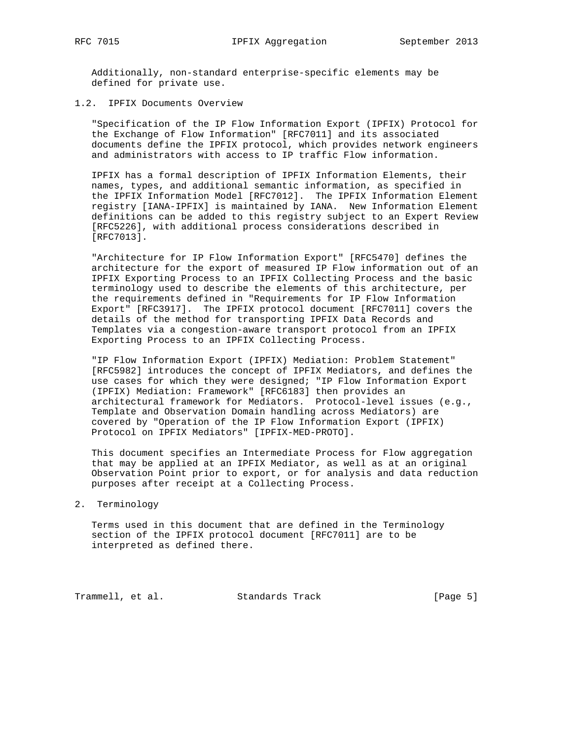Additionally, non-standard enterprise-specific elements may be defined for private use.

### 1.2. IPFIX Documents Overview

"Specification of the IP Flow Information Export (IPFIX) Protocol for the Exchange of Flow Information" [RFC7011] and its associated documents define the IPFIX protocol, which provides network engineers and administrators with access to IP traffic Flow information.

IPFIX has a formal description of IPFIX Information Elements, their names, types, and additional semantic information, as specified in the IPFIX Information Model [RFC7012]. The IPFIX Information Element registry [IANA-IPFIX] is maintained by IANA. New Information Element definitions can be added to this registry subject to an Expert Review [RFC5226], with additional process considerations described in [RFC7013].

"Architecture for IP Flow Information Export" [RFC5470] defines the architecture for the export of measured IP Flow information out of an IPFIX Exporting Process to an IPFIX Collecting Process and the basic terminology used to describe the elements of this architecture, per the requirements defined in "Requirements for IP Flow Information Export" [RFC3917]. The IPFIX protocol document [RFC7011] covers the details of the method for transporting IPFIX Data Records and Templates via a congestion-aware transport protocol from an IPFIX Exporting Process to an IPFIX Collecting Process.

"IP Flow Information Export (IPFIX) Mediation: Problem Statement" [RFC5982] introduces the concept of IPFIX Mediators, and defines the use cases for which they were designed; "IP Flow Information Export (IPFIX) Mediation: Framework" [RFC6183] then provides an architectural framework for Mediators. Protocol-level issues (e.g., Template and Observation Domain handling across Mediators) are covered by "Operation of the IP Flow Information Export (IPFIX) Protocol on IPFIX Mediators" [IPFIX-MED-PROTO].

This document specifies an Intermediate Process for Flow aggregation that may be applied at an IPFIX Mediator, as well as at an original Observation Point prior to export, or for analysis and data reduction purposes after receipt at a Collecting Process.

## 2. Terminology

Terms used in this document that are defined in the Terminology section of the IPFIX protocol document [RFC7011] are to be interpreted as defined there.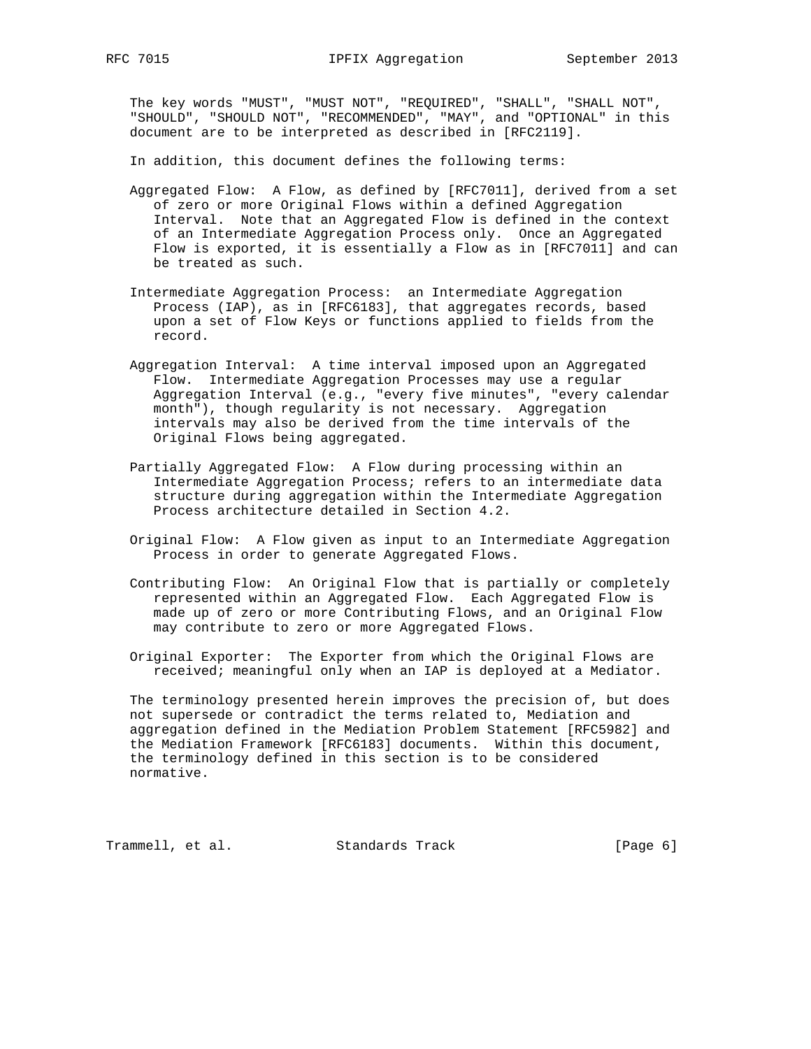The key words "MUST", "MUST NOT", "REQUIRED", "SHALL", "SHALL NOT", "SHOULD", "SHOULD NOT", "RECOMMENDED", "MAY", and "OPTIONAL" in this document are to be interpreted as described in [RFC2119].

In addition, this document defines the following terms:

Aggregated Flow: A Flow, as defined by [RFC7011], derived from a set of zero or more Original Flows within a defined Aggregation Interval. Note that an Aggregated Flow is defined in the context of an Intermediate Aggregation Process only. Once an Aggregated Flow is exported, it is essentially a Flow as in [RFC7011] and can be treated as such.

Intermediate Aggregation Process: an Intermediate Aggregation Process (IAP), as in [RFC6183], that aggregates records, based upon a set of Flow Keys or functions applied to fields from the record.

Aggregation Interval: A time interval imposed upon an Aggregated Flow. Intermediate Aggregation Processes may use a regular Aggregation Interval (e.g., "every five minutes", "every calendar month"), though regularity is not necessary. Aggregation intervals may also be derived from the time intervals of the Original Flows being aggregated.

Partially Aggregated Flow: A Flow during processing within an Intermediate Aggregation Process; refers to an intermediate data structure during aggregation within the Intermediate Aggregation Process architecture detailed in Section 4.2.

Original Flow: A Flow given as input to an Intermediate Aggregation Process in order to generate Aggregated Flows.

Contributing Flow: An Original Flow that is partially or completely represented within an Aggregated Flow. Each Aggregated Flow is made up of zero or more Contributing Flows, and an Original Flow may contribute to zero or more Aggregated Flows.

Original Exporter: The Exporter from which the Original Flows are received; meaningful only when an IAP is deployed at a Mediator.

The terminology presented herein improves the precision of, but does not supersede or contradict the terms related to, Mediation and aggregation defined in the Mediation Problem Statement [RFC5982] and the Mediation Framework [RFC6183] documents. Within this document, the terminology defined in this section is to be considered normative.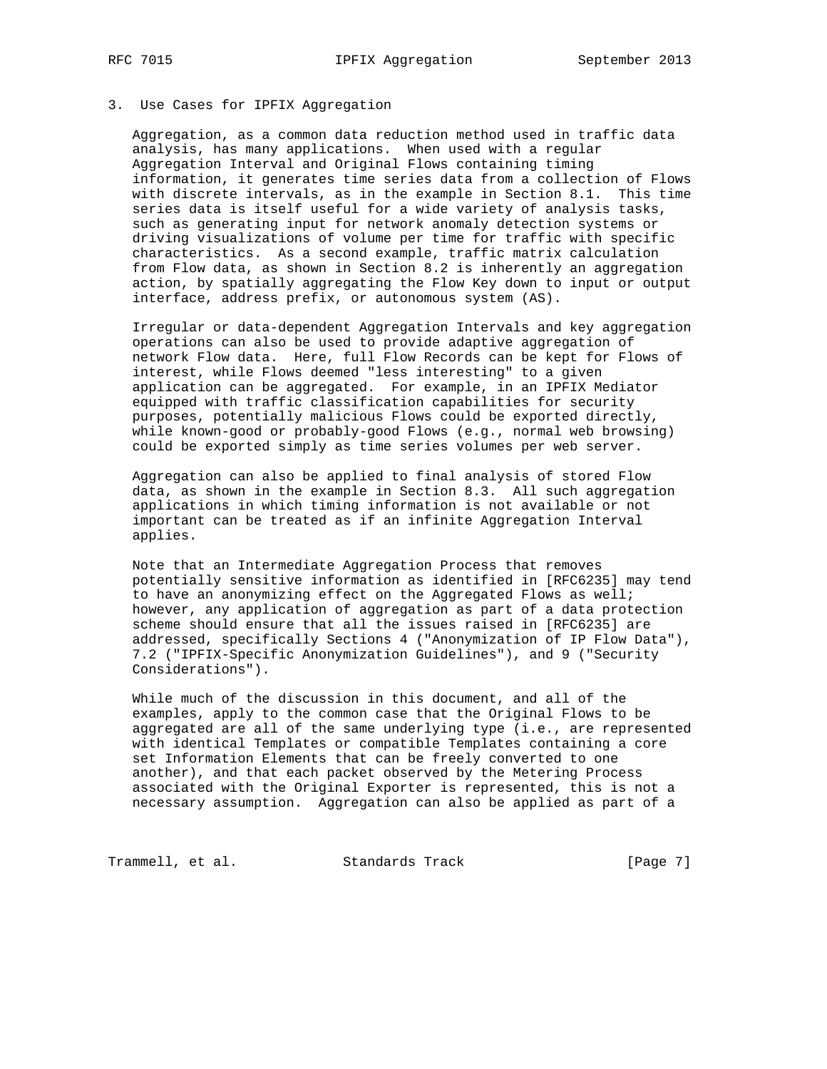## 3. Use Cases for IPFIX Aggregation

Aggregation, as a common data reduction method used in traffic data analysis, has many applications. When used with a regular Aggregation Interval and Original Flows containing timing information, it generates time series data from a collection of Flows with discrete intervals, as in the example in Section 8.1. This time series data is itself useful for a wide variety of analysis tasks, such as generating input for network anomaly detection systems or driving visualizations of volume per time for traffic with specific characteristics. As a second example, traffic matrix calculation from Flow data, as shown in Section 8.2 is inherently an aggregation action, by spatially aggregating the Flow Key down to input or output interface, address prefix, or autonomous system (AS).

Irregular or data-dependent Aggregation Intervals and key aggregation operations can also be used to provide adaptive aggregation of network Flow data. Here, full Flow Records can be kept for Flows of interest, while Flows deemed "less interesting" to a given application can be aggregated. For example, in an IPFIX Mediator equipped with traffic classification capabilities for security purposes, potentially malicious Flows could be exported directly, while known-good or probably-good Flows (e.g., normal web browsing) could be exported simply as time series volumes per web server.

Aggregation can also be applied to final analysis of stored Flow data, as shown in the example in Section 8.3. All such aggregation applications in which timing information is not available or not important can be treated as if an infinite Aggregation Interval applies.

Note that an Intermediate Aggregation Process that removes potentially sensitive information as identified in [RFC6235] may tend to have an anonymizing effect on the Aggregated Flows as well; however, any application of aggregation as part of a data protection scheme should ensure that all the issues raised in [RFC6235] are addressed, specifically Sections 4 ("Anonymization of IP Flow Data"), 7.2 ("IPFIX-Specific Anonymization Guidelines"), and 9 ("Security Considerations").

While much of the discussion in this document, and all of the examples, apply to the common case that the Original Flows to be aggregated are all of the same underlying type (i.e., are represented with identical Templates or compatible Templates containing a core set Information Elements that can be freely converted to one another), and that each packet observed by the Metering Process associated with the Original Exporter is represented, this is not a necessary assumption. Aggregation can also be applied as part of a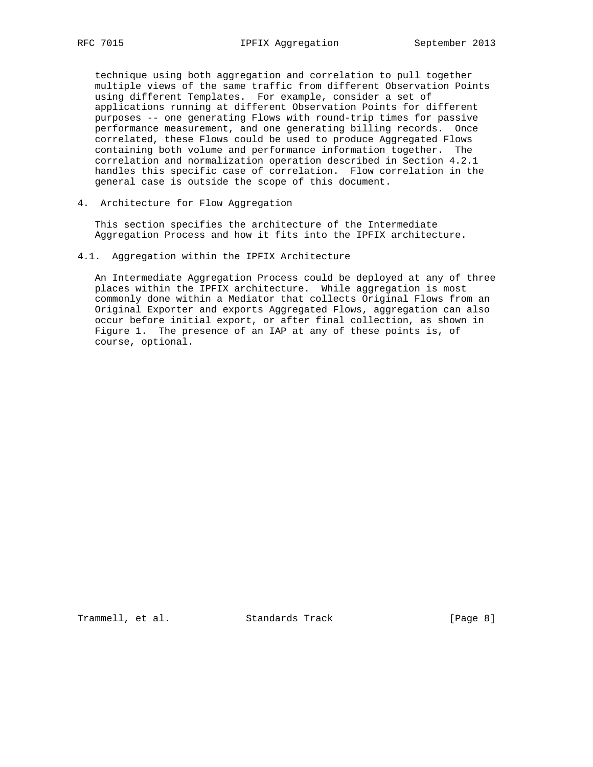technique using both aggregation and correlation to pull together multiple views of the same traffic from different Observation Points using different Templates. For example, consider a set of applications running at different Observation Points for different purposes -- one generating Flows with round-trip times for passive performance measurement, and one generating billing records. Once correlated, these Flows could be used to produce Aggregated Flows containing both volume and performance information together. The correlation and normalization operation described in Section 4.2.1 handles this specific case of correlation. Flow correlation in the general case is outside the scope of this document.

## 4. Architecture for Flow Aggregation

This section specifies the architecture of the Intermediate Aggregation Process and how it fits into the IPFIX architecture.

### 4.1. Aggregation within the IPFIX Architecture

An Intermediate Aggregation Process could be deployed at any of three places within the IPFIX architecture. While aggregation is most commonly done within a Mediator that collects Original Flows from an Original Exporter and exports Aggregated Flows, aggregation can also occur before initial export, or after final collection, as shown in Figure 1. The presence of an IAP at any of these points is, of course, optional.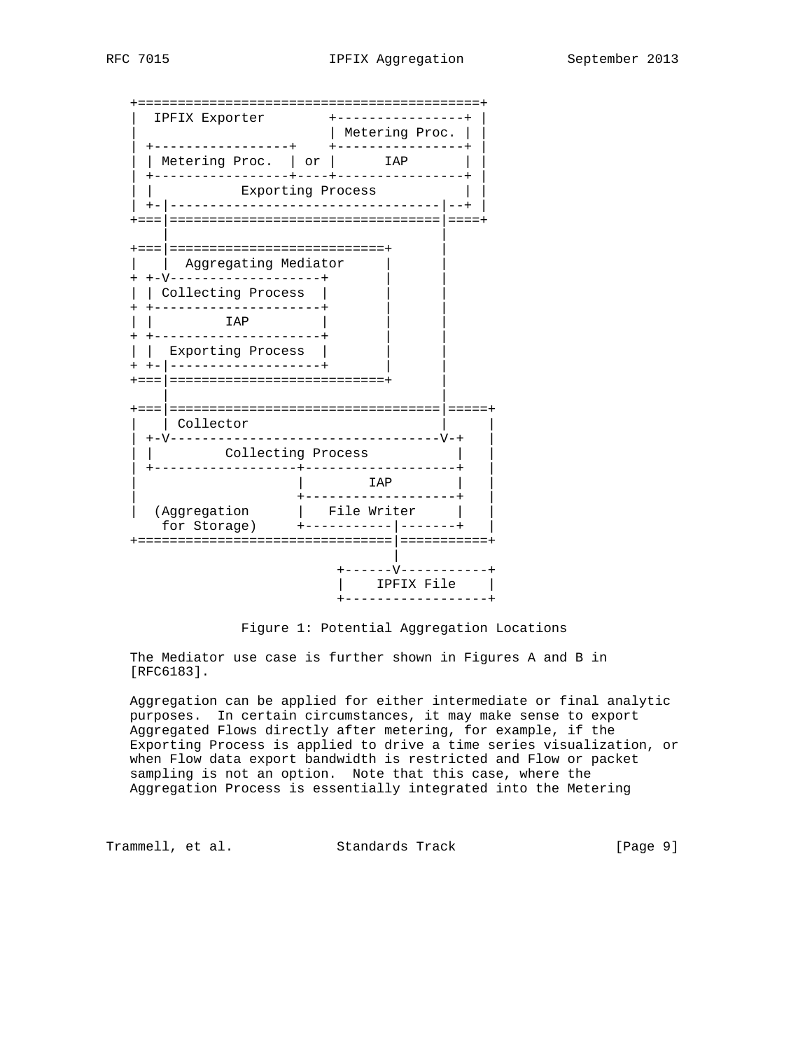```
   +===========================================+
   |  IPFIX Exporter        +----------------+ |
   |                        | Metering Proc. | |
   | +-----------------+    +----------------+ |
   | | Metering Proc.  | or |      IAP       | |
   | +-----------------+----+----------------+ |
   | |           Exporting Process           | |
   | +-|----------------------------------|--+ |
   +===|==================================|====+
       |                                  |
   +===|===========================+      |
   |   |  Aggregating Mediator     |      |
   + +-V-------------------+       |      |
   | | Collecting Process  |       |      |
   + +---------------------+       |      |
   | |         IAP         |       |      |
   + +---------------------+       |      |
   | |  Exporting Process  |       |      |
   + +-|-------------------+       |      |
   +===|===========================+      |
       |                                  |
   +===|==================================|=====+
   |   | Collector                        |     |
   | +-V----------------------------------V-+   |
   | |         Collecting Process           |   |
   | +------------------+-------------------+   |
   |                    |        IAP        |   |
   |                    +-------------------+   |
   |  (Aggregation      |   File Writer     |   |
   |    for Storage)    +-----------|-------+   |
   +================================|===========+
                                    |
                             +------V-----------+
                             |    IPFIX File    |
                             +------------------+
```

Figure 1: Potential Aggregation Locations

The Mediator use case is further shown in Figures A and B in [RFC6183].

Aggregation can be applied for either intermediate or final analytic purposes. In certain circumstances, it may make sense to export Aggregated Flows directly after metering, for example, if the Exporting Process is applied to drive a time series visualization, or when Flow data export bandwidth is restricted and Flow or packet sampling is not an option. Note that this case, where the Aggregation Process is essentially integrated into the Metering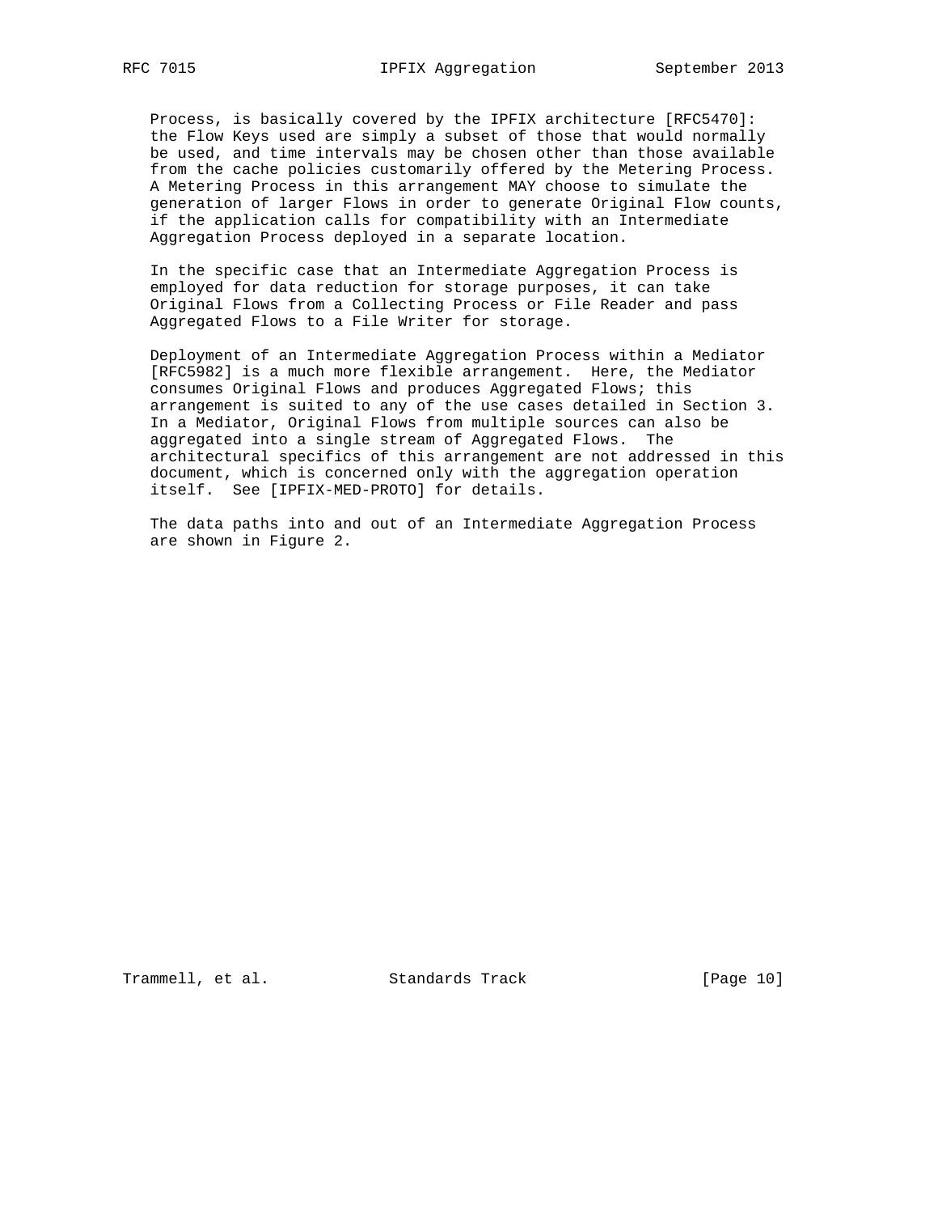Process, is basically covered by the IPFIX architecture [RFC5470]: the Flow Keys used are simply a subset of those that would normally be used, and time intervals may be chosen other than those available from the cache policies customarily offered by the Metering Process. A Metering Process in this arrangement MAY choose to simulate the generation of larger Flows in order to generate Original Flow counts, if the application calls for compatibility with an Intermediate Aggregation Process deployed in a separate location.

In the specific case that an Intermediate Aggregation Process is employed for data reduction for storage purposes, it can take Original Flows from a Collecting Process or File Reader and pass Aggregated Flows to a File Writer for storage.

Deployment of an Intermediate Aggregation Process within a Mediator [RFC5982] is a much more flexible arrangement. Here, the Mediator consumes Original Flows and produces Aggregated Flows; this arrangement is suited to any of the use cases detailed in Section 3. In a Mediator, Original Flows from multiple sources can also be aggregated into a single stream of Aggregated Flows. The architectural specifics of this arrangement are not addressed in this document, which is concerned only with the aggregation operation itself. See [IPFIX-MED-PROTO] for details.

The data paths into and out of an Intermediate Aggregation Process are shown in Figure 2.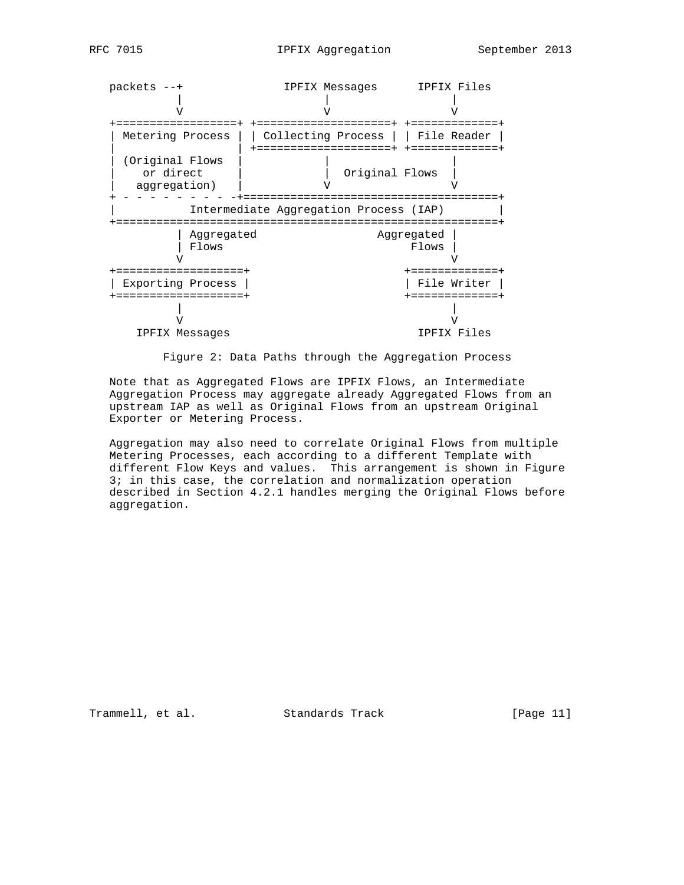```
   packets --+              IPFIX Messages      IPFIX Files
             |                     |                  |
             V                     V                  V
   +==================+ +====================+ +=============+
   | Metering Process | | Collecting Process | | File Reader |
   |                  | +====================+ +=============+
   | (Original Flows  |            |                  |
   |    or direct     |            |  Original Flows  |
   |   aggregation)   |            V                  V
   + - - - - - - - - -+======================================+
   |           Intermediate Aggregation Process (IAP)        |
   +=========================================================+
             | Aggregated                  Aggregated |
             | Flows                            Flows |
             V                                        V
   +===================+                       +=============+
   | Exporting Process |                       | File Writer |
   +===================+                       +=============+
             |                                        |
             V                                        V
       IPFIX Messages                            IPFIX Files
```

Figure 2: Data Paths through the Aggregation Process

Note that as Aggregated Flows are IPFIX Flows, an Intermediate Aggregation Process may aggregate already Aggregated Flows from an upstream IAP as well as Original Flows from an upstream Original Exporter or Metering Process.

Aggregation may also need to correlate Original Flows from multiple Metering Processes, each according to a different Template with different Flow Keys and values. This arrangement is shown in Figure 3; in this case, the correlation and normalization operation described in Section 4.2.1 handles merging the Original Flows before aggregation.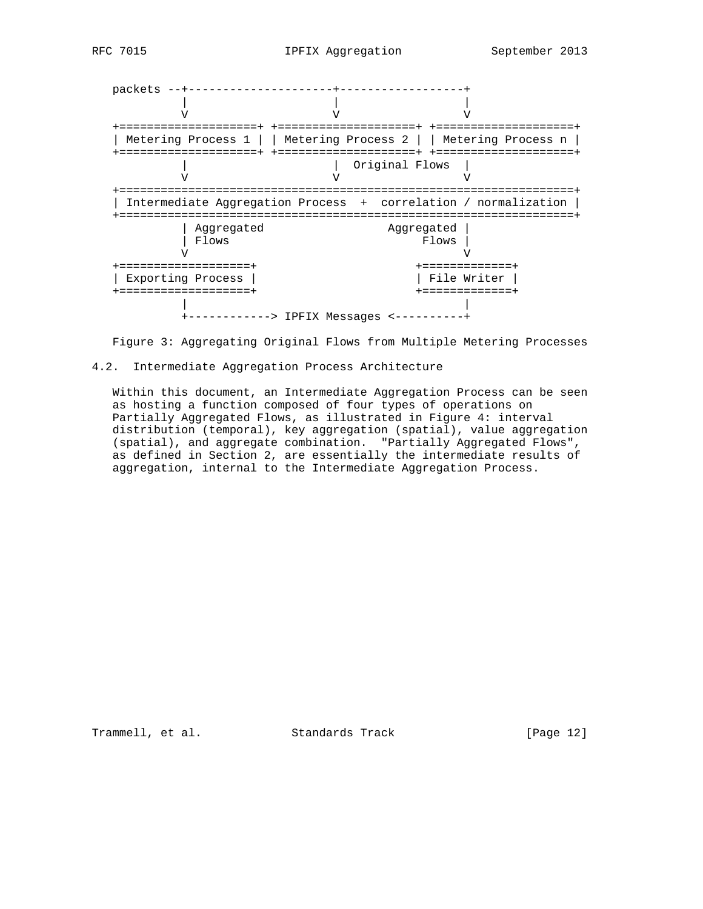```
   packets --+---------------------+------------------+
             |                     |                  |
             V                     V                  V
   +====================+ +====================+ +====================+
   | Metering Process 1 | | Metering Process 2 | | Metering Process n |
   +====================+ +====================+ +====================+
             |                     |  Original Flows  |
             V                     V                  V
   +==================================================================+
   | Intermediate Aggregation Process  +  correlation / normalization |
   +==================================================================+
             | Aggregated                  Aggregated |
             | Flows                            Flows |
             V                                        V
   +===================+                     +=============+
   | Exporting Process |                     | File Writer |
   +===================+                     +=============+
             |                                        |
             +------------> IPFIX Messages <----------+
```

Figure 3: Aggregating Original Flows from Multiple Metering Processes

## 4.2. Intermediate Aggregation Process Architecture

Within this document, an Intermediate Aggregation Process can be seen as hosting a function composed of four types of operations on Partially Aggregated Flows, as illustrated in Figure 4: interval distribution (temporal), key aggregation (spatial), value aggregation (spatial), and aggregate combination. "Partially Aggregated Flows", as defined in Section 2, are essentially the intermediate results of aggregation, internal to the Intermediate Aggregation Process.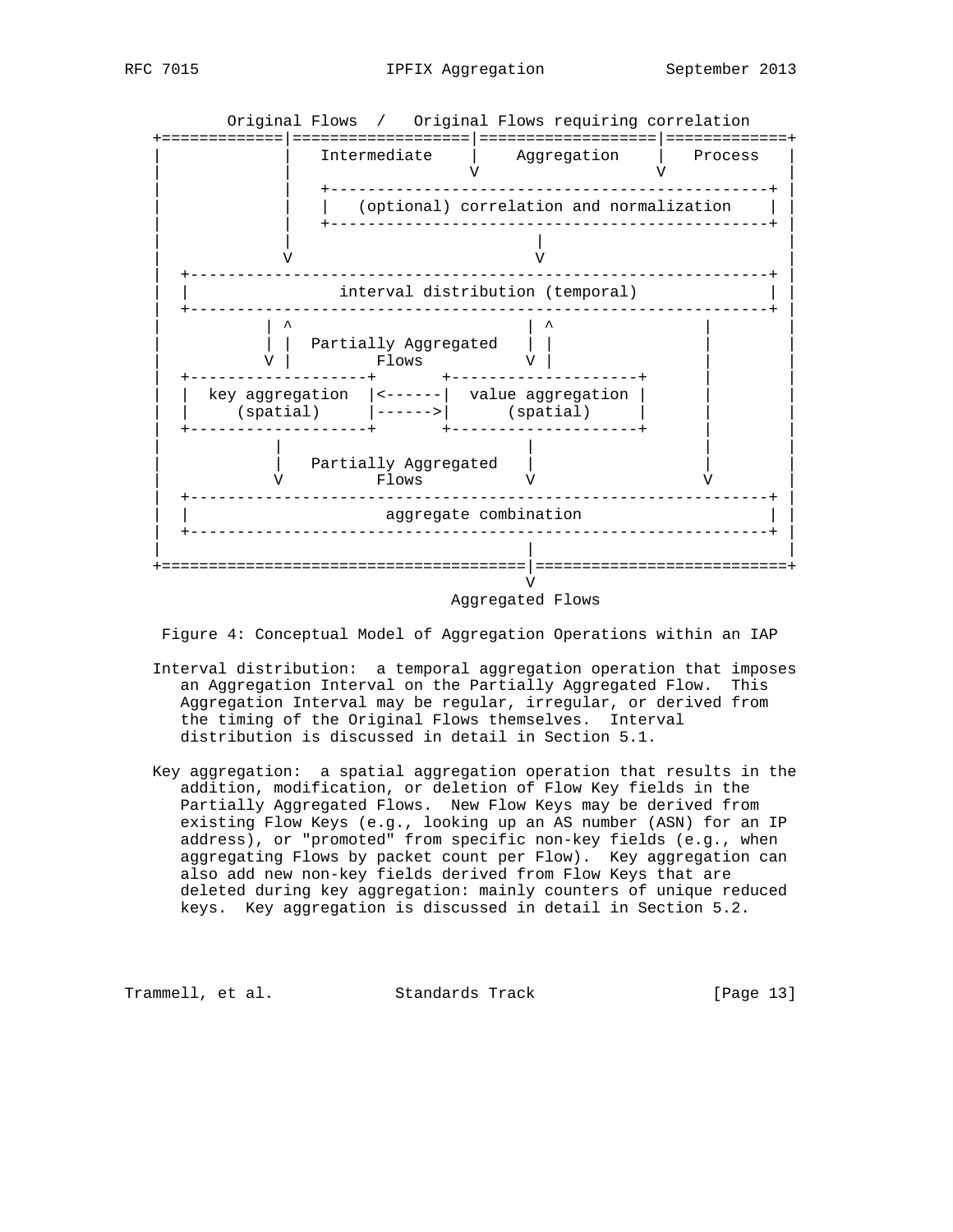```
        Original Flows  /   Original Flows requiring correlation
 +=============|===================|===================|=============+
 |             |   Intermediate    |    Aggregation    |   Process   |
 |             |                   V                   V             |
 |             |   +-----------------------------------------------+ |
 |             |   |   (optional) correlation and normalization    | |
 |             |   +-----------------------------------------------+ |
 |             |                       |                             |
 |             V                       V                             |
 |  +--------------------------------------------------------------+ |
 |  |               interval distribution (temporal)               | |
 |  +--------------------------------------------------------------+ |
 |           | ^                       | ^                |          |
 |           | |  Partially Aggregated | |                |          |
 |           V |         Flows         V |                |          |
 |  +-------------------+       +--------------------+    |          |
 |  |  key aggregation  |<------|  value aggregation |    |          |
 |  |     (spatial)     |------>|      (spatial)     |    |          |
 |  +-------------------+       +--------------------+    |          |
 |            |                        |                  |          |
 |            |  Partially Aggregated  |                  |          |
 |            V          Flows         V                  V          |
 |  +--------------------------------------------------------------+ |
 |  |                     aggregate combination                    | |
 |  +--------------------------------------------------------------+ |
 |                                     |                             |
 +=====================================|=============================+
                                       V
                               Aggregated Flows
```

Figure 4: Conceptual Model of Aggregation Operations within an IAP

Interval distribution: a temporal aggregation operation that imposes an Aggregation Interval on the Partially Aggregated Flow. This Aggregation Interval may be regular, irregular, or derived from the timing of the Original Flows themselves. Interval distribution is discussed in detail in Section 5.1.

Key aggregation: a spatial aggregation operation that results in the addition, modification, or deletion of Flow Key fields in the Partially Aggregated Flows. New Flow Keys may be derived from existing Flow Keys (e.g., looking up an AS number (ASN) for an IP address), or "promoted" from specific non-key fields (e.g., when aggregating Flows by packet count per Flow). Key aggregation can also add new non-key fields derived from Flow Keys that are deleted during key aggregation: mainly counters of unique reduced keys. Key aggregation is discussed in detail in Section 5.2.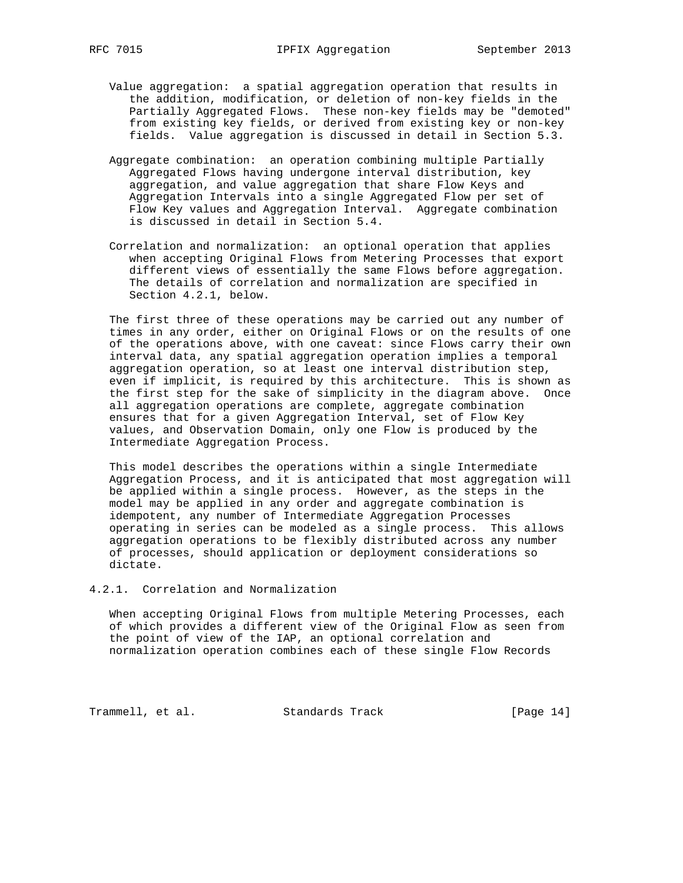Value aggregation: a spatial aggregation operation that results in the addition, modification, or deletion of non-key fields in the Partially Aggregated Flows. These non-key fields may be "demoted" from existing key fields, or derived from existing key or non-key fields. Value aggregation is discussed in detail in Section 5.3.

Aggregate combination: an operation combining multiple Partially Aggregated Flows having undergone interval distribution, key aggregation, and value aggregation that share Flow Keys and Aggregation Intervals into a single Aggregated Flow per set of Flow Key values and Aggregation Interval. Aggregate combination is discussed in detail in Section 5.4.

Correlation and normalization: an optional operation that applies when accepting Original Flows from Metering Processes that export different views of essentially the same Flows before aggregation. The details of correlation and normalization are specified in Section 4.2.1, below.

The first three of these operations may be carried out any number of times in any order, either on Original Flows or on the results of one of the operations above, with one caveat: since Flows carry their own interval data, any spatial aggregation operation implies a temporal aggregation operation, so at least one interval distribution step, even if implicit, is required by this architecture. This is shown as the first step for the sake of simplicity in the diagram above. Once all aggregation operations are complete, aggregate combination ensures that for a given Aggregation Interval, set of Flow Key values, and Observation Domain, only one Flow is produced by the Intermediate Aggregation Process.

This model describes the operations within a single Intermediate Aggregation Process, and it is anticipated that most aggregation will be applied within a single process. However, as the steps in the model may be applied in any order and aggregate combination is idempotent, any number of Intermediate Aggregation Processes operating in series can be modeled as a single process. This allows aggregation operations to be flexibly distributed across any number of processes, should application or deployment considerations so dictate.

### 4.2.1. Correlation and Normalization

When accepting Original Flows from multiple Metering Processes, each of which provides a different view of the Original Flow as seen from the point of view of the IAP, an optional correlation and normalization operation combines each of these single Flow Records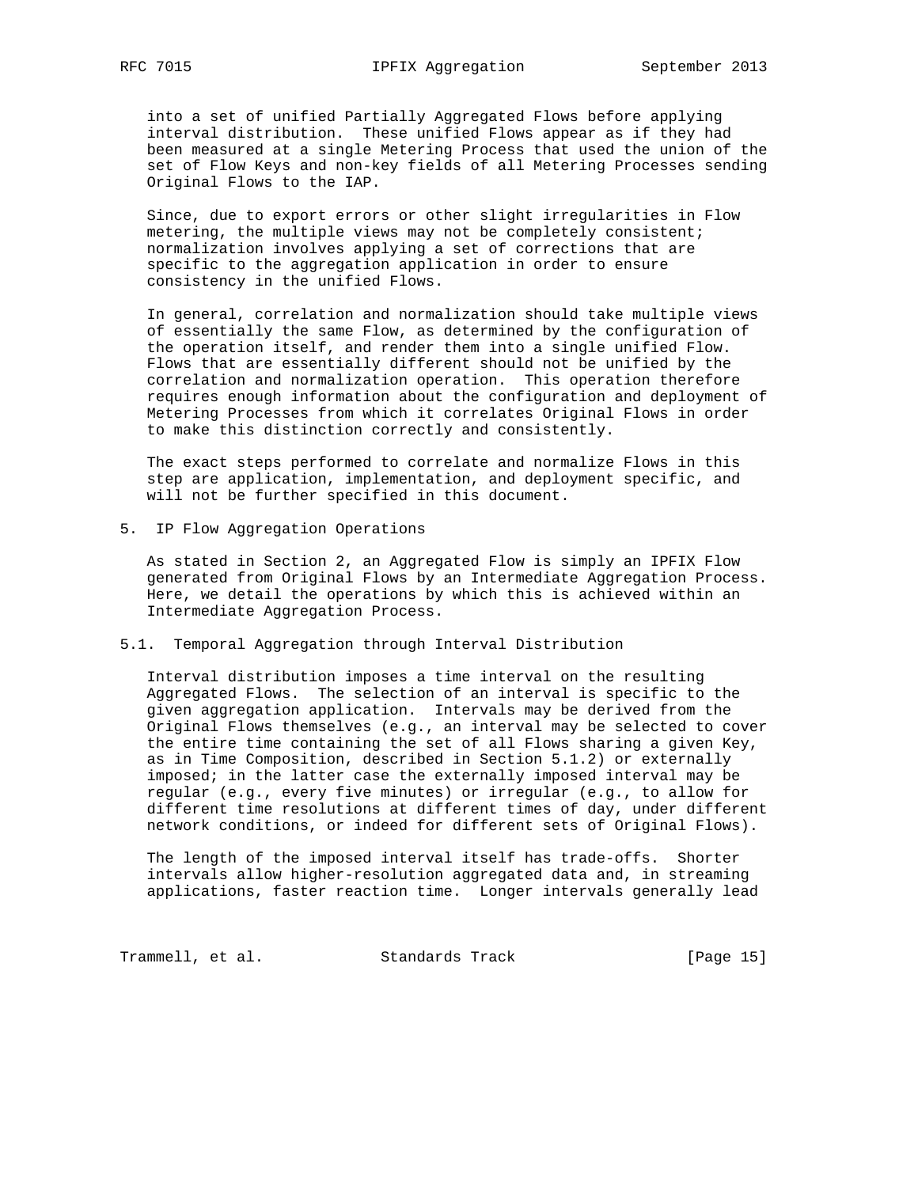into a set of unified Partially Aggregated Flows before applying interval distribution. These unified Flows appear as if they had been measured at a single Metering Process that used the union of the set of Flow Keys and non-key fields of all Metering Processes sending Original Flows to the IAP.

Since, due to export errors or other slight irregularities in Flow metering, the multiple views may not be completely consistent; normalization involves applying a set of corrections that are specific to the aggregation application in order to ensure consistency in the unified Flows.

In general, correlation and normalization should take multiple views of essentially the same Flow, as determined by the configuration of the operation itself, and render them into a single unified Flow. Flows that are essentially different should not be unified by the correlation and normalization operation. This operation therefore requires enough information about the configuration and deployment of Metering Processes from which it correlates Original Flows in order to make this distinction correctly and consistently.

The exact steps performed to correlate and normalize Flows in this step are application, implementation, and deployment specific, and will not be further specified in this document.

## 5. IP Flow Aggregation Operations

As stated in Section 2, an Aggregated Flow is simply an IPFIX Flow generated from Original Flows by an Intermediate Aggregation Process. Here, we detail the operations by which this is achieved within an Intermediate Aggregation Process.

### 5.1. Temporal Aggregation through Interval Distribution

Interval distribution imposes a time interval on the resulting Aggregated Flows. The selection of an interval is specific to the given aggregation application. Intervals may be derived from the Original Flows themselves (e.g., an interval may be selected to cover the entire time containing the set of all Flows sharing a given Key, as in Time Composition, described in Section 5.1.2) or externally imposed; in the latter case the externally imposed interval may be regular (e.g., every five minutes) or irregular (e.g., to allow for different time resolutions at different times of day, under different network conditions, or indeed for different sets of Original Flows).

The length of the imposed interval itself has trade-offs. Shorter intervals allow higher-resolution aggregated data and, in streaming applications, faster reaction time. Longer intervals generally lead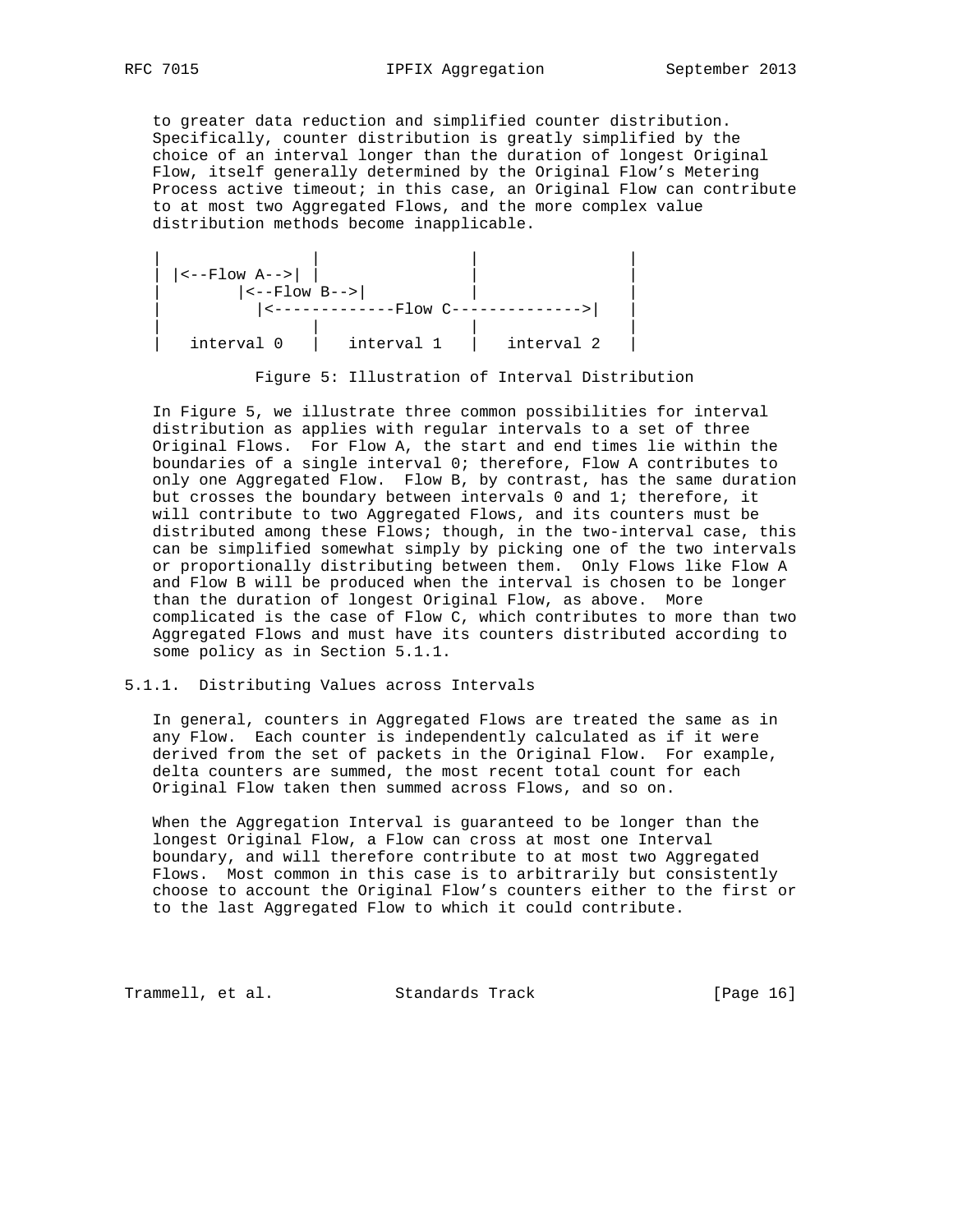to greater data reduction and simplified counter distribution. Specifically, counter distribution is greatly simplified by the choice of an interval longer than the duration of longest Original Flow, itself generally determined by the Original Flow's Metering Process active timeout; in this case, an Original Flow can contribute to at most two Aggregated Flows, and the more complex value distribution methods become inapplicable.

```
|                |                 |                 |
| |<--Flow A-->| |                 |                 |
|        |<--Flow B-->|            |                 |
|          |<-------------Flow C-------------->|     |
|                |                 |                 |
|   interval 0   |   interval 1    |   interval 2    |
```

Figure 5: Illustration of Interval Distribution

In Figure 5, we illustrate three common possibilities for interval distribution as applies with regular intervals to a set of three Original Flows. For Flow A, the start and end times lie within the boundaries of a single interval 0; therefore, Flow A contributes to only one Aggregated Flow. Flow B, by contrast, has the same duration but crosses the boundary between intervals 0 and 1; therefore, it will contribute to two Aggregated Flows, and its counters must be distributed among these Flows; though, in the two-interval case, this can be simplified somewhat simply by picking one of the two intervals or proportionally distributing between them. Only Flows like Flow A and Flow B will be produced when the interval is chosen to be longer than the duration of longest Original Flow, as above. More complicated is the case of Flow C, which contributes to more than two Aggregated Flows and must have its counters distributed according to some policy as in Section 5.1.1.

### 5.1.1. Distributing Values across Intervals

In general, counters in Aggregated Flows are treated the same as in any Flow. Each counter is independently calculated as if it were derived from the set of packets in the Original Flow. For example, delta counters are summed, the most recent total count for each Original Flow taken then summed across Flows, and so on.

When the Aggregation Interval is guaranteed to be longer than the longest Original Flow, a Flow can cross at most one Interval boundary, and will therefore contribute to at most two Aggregated Flows. Most common in this case is to arbitrarily but consistently choose to account the Original Flow's counters either to the first or to the last Aggregated Flow to which it could contribute.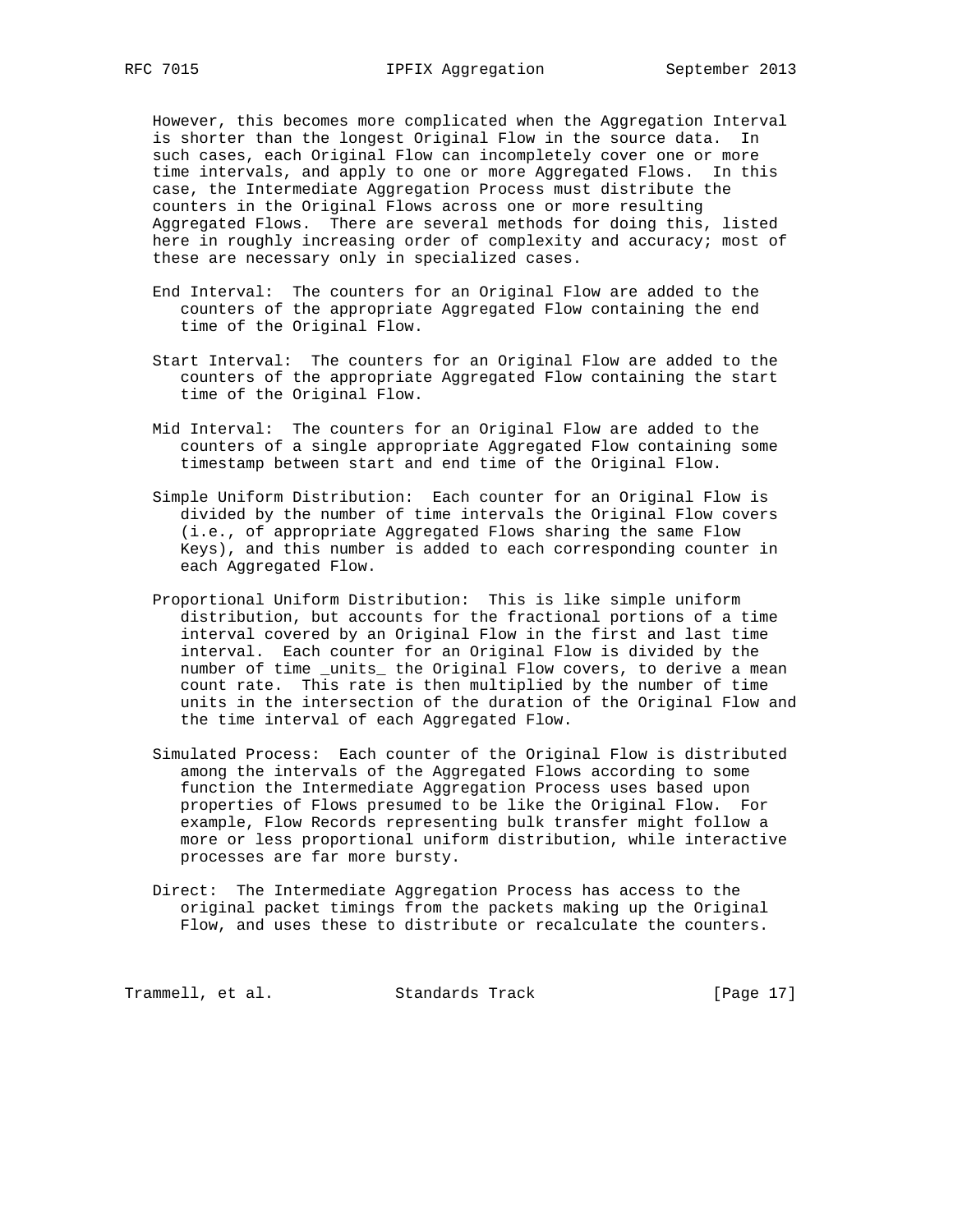However, this becomes more complicated when the Aggregation Interval is shorter than the longest Original Flow in the source data. In such cases, each Original Flow can incompletely cover one or more time intervals, and apply to one or more Aggregated Flows. In this case, the Intermediate Aggregation Process must distribute the counters in the Original Flows across one or more resulting Aggregated Flows. There are several methods for doing this, listed here in roughly increasing order of complexity and accuracy; most of these are necessary only in specialized cases.

End Interval: The counters for an Original Flow are added to the counters of the appropriate Aggregated Flow containing the end time of the Original Flow.

Start Interval: The counters for an Original Flow are added to the counters of the appropriate Aggregated Flow containing the start time of the Original Flow.

Mid Interval: The counters for an Original Flow are added to the counters of a single appropriate Aggregated Flow containing some timestamp between start and end time of the Original Flow.

Simple Uniform Distribution: Each counter for an Original Flow is divided by the number of time intervals the Original Flow covers (i.e., of appropriate Aggregated Flows sharing the same Flow Keys), and this number is added to each corresponding counter in each Aggregated Flow.

Proportional Uniform Distribution: This is like simple uniform distribution, but accounts for the fractional portions of a time interval covered by an Original Flow in the first and last time interval. Each counter for an Original Flow is divided by the number of time _units_ the Original Flow covers, to derive a mean count rate. This rate is then multiplied by the number of time units in the intersection of the duration of the Original Flow and the time interval of each Aggregated Flow.

Simulated Process: Each counter of the Original Flow is distributed among the intervals of the Aggregated Flows according to some function the Intermediate Aggregation Process uses based upon properties of Flows presumed to be like the Original Flow. For example, Flow Records representing bulk transfer might follow a more or less proportional uniform distribution, while interactive processes are far more bursty.

Direct: The Intermediate Aggregation Process has access to the original packet timings from the packets making up the Original Flow, and uses these to distribute or recalculate the counters.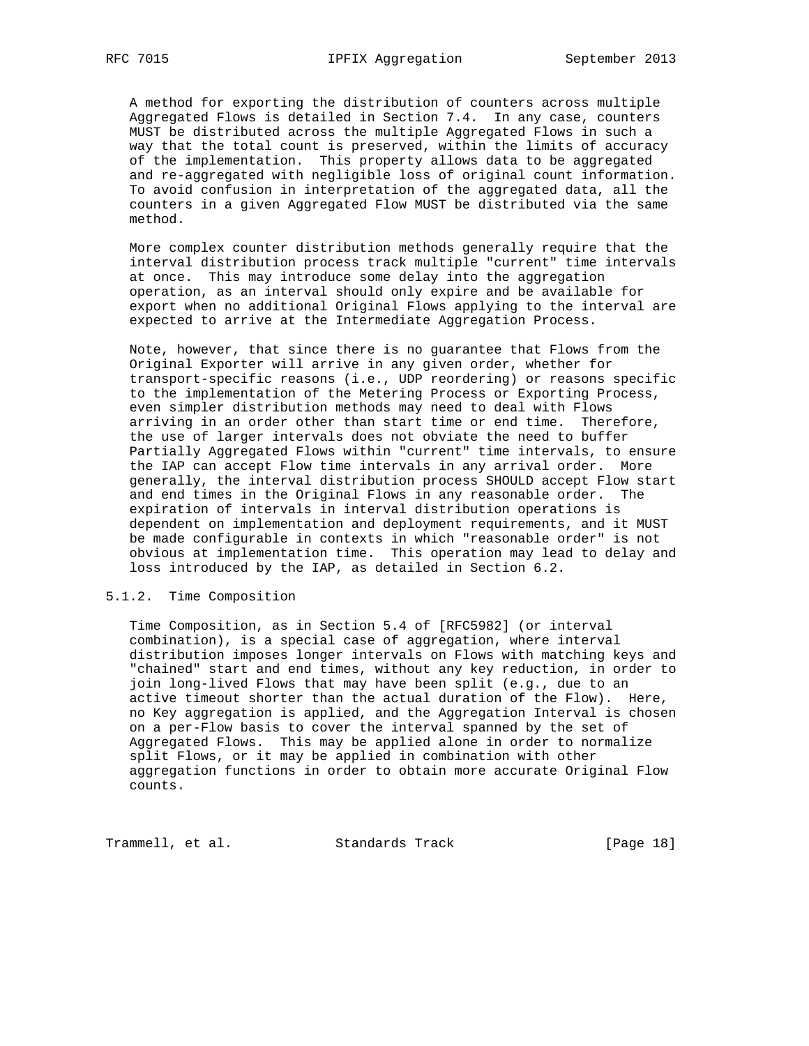A method for exporting the distribution of counters across multiple Aggregated Flows is detailed in Section 7.4. In any case, counters MUST be distributed across the multiple Aggregated Flows in such a way that the total count is preserved, within the limits of accuracy of the implementation. This property allows data to be aggregated and re-aggregated with negligible loss of original count information. To avoid confusion in interpretation of the aggregated data, all the counters in a given Aggregated Flow MUST be distributed via the same method.

More complex counter distribution methods generally require that the interval distribution process track multiple "current" time intervals at once. This may introduce some delay into the aggregation operation, as an interval should only expire and be available for export when no additional Original Flows applying to the interval are expected to arrive at the Intermediate Aggregation Process.

Note, however, that since there is no guarantee that Flows from the Original Exporter will arrive in any given order, whether for transport-specific reasons (i.e., UDP reordering) or reasons specific to the implementation of the Metering Process or Exporting Process, even simpler distribution methods may need to deal with Flows arriving in an order other than start time or end time. Therefore, the use of larger intervals does not obviate the need to buffer Partially Aggregated Flows within "current" time intervals, to ensure the IAP can accept Flow time intervals in any arrival order. More generally, the interval distribution process SHOULD accept Flow start and end times in the Original Flows in any reasonable order. The expiration of intervals in interval distribution operations is dependent on implementation and deployment requirements, and it MUST be made configurable in contexts in which "reasonable order" is not obvious at implementation time. This operation may lead to delay and loss introduced by the IAP, as detailed in Section 6.2.

### 5.1.2. Time Composition

Time Composition, as in Section 5.4 of [RFC5982] (or interval combination), is a special case of aggregation, where interval distribution imposes longer intervals on Flows with matching keys and "chained" start and end times, without any key reduction, in order to join long-lived Flows that may have been split (e.g., due to an active timeout shorter than the actual duration of the Flow). Here, no Key aggregation is applied, and the Aggregation Interval is chosen on a per-Flow basis to cover the interval spanned by the set of Aggregated Flows. This may be applied alone in order to normalize split Flows, or it may be applied in combination with other aggregation functions in order to obtain more accurate Original Flow counts.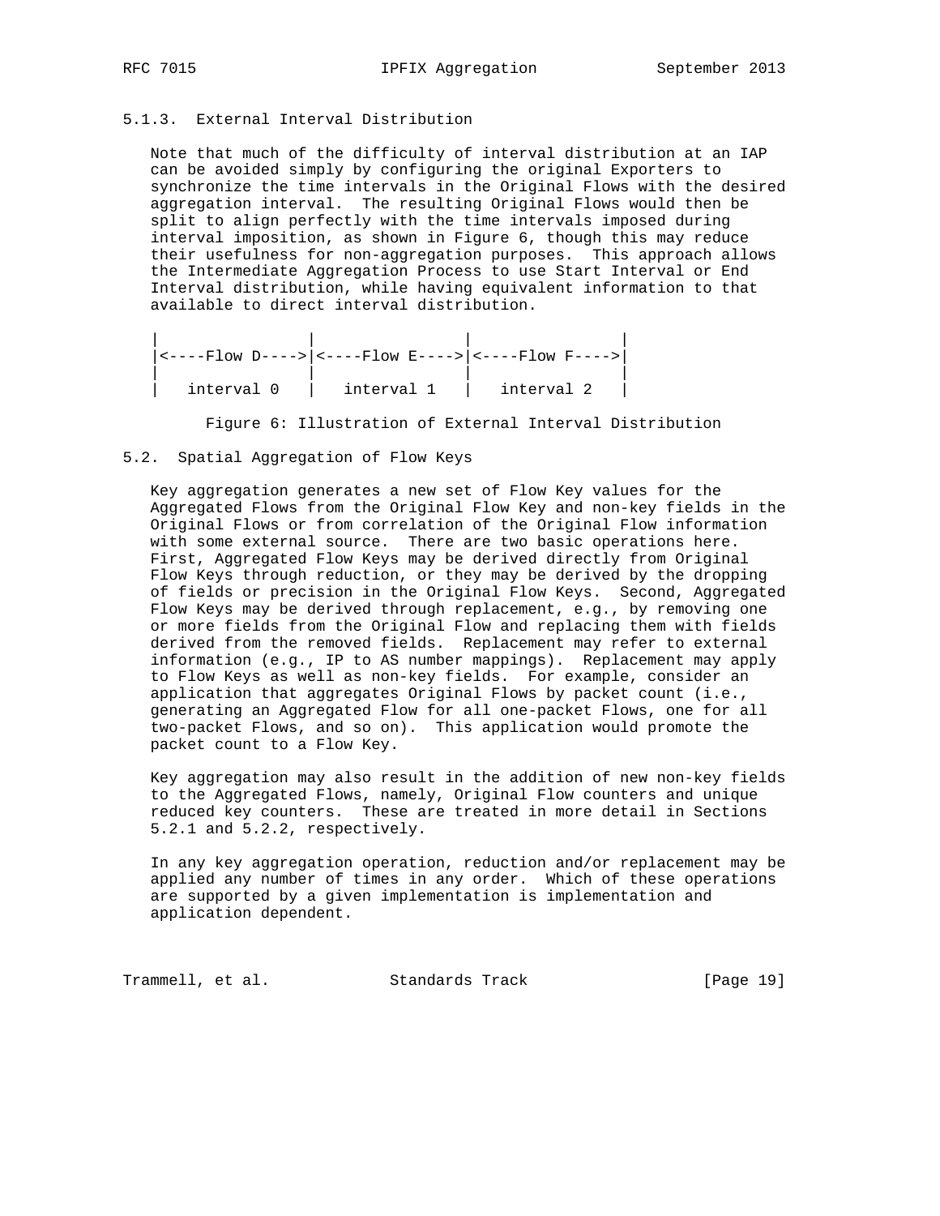### 5.1.3. External Interval Distribution

Note that much of the difficulty of interval distribution at an IAP can be avoided simply by configuring the original Exporters to synchronize the time intervals in the Original Flows with the desired aggregation interval. The resulting Original Flows would then be split to align perfectly with the time intervals imposed during interval imposition, as shown in Figure 6, though this may reduce their usefulness for non-aggregation purposes. This approach allows the Intermediate Aggregation Process to use Start Interval or End Interval distribution, while having equivalent information to that available to direct interval distribution.

```
|             |                |                |
|<----Flow D---->|<----Flow E---->|<----Flow F---->|
|             |                |                |
|   interval 0   |   interval 1   |   interval 2   |
```

Figure 6: Illustration of External Interval Distribution

## 5.2. Spatial Aggregation of Flow Keys

Key aggregation generates a new set of Flow Key values for the Aggregated Flows from the Original Flow Key and non-key fields in the Original Flows or from correlation of the Original Flow information with some external source. There are two basic operations here. First, Aggregated Flow Keys may be derived directly from Original Flow Keys through reduction, or they may be derived by the dropping of fields or precision in the Original Flow Keys. Second, Aggregated Flow Keys may be derived through replacement, e.g., by removing one or more fields from the Original Flow and replacing them with fields derived from the removed fields. Replacement may refer to external information (e.g., IP to AS number mappings). Replacement may apply to Flow Keys as well as non-key fields. For example, consider an application that aggregates Original Flows by packet count (i.e., generating an Aggregated Flow for all one-packet Flows, one for all two-packet Flows, and so on). This application would promote the packet count to a Flow Key.

Key aggregation may also result in the addition of new non-key fields to the Aggregated Flows, namely, Original Flow counters and unique reduced key counters. These are treated in more detail in Sections 5.2.1 and 5.2.2, respectively.

In any key aggregation operation, reduction and/or replacement may be applied any number of times in any order. Which of these operations are supported by a given implementation is implementation and application dependent.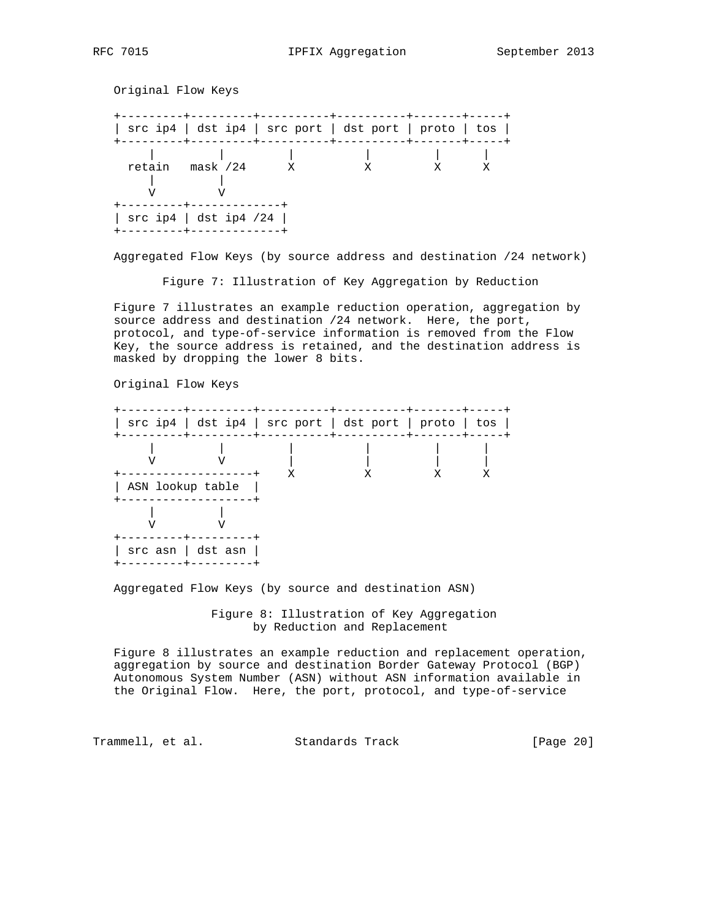Original Flow Keys

```
+---------+---------+----------+----------+-------+-----+
| src ip4 | dst ip4 | src port | dst port | proto | tos |
+---------+---------+----------+----------+-------+-----+
     |         |         |          |         |      |
  retain   mask /24      X          X         X      X
     |         |
     V         V
+---------+-------------+
| src ip4 | dst ip4 /24 |
+---------+-------------+
```

Aggregated Flow Keys (by source address and destination /24 network)

Figure 7: Illustration of Key Aggregation by Reduction

Figure 7 illustrates an example reduction operation, aggregation by source address and destination /24 network. Here, the port, protocol, and type-of-service information is removed from the Flow Key, the source address is retained, and the destination address is masked by dropping the lower 8 bits.

Original Flow Keys

```
+---------+---------+----------+----------+-------+-----+
| src ip4 | dst ip4 | src port | dst port | proto | tos |
+---------+---------+----------+----------+-------+-----+
     |         |         |          |         |      |
     V         V         |          |         |      |
+-------------------+    X          X         X      X
| ASN lookup table  |
+-------------------+
     |         |
     V         V
+---------+---------+
| src asn | dst asn |
+---------+---------+
```

Aggregated Flow Keys (by source and destination ASN)

Figure 8: Illustration of Key Aggregation by Reduction and Replacement

Figure 8 illustrates an example reduction and replacement operation, aggregation by source and destination Border Gateway Protocol (BGP) Autonomous System Number (ASN) without ASN information available in the Original Flow. Here, the port, protocol, and type-of-service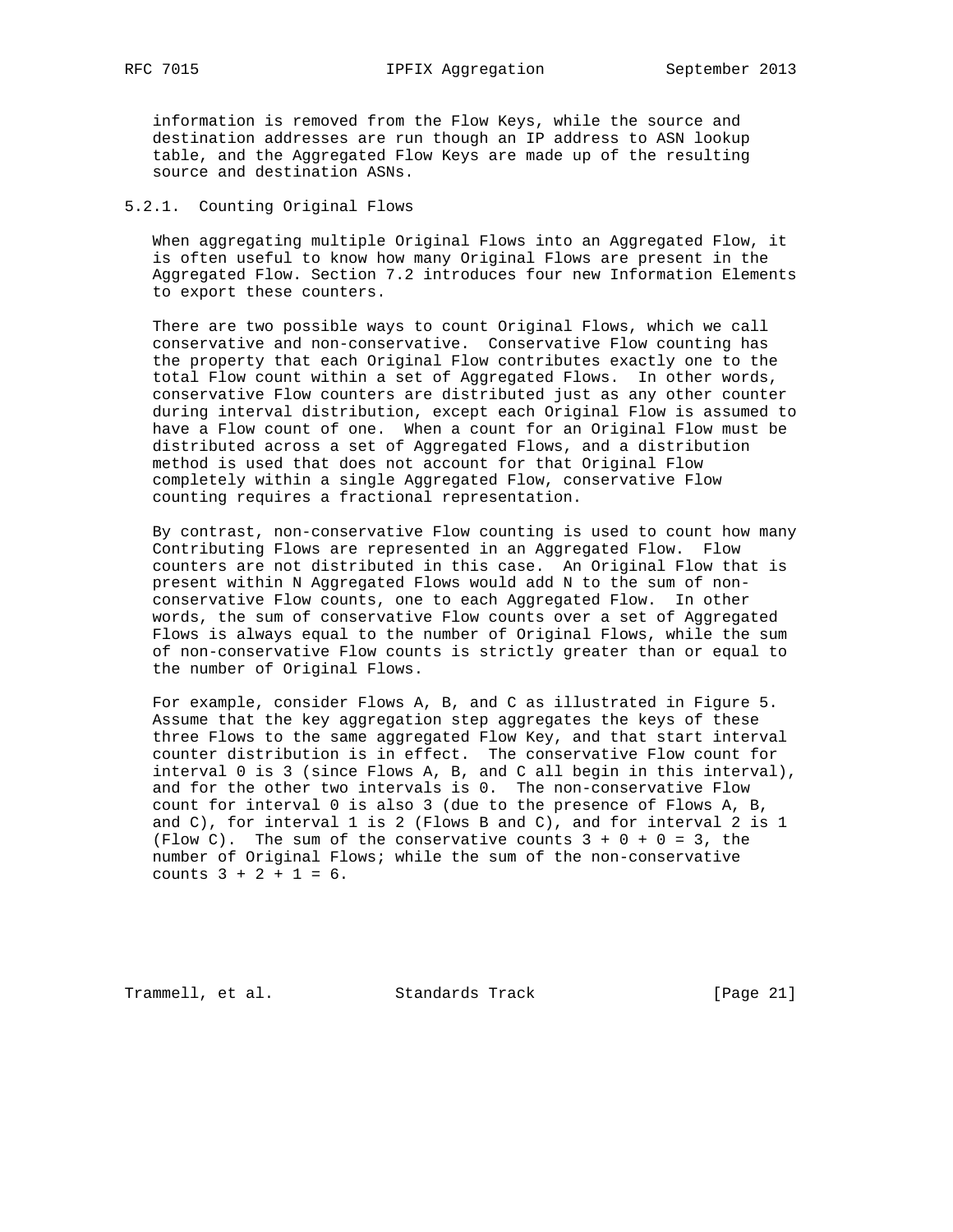information is removed from the Flow Keys, while the source and destination addresses are run though an IP address to ASN lookup table, and the Aggregated Flow Keys are made up of the resulting source and destination ASNs.

### 5.2.1. Counting Original Flows

When aggregating multiple Original Flows into an Aggregated Flow, it is often useful to know how many Original Flows are present in the Aggregated Flow. Section 7.2 introduces four new Information Elements to export these counters.

There are two possible ways to count Original Flows, which we call conservative and non-conservative. Conservative Flow counting has the property that each Original Flow contributes exactly one to the total Flow count within a set of Aggregated Flows. In other words, conservative Flow counters are distributed just as any other counter during interval distribution, except each Original Flow is assumed to have a Flow count of one. When a count for an Original Flow must be distributed across a set of Aggregated Flows, and a distribution method is used that does not account for that Original Flow completely within a single Aggregated Flow, conservative Flow counting requires a fractional representation.

By contrast, non-conservative Flow counting is used to count how many Contributing Flows are represented in an Aggregated Flow. Flow counters are not distributed in this case. An Original Flow that is present within N Aggregated Flows would add N to the sum of non-conservative Flow counts, one to each Aggregated Flow. In other words, the sum of conservative Flow counts over a set of Aggregated Flows is always equal to the number of Original Flows, while the sum of non-conservative Flow counts is strictly greater than or equal to the number of Original Flows.

For example, consider Flows A, B, and C as illustrated in Figure 5. Assume that the key aggregation step aggregates the keys of these three Flows to the same aggregated Flow Key, and that start interval counter distribution is in effect. The conservative Flow count for interval 0 is 3 (since Flows A, B, and C all begin in this interval), and for the other two intervals is 0. The non-conservative Flow count for interval 0 is also 3 (due to the presence of Flows A, B, and C), for interval 1 is 2 (Flows B and C), and for interval 2 is 1 (Flow C). The sum of the conservative counts 3 + 0 + 0 = 3, the number of Original Flows; while the sum of the non-conservative counts 3 + 2 + 1 = 6.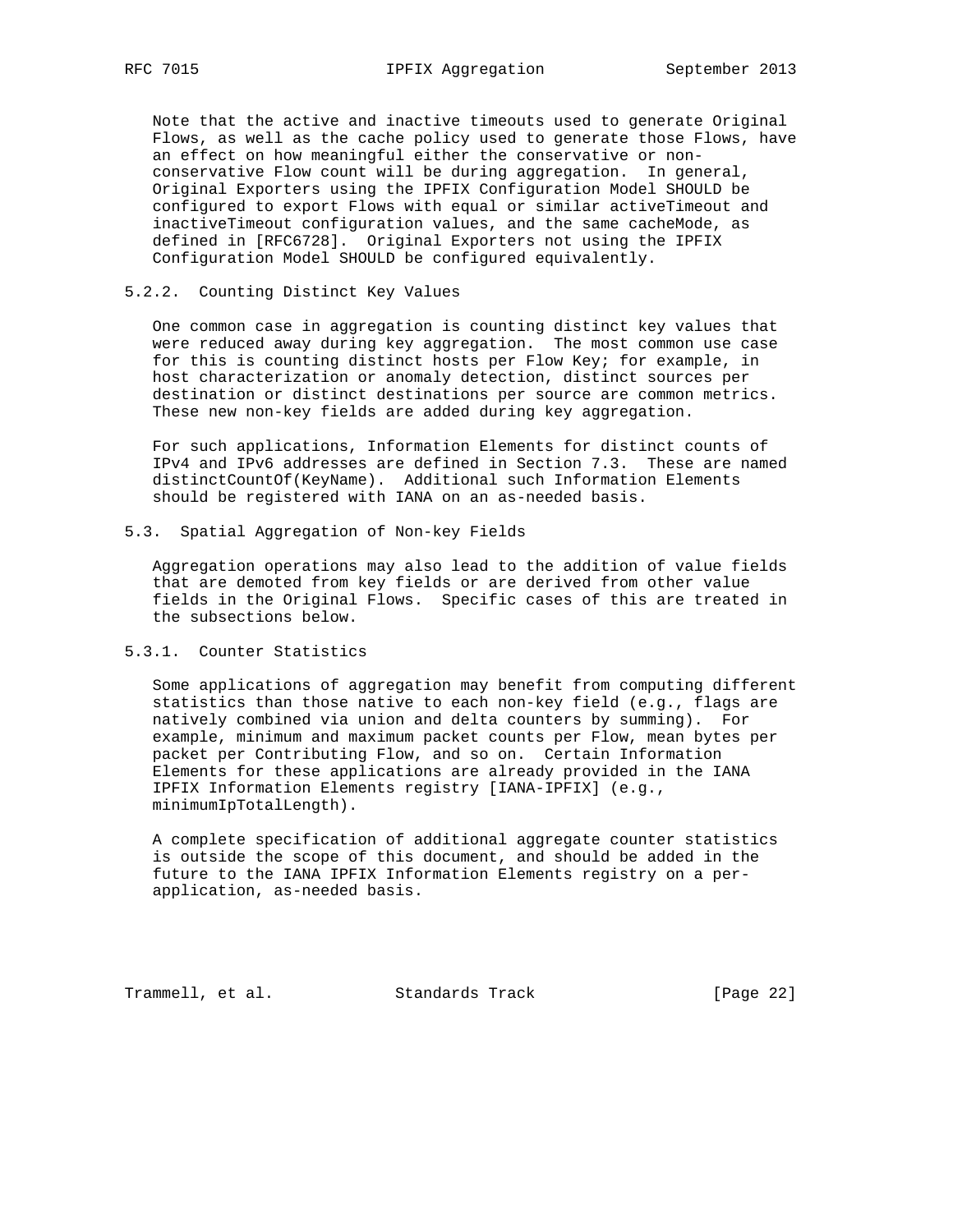Note that the active and inactive timeouts used to generate Original Flows, as well as the cache policy used to generate those Flows, have an effect on how meaningful either the conservative or non-conservative Flow count will be during aggregation. In general, Original Exporters using the IPFIX Configuration Model SHOULD be configured to export Flows with equal or similar activeTimeout and inactiveTimeout configuration values, and the same cacheMode, as defined in [RFC6728]. Original Exporters not using the IPFIX Configuration Model SHOULD be configured equivalently.

#### 5.2.2. Counting Distinct Key Values

One common case in aggregation is counting distinct key values that were reduced away during key aggregation. The most common use case for this is counting distinct hosts per Flow Key; for example, in host characterization or anomaly detection, distinct sources per destination or distinct destinations per source are common metrics. These new non-key fields are added during key aggregation.

For such applications, Information Elements for distinct counts of IPv4 and IPv6 addresses are defined in Section 7.3. These are named distinctCountOf(KeyName). Additional such Information Elements should be registered with IANA on an as-needed basis.

### 5.3. Spatial Aggregation of Non-key Fields

Aggregation operations may also lead to the addition of value fields that are demoted from key fields or are derived from other value fields in the Original Flows. Specific cases of this are treated in the subsections below.

#### 5.3.1. Counter Statistics

Some applications of aggregation may benefit from computing different statistics than those native to each non-key field (e.g., flags are natively combined via union and delta counters by summing). For example, minimum and maximum packet counts per Flow, mean bytes per packet per Contributing Flow, and so on. Certain Information Elements for these applications are already provided in the IANA IPFIX Information Elements registry [IANA-IPFIX] (e.g., minimumIpTotalLength).

A complete specification of additional aggregate counter statistics is outside the scope of this document, and should be added in the future to the IANA IPFIX Information Elements registry on a per-application, as-needed basis.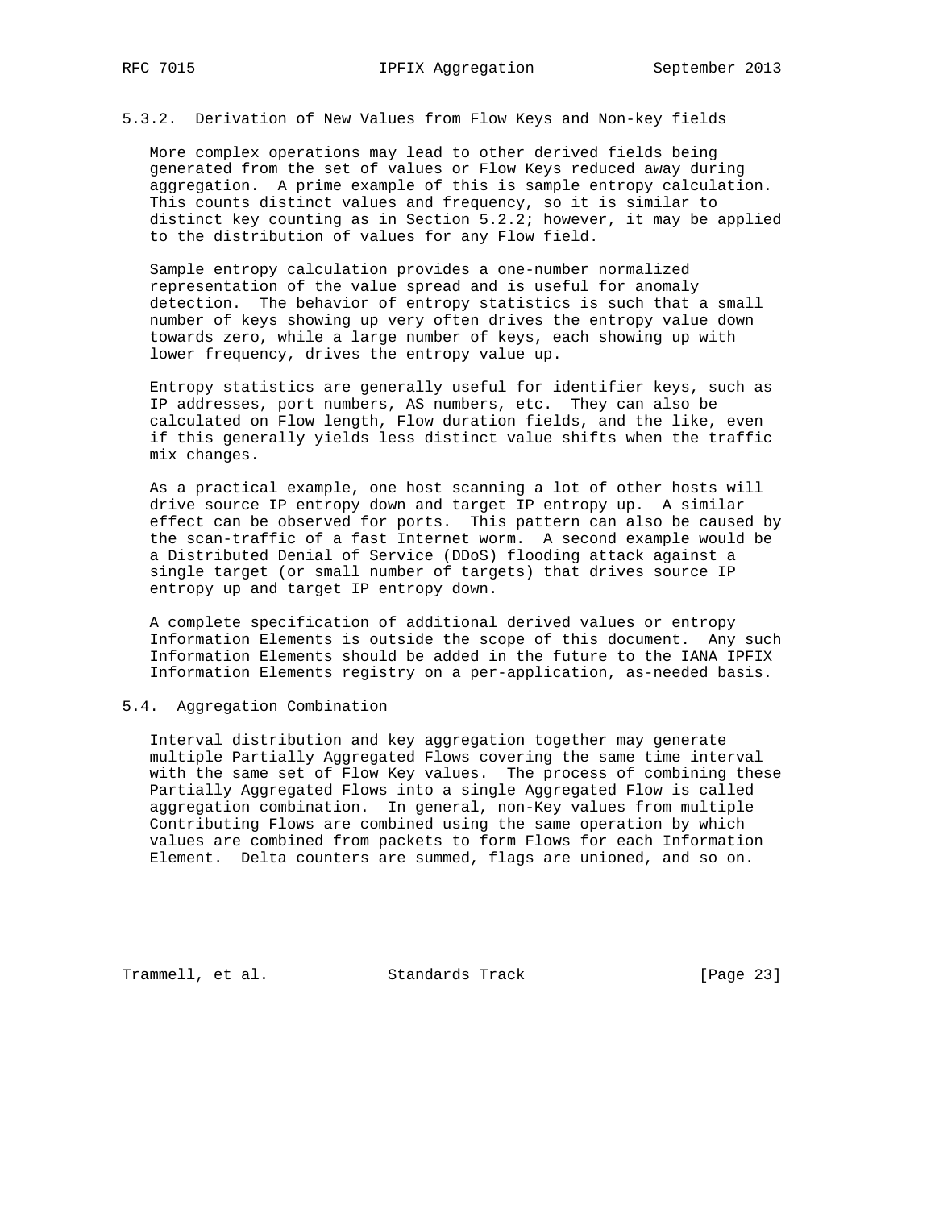### 5.3.2. Derivation of New Values from Flow Keys and Non-key fields

More complex operations may lead to other derived fields being generated from the set of values or Flow Keys reduced away during aggregation. A prime example of this is sample entropy calculation. This counts distinct values and frequency, so it is similar to distinct key counting as in Section 5.2.2; however, it may be applied to the distribution of values for any Flow field.

Sample entropy calculation provides a one-number normalized representation of the value spread and is useful for anomaly detection. The behavior of entropy statistics is such that a small number of keys showing up very often drives the entropy value down towards zero, while a large number of keys, each showing up with lower frequency, drives the entropy value up.

Entropy statistics are generally useful for identifier keys, such as IP addresses, port numbers, AS numbers, etc. They can also be calculated on Flow length, Flow duration fields, and the like, even if this generally yields less distinct value shifts when the traffic mix changes.

As a practical example, one host scanning a lot of other hosts will drive source IP entropy down and target IP entropy up. A similar effect can be observed for ports. This pattern can also be caused by the scan-traffic of a fast Internet worm. A second example would be a Distributed Denial of Service (DDoS) flooding attack against a single target (or small number of targets) that drives source IP entropy up and target IP entropy down.

A complete specification of additional derived values or entropy Information Elements is outside the scope of this document. Any such Information Elements should be added in the future to the IANA IPFIX Information Elements registry on a per-application, as-needed basis.

## 5.4. Aggregation Combination

Interval distribution and key aggregation together may generate multiple Partially Aggregated Flows covering the same time interval with the same set of Flow Key values. The process of combining these Partially Aggregated Flows into a single Aggregated Flow is called aggregation combination. In general, non-Key values from multiple Contributing Flows are combined using the same operation by which values are combined from packets to form Flows for each Information Element. Delta counters are summed, flags are unioned, and so on.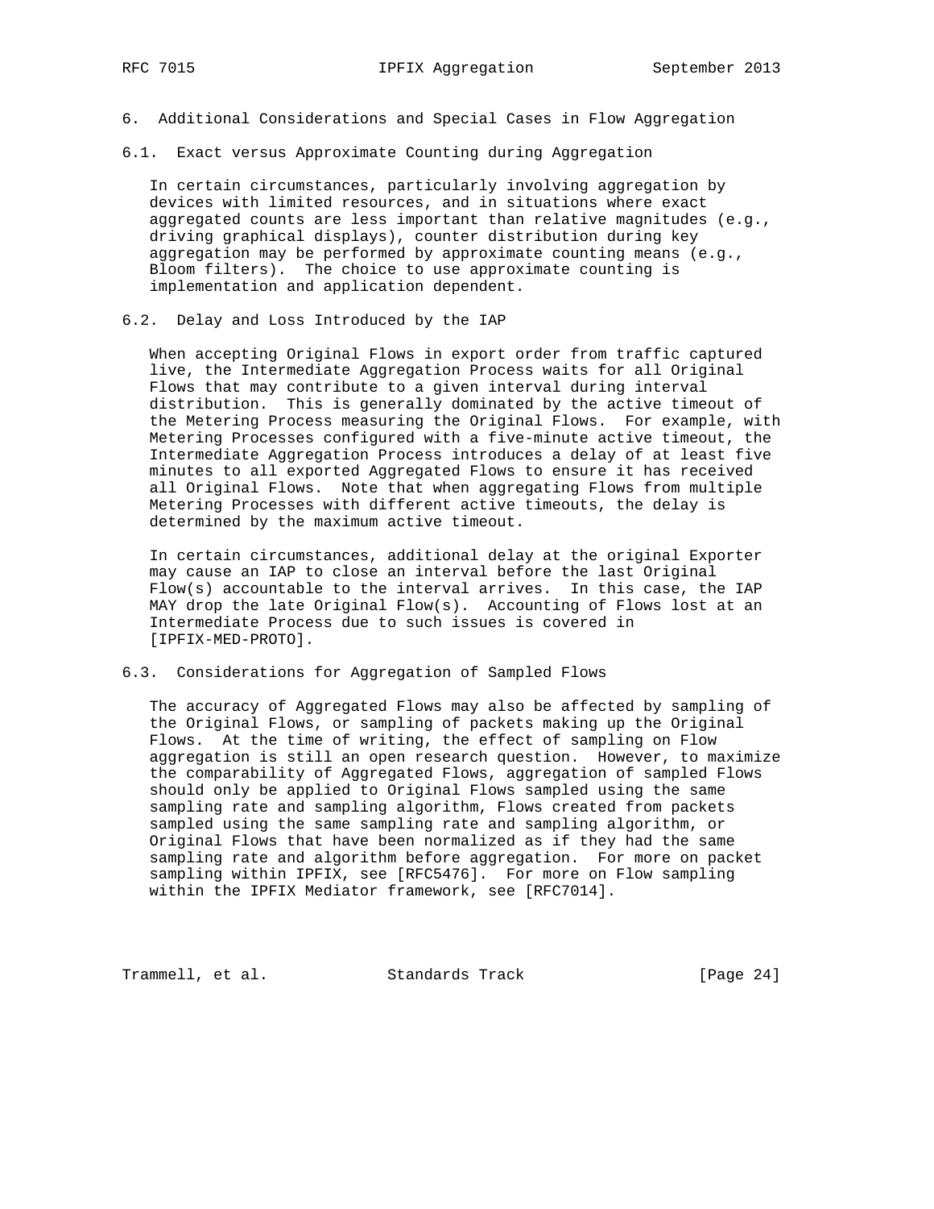## 6. Additional Considerations and Special Cases in Flow Aggregation

### 6.1. Exact versus Approximate Counting during Aggregation

In certain circumstances, particularly involving aggregation by devices with limited resources, and in situations where exact aggregated counts are less important than relative magnitudes (e.g., driving graphical displays), counter distribution during key aggregation may be performed by approximate counting means (e.g., Bloom filters). The choice to use approximate counting is implementation and application dependent.

### 6.2. Delay and Loss Introduced by the IAP

When accepting Original Flows in export order from traffic captured live, the Intermediate Aggregation Process waits for all Original Flows that may contribute to a given interval during interval distribution. This is generally dominated by the active timeout of the Metering Process measuring the Original Flows. For example, with Metering Processes configured with a five-minute active timeout, the Intermediate Aggregation Process introduces a delay of at least five minutes to all exported Aggregated Flows to ensure it has received all Original Flows. Note that when aggregating Flows from multiple Metering Processes with different active timeouts, the delay is determined by the maximum active timeout.

In certain circumstances, additional delay at the original Exporter may cause an IAP to close an interval before the last Original Flow(s) accountable to the interval arrives. In this case, the IAP MAY drop the late Original Flow(s). Accounting of Flows lost at an Intermediate Process due to such issues is covered in [IPFIX-MED-PROTO].

### 6.3. Considerations for Aggregation of Sampled Flows

The accuracy of Aggregated Flows may also be affected by sampling of the Original Flows, or sampling of packets making up the Original Flows. At the time of writing, the effect of sampling on Flow aggregation is still an open research question. However, to maximize the comparability of Aggregated Flows, aggregation of sampled Flows should only be applied to Original Flows sampled using the same sampling rate and sampling algorithm, Flows created from packets sampled using the same sampling rate and sampling algorithm, or Original Flows that have been normalized as if they had the same sampling rate and algorithm before aggregation. For more on packet sampling within IPFIX, see [RFC5476]. For more on Flow sampling within the IPFIX Mediator framework, see [RFC7014].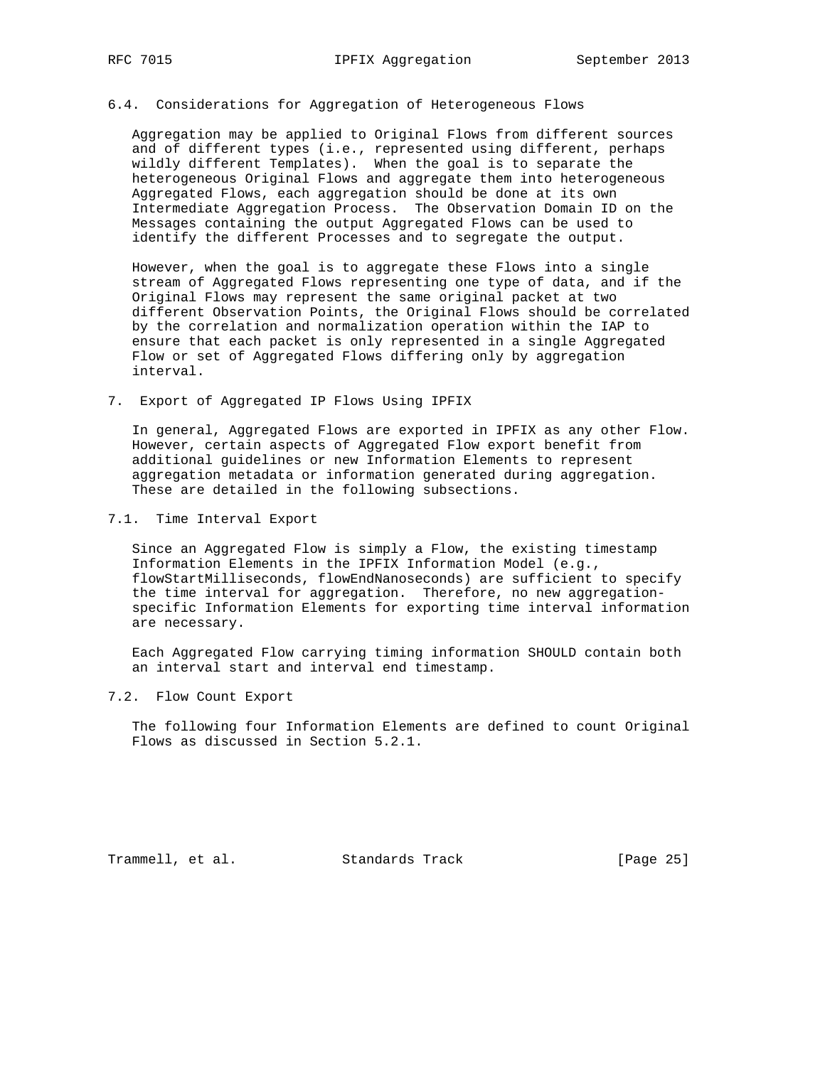### 6.4. Considerations for Aggregation of Heterogeneous Flows

Aggregation may be applied to Original Flows from different sources and of different types (i.e., represented using different, perhaps wildly different Templates). When the goal is to separate the heterogeneous Original Flows and aggregate them into heterogeneous Aggregated Flows, each aggregation should be done at its own Intermediate Aggregation Process. The Observation Domain ID on the Messages containing the output Aggregated Flows can be used to identify the different Processes and to segregate the output.

However, when the goal is to aggregate these Flows into a single stream of Aggregated Flows representing one type of data, and if the Original Flows may represent the same original packet at two different Observation Points, the Original Flows should be correlated by the correlation and normalization operation within the IAP to ensure that each packet is only represented in a single Aggregated Flow or set of Aggregated Flows differing only by aggregation interval.

## 7. Export of Aggregated IP Flows Using IPFIX

In general, Aggregated Flows are exported in IPFIX as any other Flow. However, certain aspects of Aggregated Flow export benefit from additional guidelines or new Information Elements to represent aggregation metadata or information generated during aggregation. These are detailed in the following subsections.

### 7.1. Time Interval Export

Since an Aggregated Flow is simply a Flow, the existing timestamp Information Elements in the IPFIX Information Model (e.g., flowStartMilliseconds, flowEndNanoseconds) are sufficient to specify the time interval for aggregation. Therefore, no new aggregation-specific Information Elements for exporting time interval information are necessary.

Each Aggregated Flow carrying timing information SHOULD contain both an interval start and interval end timestamp.

### 7.2. Flow Count Export

The following four Information Elements are defined to count Original Flows as discussed in Section 5.2.1.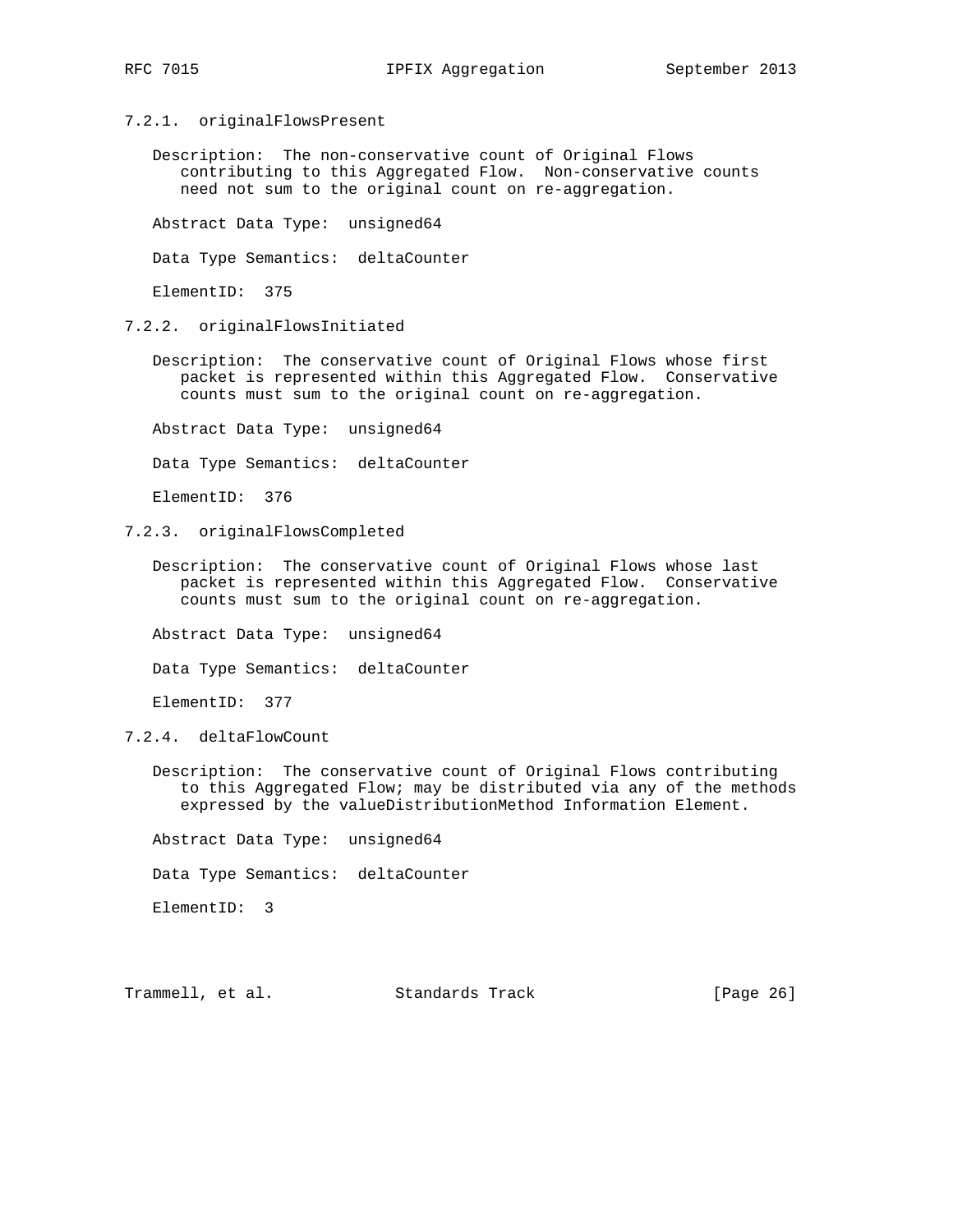#### 7.2.1. originalFlowsPresent

Description: The non-conservative count of Original Flows contributing to this Aggregated Flow. Non-conservative counts need not sum to the original count on re-aggregation.

Abstract Data Type: unsigned64

Data Type Semantics: deltaCounter

ElementID: 375

#### 7.2.2. originalFlowsInitiated

Description: The conservative count of Original Flows whose first packet is represented within this Aggregated Flow. Conservative counts must sum to the original count on re-aggregation.

Abstract Data Type: unsigned64

Data Type Semantics: deltaCounter

ElementID: 376

#### 7.2.3. originalFlowsCompleted

Description: The conservative count of Original Flows whose last packet is represented within this Aggregated Flow. Conservative counts must sum to the original count on re-aggregation.

Abstract Data Type: unsigned64

Data Type Semantics: deltaCounter

ElementID: 377

#### 7.2.4. deltaFlowCount

Description: The conservative count of Original Flows contributing to this Aggregated Flow; may be distributed via any of the methods expressed by the valueDistributionMethod Information Element.

Abstract Data Type: unsigned64

Data Type Semantics: deltaCounter

ElementID: 3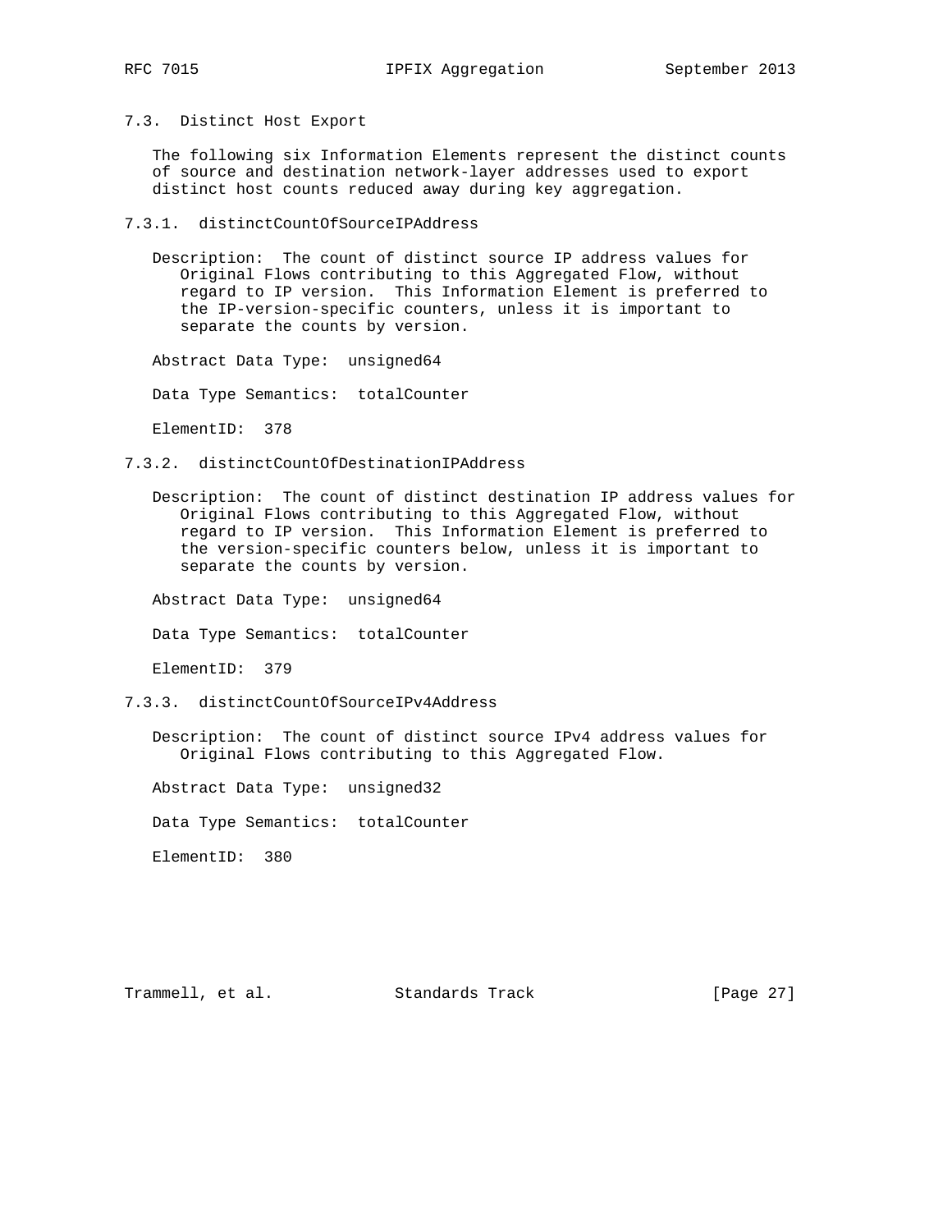### 7.3. Distinct Host Export

The following six Information Elements represent the distinct counts of source and destination network-layer addresses used to export distinct host counts reduced away during key aggregation.

#### 7.3.1. distinctCountOfSourceIPAddress

Description: The count of distinct source IP address values for Original Flows contributing to this Aggregated Flow, without regard to IP version. This Information Element is preferred to the IP-version-specific counters, unless it is important to separate the counts by version.

Abstract Data Type: unsigned64

Data Type Semantics: totalCounter

ElementID: 378

#### 7.3.2. distinctCountOfDestinationIPAddress

Description: The count of distinct destination IP address values for Original Flows contributing to this Aggregated Flow, without regard to IP version. This Information Element is preferred to the version-specific counters below, unless it is important to separate the counts by version.

Abstract Data Type: unsigned64

Data Type Semantics: totalCounter

ElementID: 379

#### 7.3.3. distinctCountOfSourceIPv4Address

Description: The count of distinct source IPv4 address values for Original Flows contributing to this Aggregated Flow.

Abstract Data Type: unsigned32

Data Type Semantics: totalCounter

ElementID: 380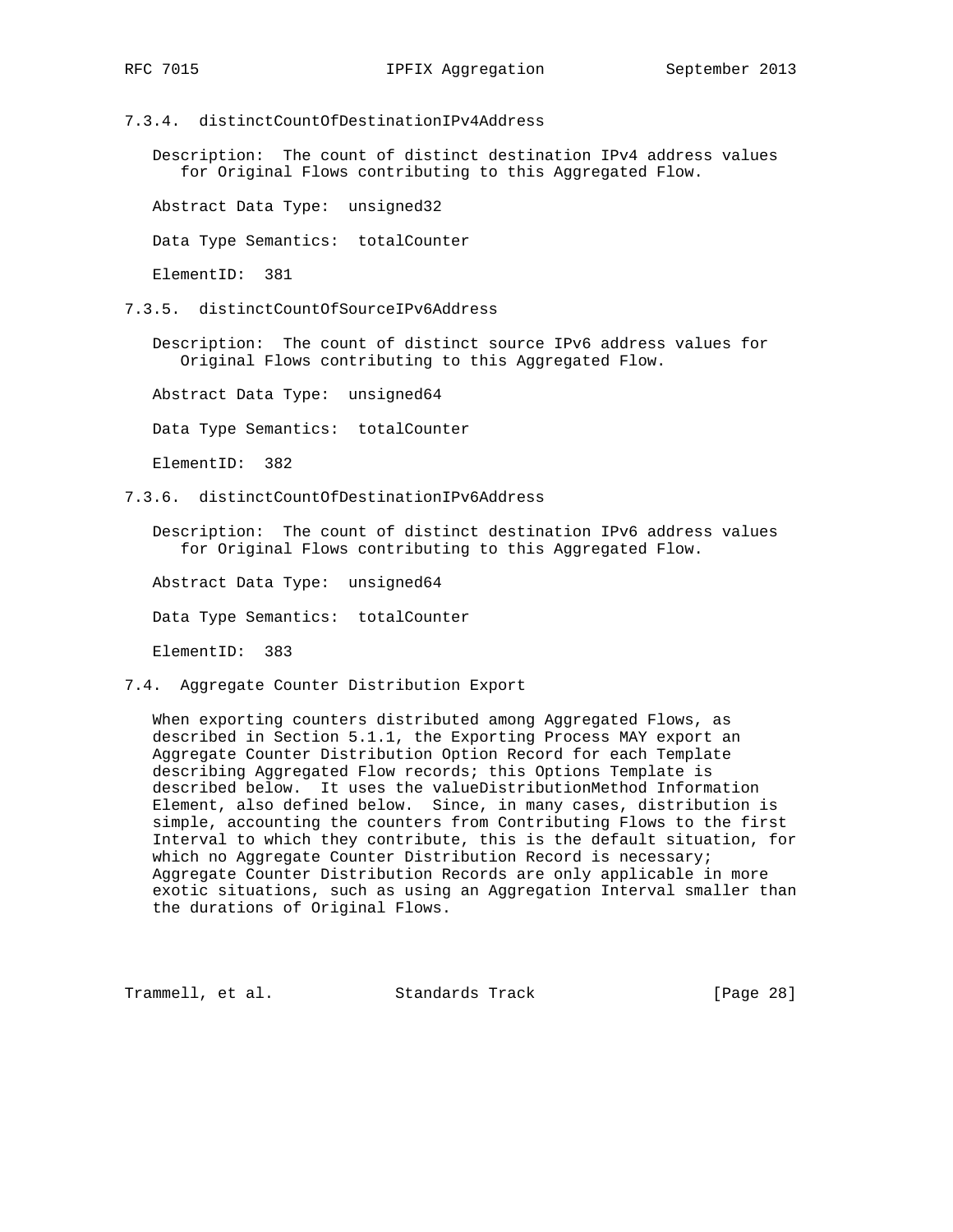#### 7.3.4. distinctCountOfDestinationIPv4Address

Description: The count of distinct destination IPv4 address values for Original Flows contributing to this Aggregated Flow.

Abstract Data Type: unsigned32

Data Type Semantics: totalCounter

ElementID: 381

#### 7.3.5. distinctCountOfSourceIPv6Address

Description: The count of distinct source IPv6 address values for Original Flows contributing to this Aggregated Flow.

Abstract Data Type: unsigned64

Data Type Semantics: totalCounter

ElementID: 382

#### 7.3.6. distinctCountOfDestinationIPv6Address

Description: The count of distinct destination IPv6 address values for Original Flows contributing to this Aggregated Flow.

Abstract Data Type: unsigned64

Data Type Semantics: totalCounter

ElementID: 383

### 7.4. Aggregate Counter Distribution Export

When exporting counters distributed among Aggregated Flows, as described in Section 5.1.1, the Exporting Process MAY export an Aggregate Counter Distribution Option Record for each Template describing Aggregated Flow records; this Options Template is described below. It uses the valueDistributionMethod Information Element, also defined below. Since, in many cases, distribution is simple, accounting the counters from Contributing Flows to the first Interval to which they contribute, this is the default situation, for which no Aggregate Counter Distribution Record is necessary; Aggregate Counter Distribution Records are only applicable in more exotic situations, such as using an Aggregation Interval smaller than the durations of Original Flows.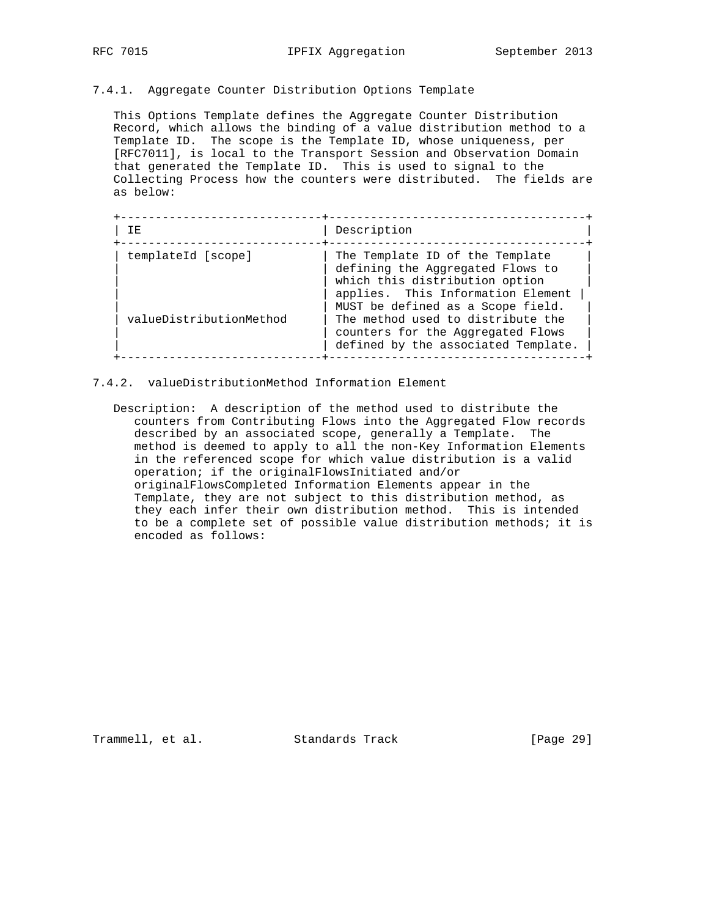#### 7.4.1. Aggregate Counter Distribution Options Template

This Options Template defines the Aggregate Counter Distribution Record, which allows the binding of a value distribution method to a Template ID. The scope is the Template ID, whose uniqueness, per [RFC7011], is local to the Transport Session and Observation Domain that generated the Template ID. This is used to signal to the Collecting Process how the counters were distributed. The fields are as below:

| IE | Description |
|---|---|
| templateId [scope] | The Template ID of the Template defining the Aggregated Flows to which this distribution option applies. This Information Element MUST be defined as a Scope field. |
| valueDistributionMethod | The method used to distribute the counters for the Aggregated Flows defined by the associated Template. |

#### 7.4.2. valueDistributionMethod Information Element

Description: A description of the method used to distribute the counters from Contributing Flows into the Aggregated Flow records described by an associated scope, generally a Template. The method is deemed to apply to all the non-Key Information Elements in the referenced scope for which value distribution is a valid operation; if the originalFlowsInitiated and/or originalFlowsCompleted Information Elements appear in the Template, they are not subject to this distribution method, as they each infer their own distribution method. This is intended to be a complete set of possible value distribution methods; it is encoded as follows: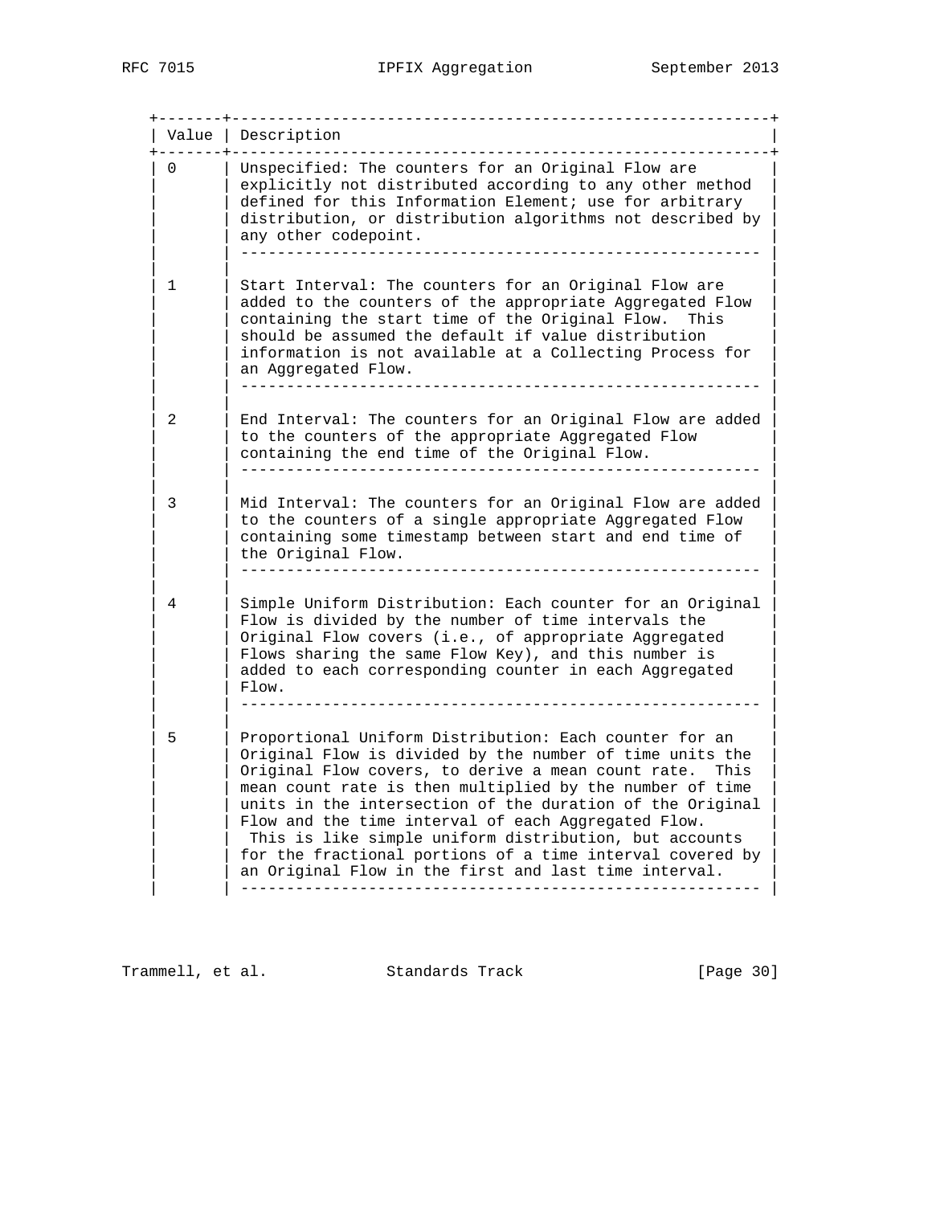| Value | Description |
| --- | --- |
| 0 | Unspecified: The counters for an Original Flow are explicitly not distributed according to any other method defined for this Information Element; use for arbitrary distribution, or distribution algorithms not described by any other codepoint. |
| 1 | Start Interval: The counters for an Original Flow are added to the counters of the appropriate Aggregated Flow containing the start time of the Original Flow. This should be assumed the default if value distribution information is not available at a Collecting Process for an Aggregated Flow. |
| 2 | End Interval: The counters for an Original Flow are added to the counters of the appropriate Aggregated Flow containing the end time of the Original Flow. |
| 3 | Mid Interval: The counters for an Original Flow are added to the counters of a single appropriate Aggregated Flow containing some timestamp between start and end time of the Original Flow. |
| 4 | Simple Uniform Distribution: Each counter for an Original Flow is divided by the number of time intervals the Original Flow covers (i.e., of appropriate Aggregated Flows sharing the same Flow Key), and this number is added to each corresponding counter in each Aggregated Flow. |
| 5 | Proportional Uniform Distribution: Each counter for an Original Flow is divided by the number of time units the Original Flow covers, to derive a mean count rate. This mean count rate is then multiplied by the number of time units in the intersection of the duration of the Original Flow and the time interval of each Aggregated Flow. This is like simple uniform distribution, but accounts for the fractional portions of a time interval covered by an Original Flow in the first and last time interval. |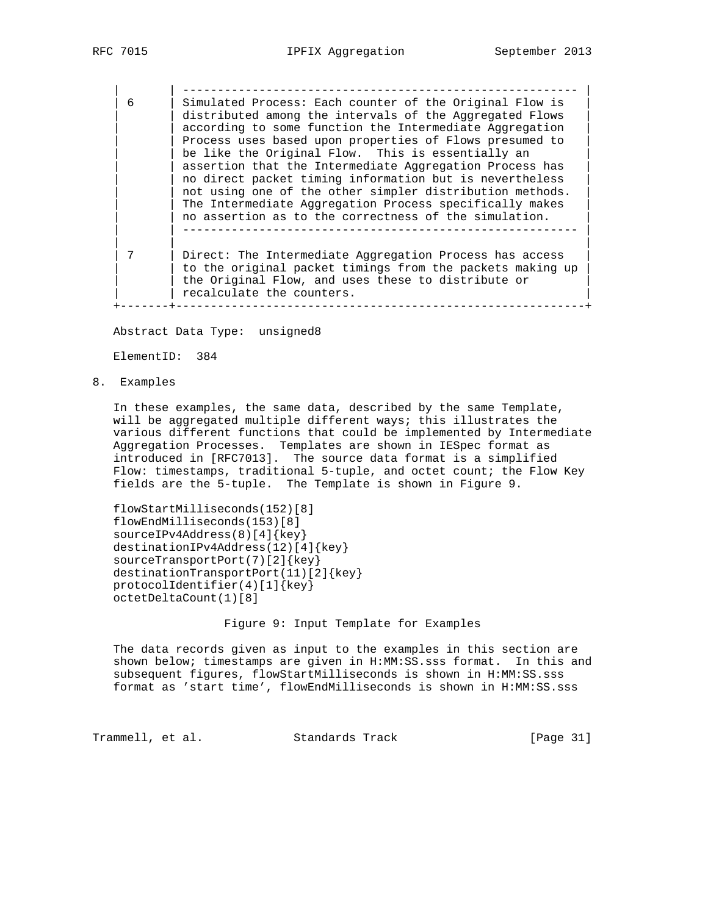| | |
|---|---|
| 6 | Simulated Process: Each counter of the Original Flow is distributed among the intervals of the Aggregated Flows according to some function the Intermediate Aggregation Process uses based upon properties of Flows presumed to be like the Original Flow. This is essentially an assertion that the Intermediate Aggregation Process has no direct packet timing information but is nevertheless not using one of the other simpler distribution methods. The Intermediate Aggregation Process specifically makes no assertion as to the correctness of the simulation. |
| 7 | Direct: The Intermediate Aggregation Process has access to the original packet timings from the packets making up the Original Flow, and uses these to distribute or recalculate the counters. |

Abstract Data Type: unsigned8

ElementID: 384

## 8. Examples

In these examples, the same data, described by the same Template, will be aggregated multiple different ways; this illustrates the various different functions that could be implemented by Intermediate Aggregation Processes. Templates are shown in IESpec format as introduced in [RFC7013]. The source data format is a simplified Flow: timestamps, traditional 5-tuple, and octet count; the Flow Key fields are the 5-tuple. The Template is shown in Figure 9.

```
flowStartMilliseconds(152)[8]
flowEndMilliseconds(153)[8]
sourceIPv4Address(8)[4]{key}
destinationIPv4Address(12)[4]{key}
sourceTransportPort(7)[2]{key}
destinationTransportPort(11)[2]{key}
protocolIdentifier(4)[1]{key}
octetDeltaCount(1)[8]
```

Figure 9: Input Template for Examples

The data records given as input to the examples in this section are shown below; timestamps are given in H:MM:SS.sss format. In this and subsequent figures, flowStartMilliseconds is shown in H:MM:SS.sss format as 'start time', flowEndMilliseconds is shown in H:MM:SS.sss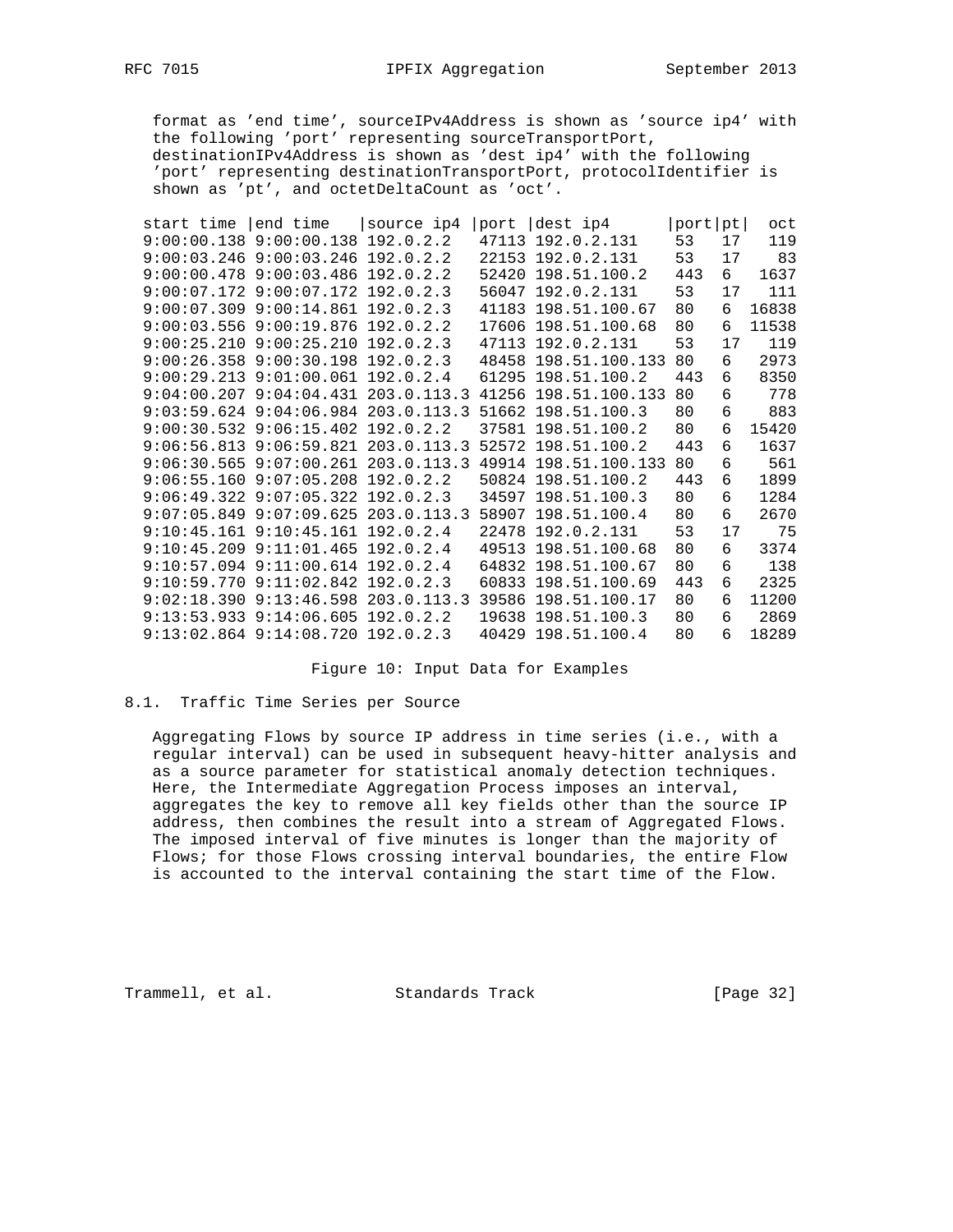format as 'end time', sourceIPv4Address is shown as 'source ip4' with the following 'port' representing sourceTransportPort, destinationIPv4Address is shown as 'dest ip4' with the following 'port' representing destinationTransportPort, protocolIdentifier is shown as 'pt', and octetDeltaCount as 'oct'.

| start time | end time | source ip4 | port | dest ip4 | port | pt | oct |
|---|---|---|---|---|---|---|---|
| 9:00:00.138 | 9:00:00.138 | 192.0.2.2 | 47113 | 192.0.2.131 | 53 | 17 | 119 |
| 9:00:03.246 | 9:00:03.246 | 192.0.2.2 | 22153 | 192.0.2.131 | 53 | 17 | 83 |
| 9:00:00.478 | 9:00:03.486 | 192.0.2.2 | 52420 | 198.51.100.2 | 443 | 6 | 1637 |
| 9:00:07.172 | 9:00:07.172 | 192.0.2.3 | 56047 | 192.0.2.131 | 53 | 17 | 111 |
| 9:00:07.309 | 9:00:14.861 | 192.0.2.3 | 41183 | 198.51.100.67 | 80 | 6 | 16838 |
| 9:00:03.556 | 9:00:19.876 | 192.0.2.2 | 17606 | 198.51.100.68 | 80 | 6 | 11538 |
| 9:00:25.210 | 9:00:25.210 | 192.0.2.3 | 47113 | 192.0.2.131 | 53 | 17 | 119 |
| 9:00:26.358 | 9:00:30.198 | 192.0.2.3 | 48458 | 198.51.100.133 | 80 | 6 | 2973 |
| 9:00:29.213 | 9:01:00.061 | 192.0.2.4 | 61295 | 198.51.100.2 | 443 | 6 | 8350 |
| 9:04:00.207 | 9:04:04.431 | 203.0.113.3 | 41256 | 198.51.100.133 | 80 | 6 | 778 |
| 9:03:59.624 | 9:04:06.984 | 203.0.113.3 | 51662 | 198.51.100.3 | 80 | 6 | 883 |
| 9:00:30.532 | 9:06:15.402 | 192.0.2.2 | 37581 | 198.51.100.2 | 80 | 6 | 15420 |
| 9:06:56.813 | 9:06:59.821 | 203.0.113.3 | 52572 | 198.51.100.2 | 443 | 6 | 1637 |
| 9:06:30.565 | 9:07:00.261 | 203.0.113.3 | 49914 | 198.51.100.133 | 80 | 6 | 561 |
| 9:06:55.160 | 9:07:05.208 | 192.0.2.2 | 50824 | 198.51.100.2 | 443 | 6 | 1899 |
| 9:06:49.322 | 9:07:05.322 | 192.0.2.3 | 34597 | 198.51.100.3 | 80 | 6 | 1284 |
| 9:07:05.849 | 9:07:09.625 | 203.0.113.3 | 58907 | 198.51.100.4 | 80 | 6 | 2670 |
| 9:10:45.161 | 9:10:45.161 | 192.0.2.4 | 22478 | 192.0.2.131 | 53 | 17 | 75 |
| 9:10:45.209 | 9:11:01.465 | 192.0.2.4 | 49513 | 198.51.100.68 | 80 | 6 | 3374 |
| 9:10:57.094 | 9:11:00.614 | 192.0.2.4 | 64832 | 198.51.100.67 | 80 | 6 | 138 |
| 9:10:59.770 | 9:11:02.842 | 192.0.2.3 | 60833 | 198.51.100.69 | 443 | 6 | 2325 |
| 9:02:18.390 | 9:13:46.598 | 203.0.113.3 | 39586 | 198.51.100.17 | 80 | 6 | 11200 |
| 9:13:53.933 | 9:14:06.605 | 192.0.2.2 | 19638 | 198.51.100.3 | 80 | 6 | 2869 |
| 9:13:02.864 | 9:14:08.720 | 192.0.2.3 | 40429 | 198.51.100.4 | 80 | 6 | 18289 |

Figure 10: Input Data for Examples

## 8.1. Traffic Time Series per Source

Aggregating Flows by source IP address in time series (i.e., with a regular interval) can be used in subsequent heavy-hitter analysis and as a source parameter for statistical anomaly detection techniques. Here, the Intermediate Aggregation Process imposes an interval, aggregates the key to remove all key fields other than the source IP address, then combines the result into a stream of Aggregated Flows. The imposed interval of five minutes is longer than the majority of Flows; for those Flows crossing interval boundaries, the entire Flow is accounted to the interval containing the start time of the Flow.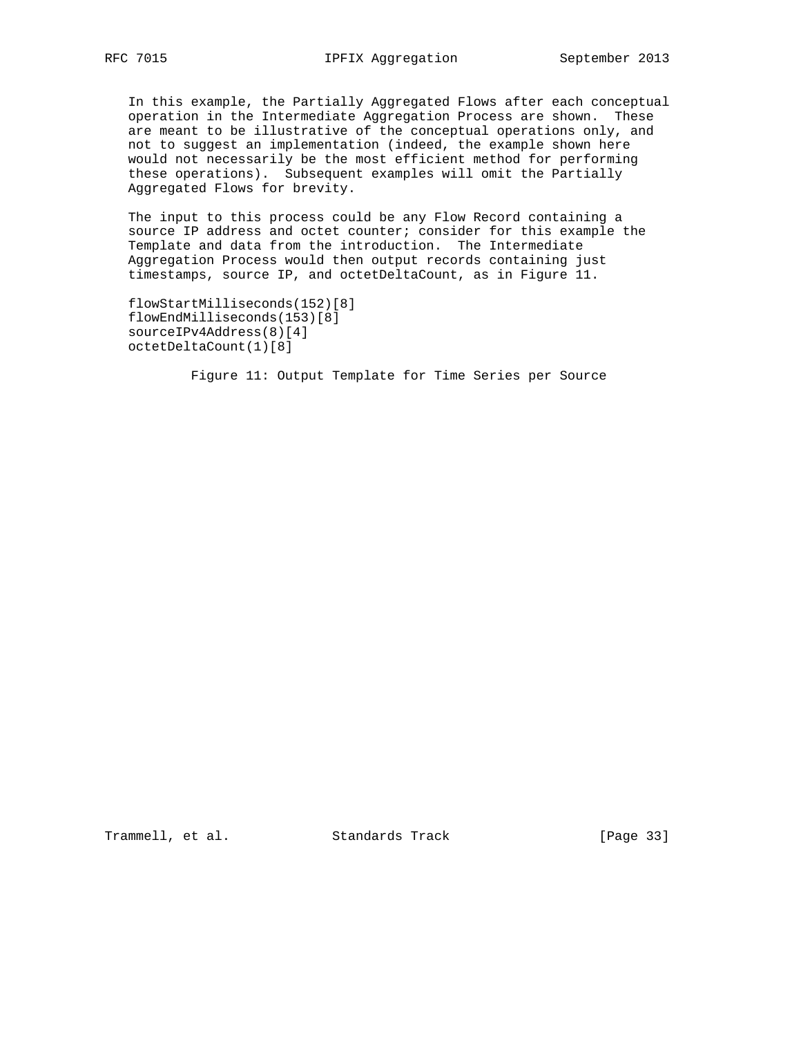In this example, the Partially Aggregated Flows after each conceptual operation in the Intermediate Aggregation Process are shown. These are meant to be illustrative of the conceptual operations only, and not to suggest an implementation (indeed, the example shown here would not necessarily be the most efficient method for performing these operations). Subsequent examples will omit the Partially Aggregated Flows for brevity.

The input to this process could be any Flow Record containing a source IP address and octet counter; consider for this example the Template and data from the introduction. The Intermediate Aggregation Process would then output records containing just timestamps, source IP, and octetDeltaCount, as in Figure 11.

```
flowStartMilliseconds(152)[8]
flowEndMilliseconds(153)[8]
sourceIPv4Address(8)[4]
octetDeltaCount(1)[8]
```

Figure 11: Output Template for Time Series per Source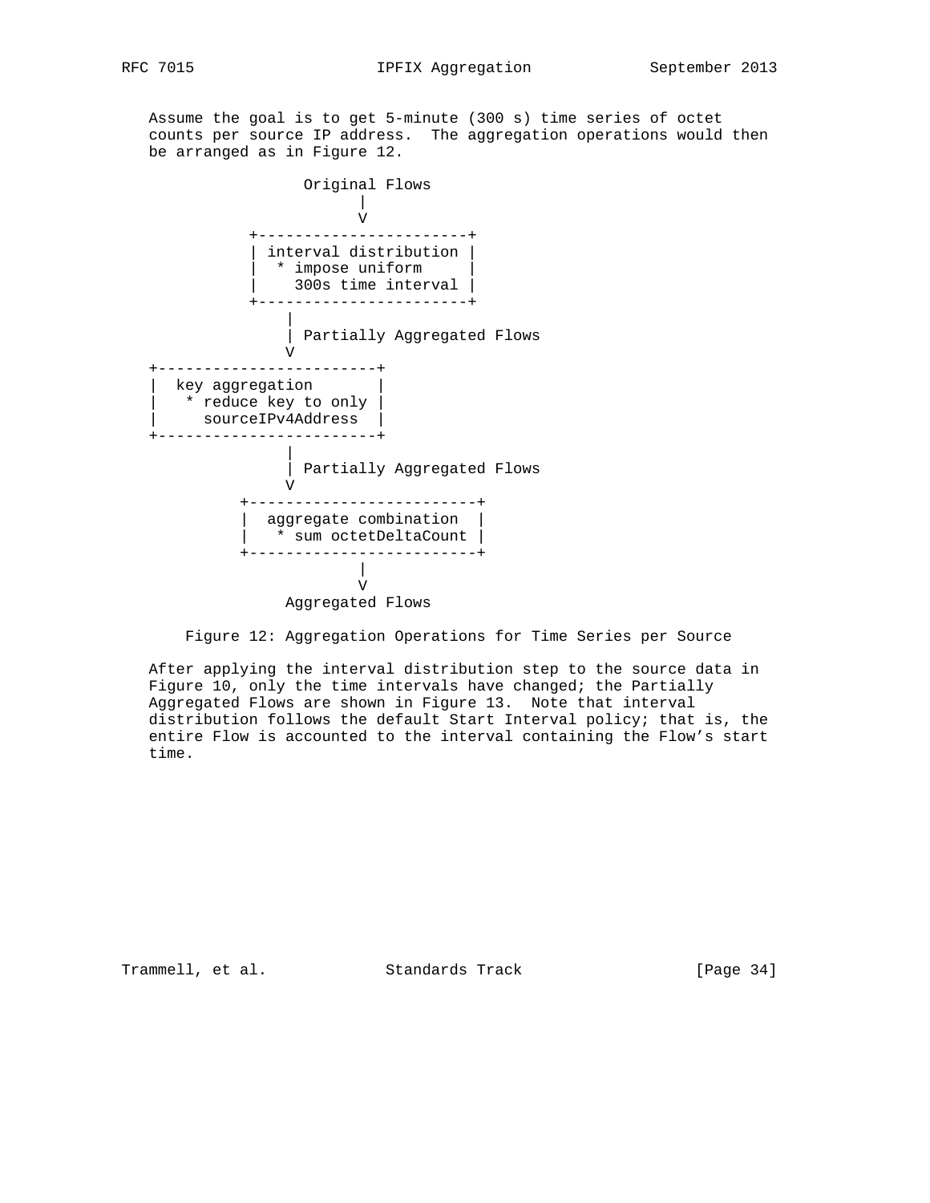Assume the goal is to get 5-minute (300 s) time series of octet counts per source IP address. The aggregation operations would then be arranged as in Figure 12.

```
                 Original Flows
                       |
                       V
           +-----------------------+
           | interval distribution |
           |  * impose uniform     |
           |    300s time interval |
           +-----------------------+
               |
               | Partially Aggregated Flows
               V
+------------------------+
|  key aggregation       |
|   * reduce key to only |
|     sourceIPv4Address  |
+------------------------+
               |
               | Partially Aggregated Flows
               V
          +-------------------------+
          |  aggregate combination  |
          |   * sum octetDeltaCount |
          +-------------------------+
                       |
                       V
               Aggregated Flows
```

Figure 12: Aggregation Operations for Time Series per Source

After applying the interval distribution step to the source data in Figure 10, only the time intervals have changed; the Partially Aggregated Flows are shown in Figure 13. Note that interval distribution follows the default Start Interval policy; that is, the entire Flow is accounted to the interval containing the Flow's start time.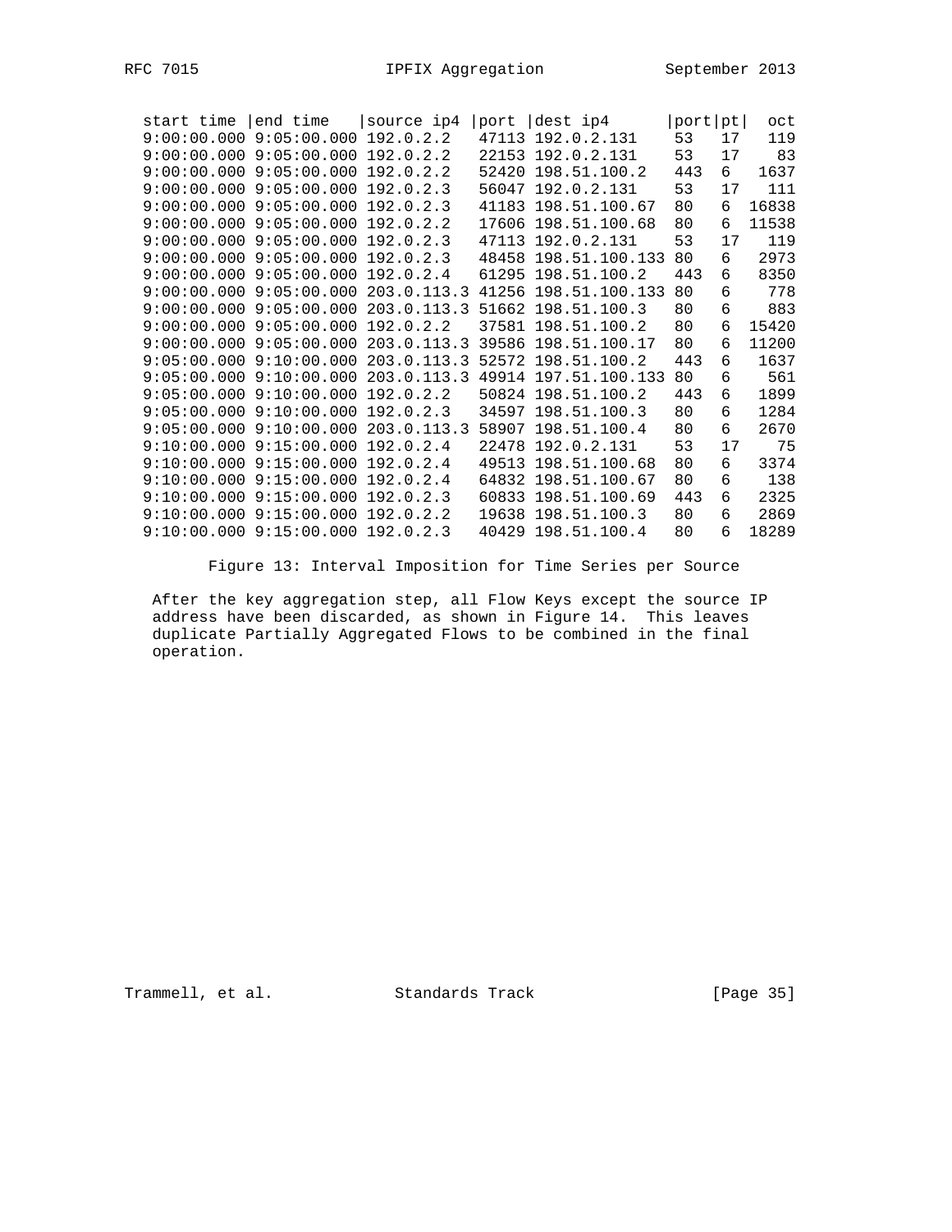| start time | end time | source ip4 | port | dest ip4 | port | pt | oct |
|---|---|---|---|---|---|---|---|
| 9:00:00.000 | 9:05:00.000 | 192.0.2.2 | 47113 | 192.0.2.131 | 53 | 17 | 119 |
| 9:00:00.000 | 9:05:00.000 | 192.0.2.2 | 22153 | 192.0.2.131 | 53 | 17 | 83 |
| 9:00:00.000 | 9:05:00.000 | 192.0.2.2 | 52420 | 198.51.100.2 | 443 | 6 | 1637 |
| 9:00:00.000 | 9:05:00.000 | 192.0.2.3 | 56047 | 192.0.2.131 | 53 | 17 | 111 |
| 9:00:00.000 | 9:05:00.000 | 192.0.2.3 | 41183 | 198.51.100.67 | 80 | 6 | 16838 |
| 9:00:00.000 | 9:05:00.000 | 192.0.2.2 | 17606 | 198.51.100.68 | 80 | 6 | 11538 |
| 9:00:00.000 | 9:05:00.000 | 192.0.2.3 | 47113 | 192.0.2.131 | 53 | 17 | 119 |
| 9:00:00.000 | 9:05:00.000 | 192.0.2.3 | 48458 | 198.51.100.133 | 80 | 6 | 2973 |
| 9:00:00.000 | 9:05:00.000 | 192.0.2.4 | 61295 | 198.51.100.2 | 443 | 6 | 8350 |
| 9:00:00.000 | 9:05:00.000 | 203.0.113.3 | 41256 | 198.51.100.133 | 80 | 6 | 778 |
| 9:00:00.000 | 9:05:00.000 | 203.0.113.3 | 51662 | 198.51.100.3 | 80 | 6 | 883 |
| 9:00:00.000 | 9:05:00.000 | 192.0.2.2 | 37581 | 198.51.100.2 | 80 | 6 | 15420 |
| 9:00:00.000 | 9:05:00.000 | 203.0.113.3 | 39586 | 198.51.100.17 | 80 | 6 | 11200 |
| 9:05:00.000 | 9:10:00.000 | 203.0.113.3 | 52572 | 198.51.100.2 | 443 | 6 | 1637 |
| 9:05:00.000 | 9:10:00.000 | 203.0.113.3 | 49914 | 197.51.100.133 | 80 | 6 | 561 |
| 9:05:00.000 | 9:10:00.000 | 192.0.2.2 | 50824 | 198.51.100.2 | 443 | 6 | 1899 |
| 9:05:00.000 | 9:10:00.000 | 192.0.2.3 | 34597 | 198.51.100.3 | 80 | 6 | 1284 |
| 9:05:00.000 | 9:10:00.000 | 203.0.113.3 | 58907 | 198.51.100.4 | 80 | 6 | 2670 |
| 9:10:00.000 | 9:15:00.000 | 192.0.2.4 | 22478 | 192.0.2.131 | 53 | 17 | 75 |
| 9:10:00.000 | 9:15:00.000 | 192.0.2.4 | 49513 | 198.51.100.68 | 80 | 6 | 3374 |
| 9:10:00.000 | 9:15:00.000 | 192.0.2.4 | 64832 | 198.51.100.67 | 80 | 6 | 138 |
| 9:10:00.000 | 9:15:00.000 | 192.0.2.3 | 60833 | 198.51.100.69 | 443 | 6 | 2325 |
| 9:10:00.000 | 9:15:00.000 | 192.0.2.2 | 19638 | 198.51.100.3 | 80 | 6 | 2869 |
| 9:10:00.000 | 9:15:00.000 | 192.0.2.3 | 40429 | 198.51.100.4 | 80 | 6 | 18289 |

Figure 13: Interval Imposition for Time Series per Source

After the key aggregation step, all Flow Keys except the source IP address have been discarded, as shown in Figure 14. This leaves duplicate Partially Aggregated Flows to be combined in the final operation.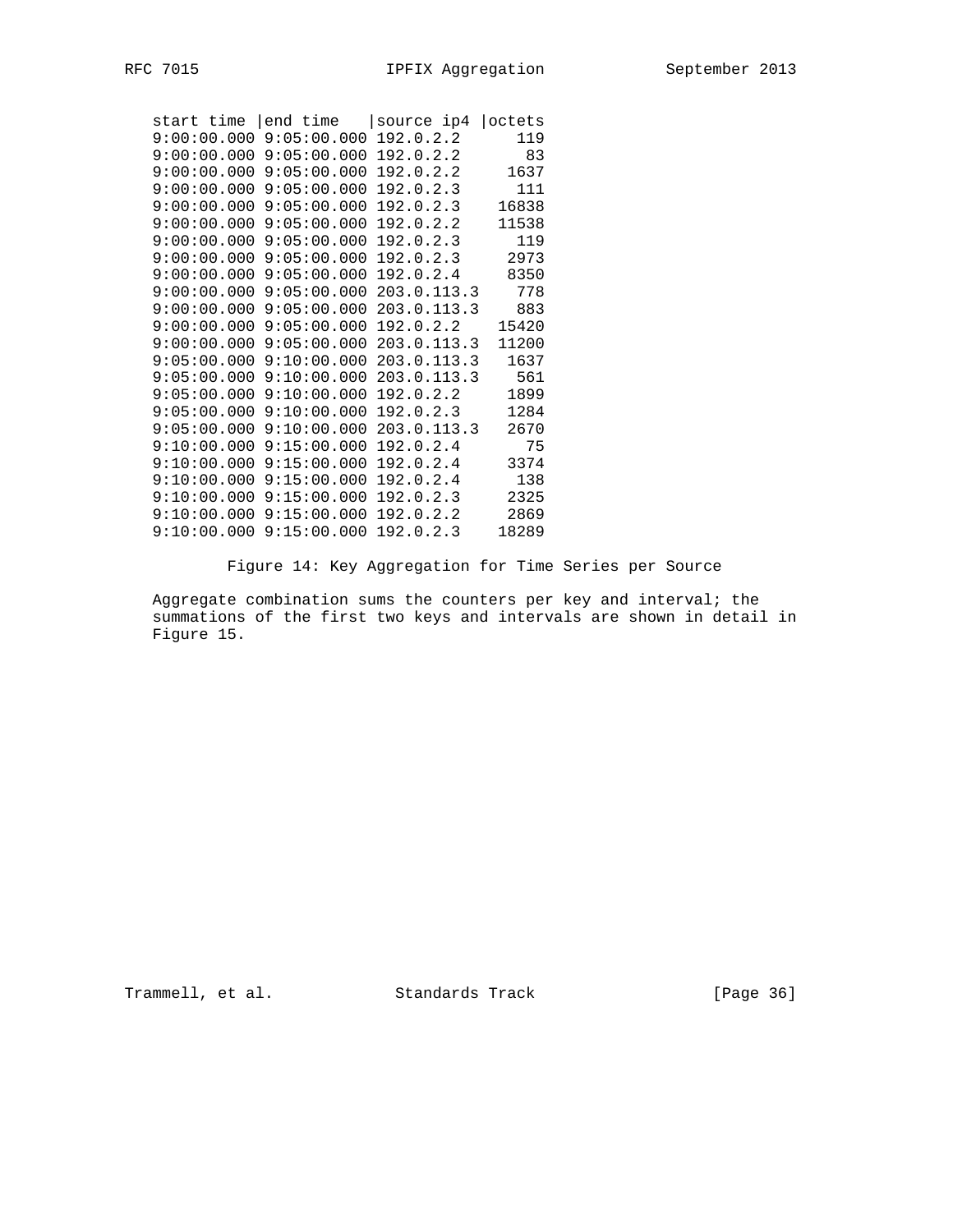```
start time |end time    |source ip4 |octets
9:00:00.000 9:05:00.000 192.0.2.2      119
9:00:00.000 9:05:00.000 192.0.2.2       83
9:00:00.000 9:05:00.000 192.0.2.2     1637
9:00:00.000 9:05:00.000 192.0.2.3      111
9:00:00.000 9:05:00.000 192.0.2.3    16838
9:00:00.000 9:05:00.000 192.0.2.2    11538
9:00:00.000 9:05:00.000 192.0.2.3      119
9:00:00.000 9:05:00.000 192.0.2.3     2973
9:00:00.000 9:05:00.000 192.0.2.4     8350
9:00:00.000 9:05:00.000 203.0.113.3    778
9:00:00.000 9:05:00.000 203.0.113.3    883
9:00:00.000 9:05:00.000 192.0.2.2    15420
9:00:00.000 9:05:00.000 203.0.113.3  11200
9:05:00.000 9:10:00.000 203.0.113.3   1637
9:05:00.000 9:10:00.000 203.0.113.3    561
9:05:00.000 9:10:00.000 192.0.2.2     1899
9:05:00.000 9:10:00.000 192.0.2.3     1284
9:05:00.000 9:10:00.000 203.0.113.3   2670
9:10:00.000 9:15:00.000 192.0.2.4       75
9:10:00.000 9:15:00.000 192.0.2.4     3374
9:10:00.000 9:15:00.000 192.0.2.4      138
9:10:00.000 9:15:00.000 192.0.2.3     2325
9:10:00.000 9:15:00.000 192.0.2.2     2869
9:10:00.000 9:15:00.000 192.0.2.3    18289
```

Figure 14: Key Aggregation for Time Series per Source

Aggregate combination sums the counters per key and interval; the summations of the first two keys and intervals are shown in detail in Figure 15.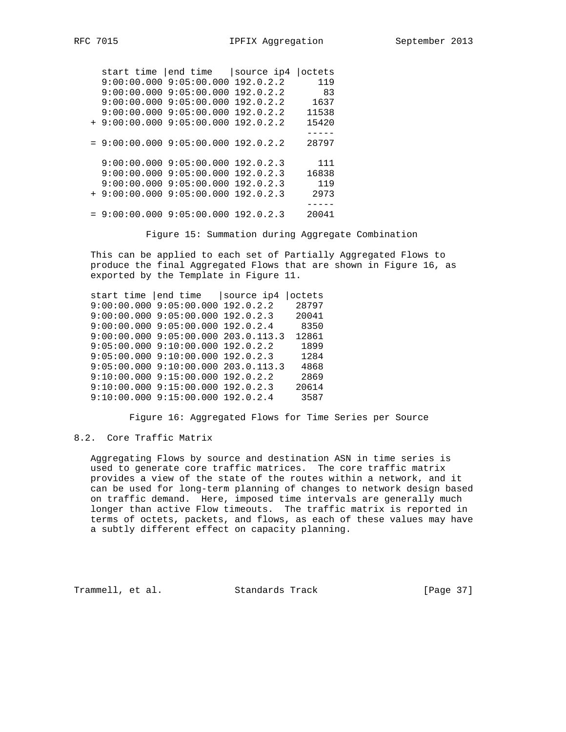```
  start time |end time   |source ip4 |octets
  9:00:00.000 9:05:00.000 192.0.2.2      119
  9:00:00.000 9:05:00.000 192.0.2.2       83
  9:00:00.000 9:05:00.000 192.0.2.2     1637
  9:00:00.000 9:05:00.000 192.0.2.2    11538
+ 9:00:00.000 9:05:00.000 192.0.2.2    15420
                                       -----
= 9:00:00.000 9:05:00.000 192.0.2.2    28797

  9:00:00.000 9:05:00.000 192.0.2.3      111
  9:00:00.000 9:05:00.000 192.0.2.3    16838
  9:00:00.000 9:05:00.000 192.0.2.3      119
+ 9:00:00.000 9:05:00.000 192.0.2.3     2973
                                       -----
= 9:00:00.000 9:05:00.000 192.0.2.3    20041
```

Figure 15: Summation during Aggregate Combination

This can be applied to each set of Partially Aggregated Flows to produce the final Aggregated Flows that are shown in Figure 16, as exported by the Template in Figure 11.

```
start time |end time   |source ip4 |octets
9:00:00.000 9:05:00.000 192.0.2.2    28797
9:00:00.000 9:05:00.000 192.0.2.3    20041
9:00:00.000 9:05:00.000 192.0.2.4     8350
9:00:00.000 9:05:00.000 203.0.113.3  12861
9:05:00.000 9:10:00.000 192.0.2.2     1899
9:05:00.000 9:10:00.000 192.0.2.3     1284
9:05:00.000 9:10:00.000 203.0.113.3   4868
9:10:00.000 9:15:00.000 192.0.2.2     2869
9:10:00.000 9:15:00.000 192.0.2.3    20614
9:10:00.000 9:15:00.000 192.0.2.4     3587
```

Figure 16: Aggregated Flows for Time Series per Source

## 8.2. Core Traffic Matrix

Aggregating Flows by source and destination ASN in time series is used to generate core traffic matrices. The core traffic matrix provides a view of the state of the routes within a network, and it can be used for long-term planning of changes to network design based on traffic demand. Here, imposed time intervals are generally much longer than active Flow timeouts. The traffic matrix is reported in terms of octets, packets, and flows, as each of these values may have a subtly different effect on capacity planning.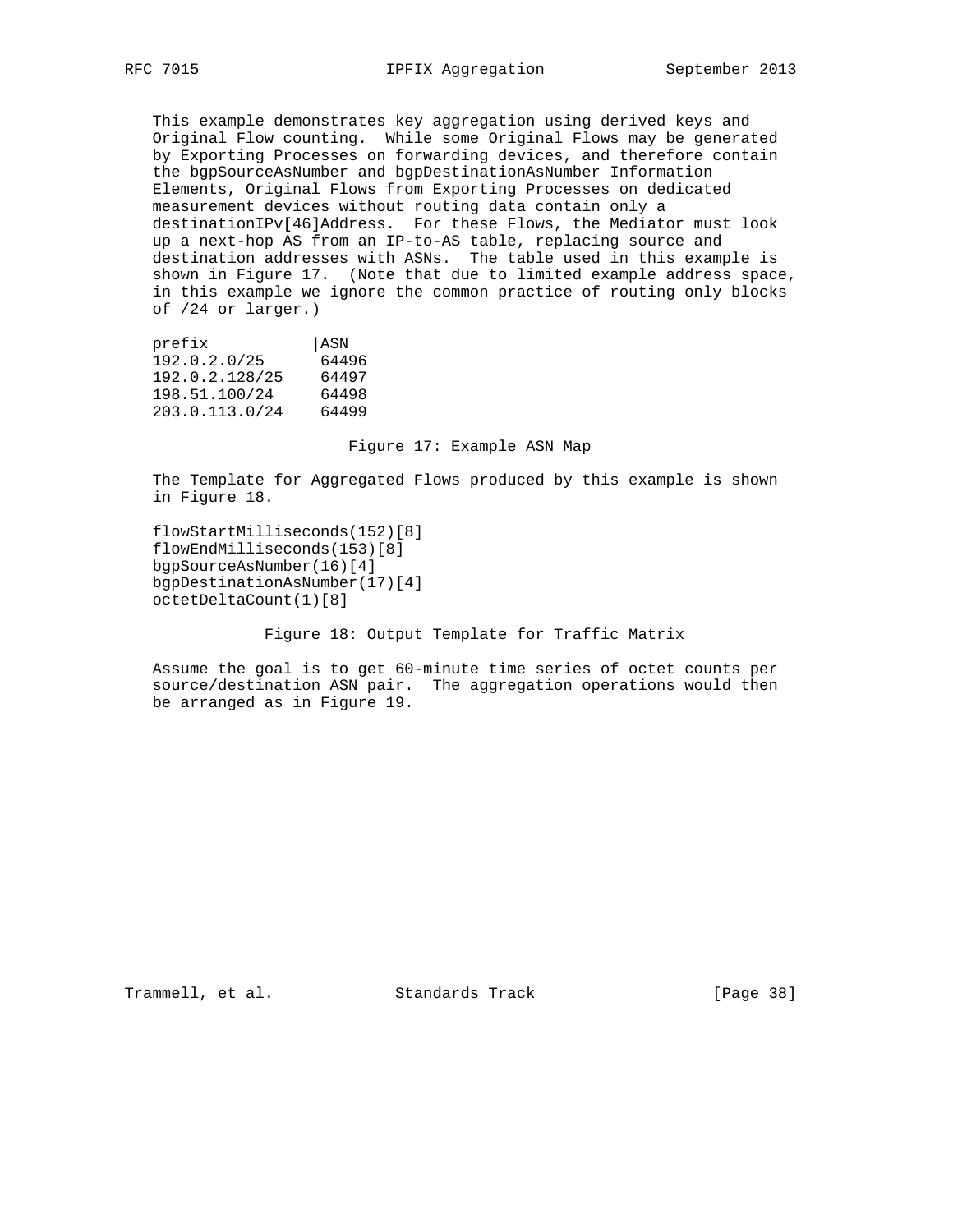This example demonstrates key aggregation using derived keys and Original Flow counting. While some Original Flows may be generated by Exporting Processes on forwarding devices, and therefore contain the bgpSourceAsNumber and bgpDestinationAsNumber Information Elements, Original Flows from Exporting Processes on dedicated measurement devices without routing data contain only a destinationIPv[46]Address. For these Flows, the Mediator must look up a next-hop AS from an IP-to-AS table, replacing source and destination addresses with ASNs. The table used in this example is shown in Figure 17. (Note that due to limited example address space, in this example we ignore the common practice of routing only blocks of /24 or larger.)

```
prefix          |ASN
192.0.2.0/25     64496
192.0.2.128/25   64497
198.51.100/24    64498
203.0.113.0/24   64499
```

Figure 17: Example ASN Map

The Template for Aggregated Flows produced by this example is shown in Figure 18.

```
flowStartMilliseconds(152)[8]
flowEndMilliseconds(153)[8]
bgpSourceAsNumber(16)[4]
bgpDestinationAsNumber(17)[4]
octetDeltaCount(1)[8]
```

Figure 18: Output Template for Traffic Matrix

Assume the goal is to get 60-minute time series of octet counts per source/destination ASN pair. The aggregation operations would then be arranged as in Figure 19.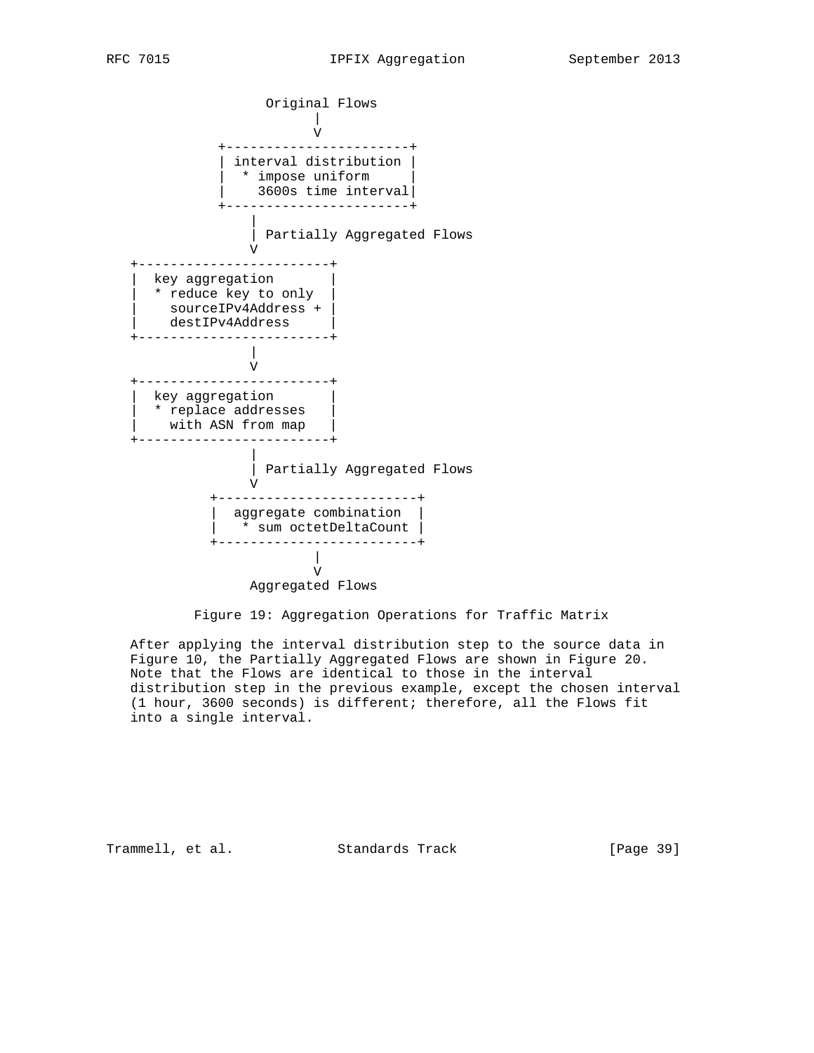```
                  Original Flows
                        |
                        V
            +-----------------------+
            | interval distribution |
            |  * impose uniform     |
            |    3600s time interval|
            +-----------------------+
                |
                | Partially Aggregated Flows
                V
   +------------------------+
   |  key aggregation       |
   |  * reduce key to only  |
   |    sourceIPv4Address + |
   |    destIPv4Address     |
   +------------------------+
                |
                V
   +------------------------+
   |  key aggregation       |
   |  * replace addresses   |
   |    with ASN from map   |
   +------------------------+
                |
                | Partially Aggregated Flows
                V
           +-------------------------+
           |  aggregate combination  |
           |   * sum octetDeltaCount |
           +-------------------------+
                        |
                        V
                Aggregated Flows
```

Figure 19: Aggregation Operations for Traffic Matrix

After applying the interval distribution step to the source data in Figure 10, the Partially Aggregated Flows are shown in Figure 20. Note that the Flows are identical to those in the interval distribution step in the previous example, except the chosen interval (1 hour, 3600 seconds) is different; therefore, all the Flows fit into a single interval.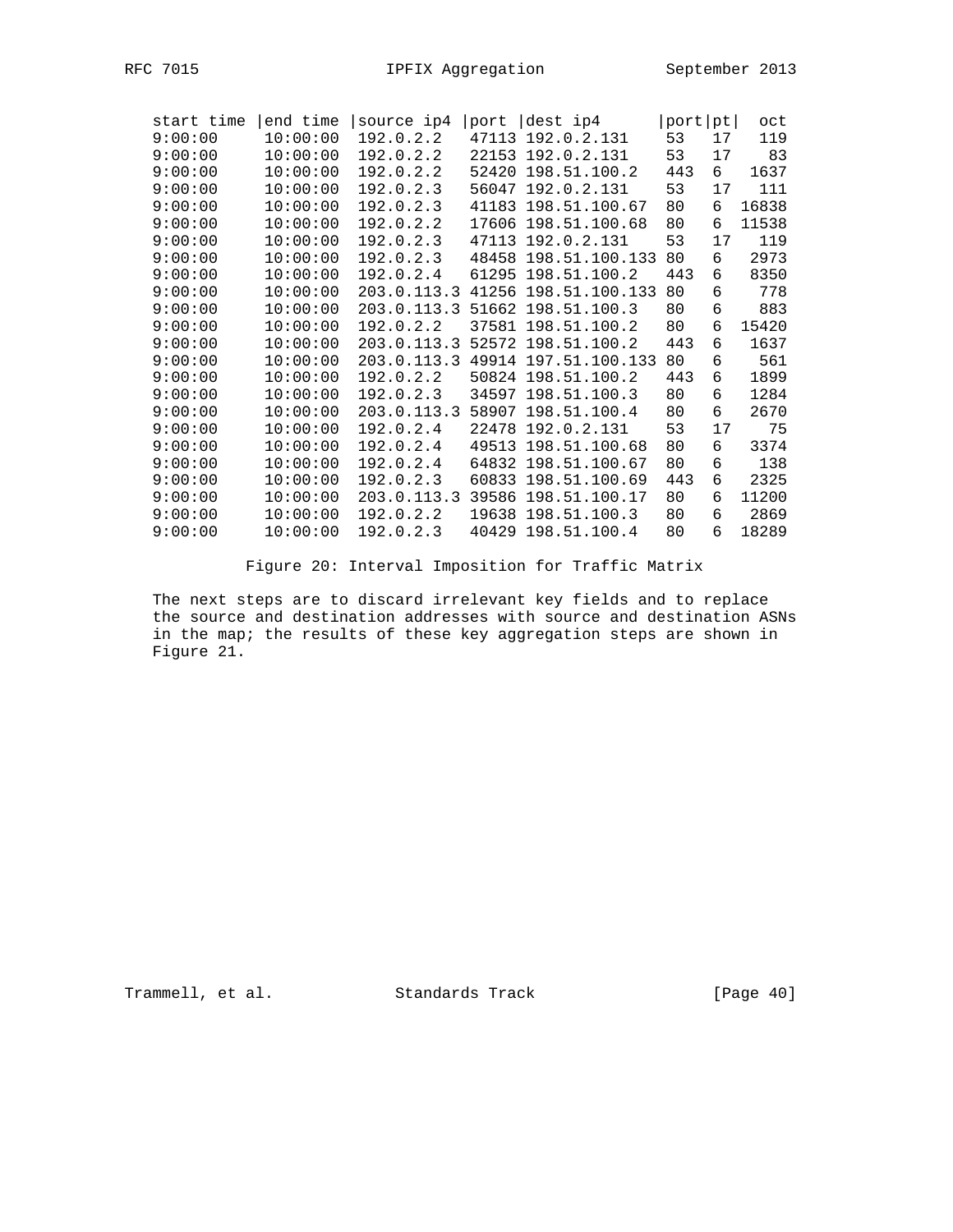| start time | end time | source ip4 | port | dest ip4 | port | pt | oct |
|---|---|---|---|---|---|---|---|
| 9:00:00 | 10:00:00 | 192.0.2.2 | 47113 | 192.0.2.131 | 53 | 17 | 119 |
| 9:00:00 | 10:00:00 | 192.0.2.2 | 22153 | 192.0.2.131 | 53 | 17 | 83 |
| 9:00:00 | 10:00:00 | 192.0.2.2 | 52420 | 198.51.100.2 | 443 | 6 | 1637 |
| 9:00:00 | 10:00:00 | 192.0.2.3 | 56047 | 192.0.2.131 | 53 | 17 | 111 |
| 9:00:00 | 10:00:00 | 192.0.2.3 | 41183 | 198.51.100.67 | 80 | 6 | 16838 |
| 9:00:00 | 10:00:00 | 192.0.2.2 | 17606 | 198.51.100.68 | 80 | 6 | 11538 |
| 9:00:00 | 10:00:00 | 192.0.2.3 | 47113 | 192.0.2.131 | 53 | 17 | 119 |
| 9:00:00 | 10:00:00 | 192.0.2.3 | 48458 | 198.51.100.133 | 80 | 6 | 2973 |
| 9:00:00 | 10:00:00 | 192.0.2.4 | 61295 | 198.51.100.2 | 443 | 6 | 8350 |
| 9:00:00 | 10:00:00 | 203.0.113.3 | 41256 | 198.51.100.133 | 80 | 6 | 778 |
| 9:00:00 | 10:00:00 | 203.0.113.3 | 51662 | 198.51.100.3 | 80 | 6 | 883 |
| 9:00:00 | 10:00:00 | 192.0.2.2 | 37581 | 198.51.100.2 | 80 | 6 | 15420 |
| 9:00:00 | 10:00:00 | 203.0.113.3 | 52572 | 198.51.100.2 | 443 | 6 | 1637 |
| 9:00:00 | 10:00:00 | 203.0.113.3 | 49914 | 197.51.100.133 | 80 | 6 | 561 |
| 9:00:00 | 10:00:00 | 192.0.2.2 | 50824 | 198.51.100.2 | 443 | 6 | 1899 |
| 9:00:00 | 10:00:00 | 192.0.2.3 | 34597 | 198.51.100.3 | 80 | 6 | 1284 |
| 9:00:00 | 10:00:00 | 203.0.113.3 | 58907 | 198.51.100.4 | 80 | 6 | 2670 |
| 9:00:00 | 10:00:00 | 192.0.2.4 | 22478 | 192.0.2.131 | 53 | 17 | 75 |
| 9:00:00 | 10:00:00 | 192.0.2.4 | 49513 | 198.51.100.68 | 80 | 6 | 3374 |
| 9:00:00 | 10:00:00 | 192.0.2.4 | 64832 | 198.51.100.67 | 80 | 6 | 138 |
| 9:00:00 | 10:00:00 | 192.0.2.3 | 60833 | 198.51.100.69 | 443 | 6 | 2325 |
| 9:00:00 | 10:00:00 | 203.0.113.3 | 39586 | 198.51.100.17 | 80 | 6 | 11200 |
| 9:00:00 | 10:00:00 | 192.0.2.2 | 19638 | 198.51.100.3 | 80 | 6 | 2869 |
| 9:00:00 | 10:00:00 | 192.0.2.3 | 40429 | 198.51.100.4 | 80 | 6 | 18289 |

Figure 20: Interval Imposition for Traffic Matrix

The next steps are to discard irrelevant key fields and to replace the source and destination addresses with source and destination ASNs in the map; the results of these key aggregation steps are shown in Figure 21.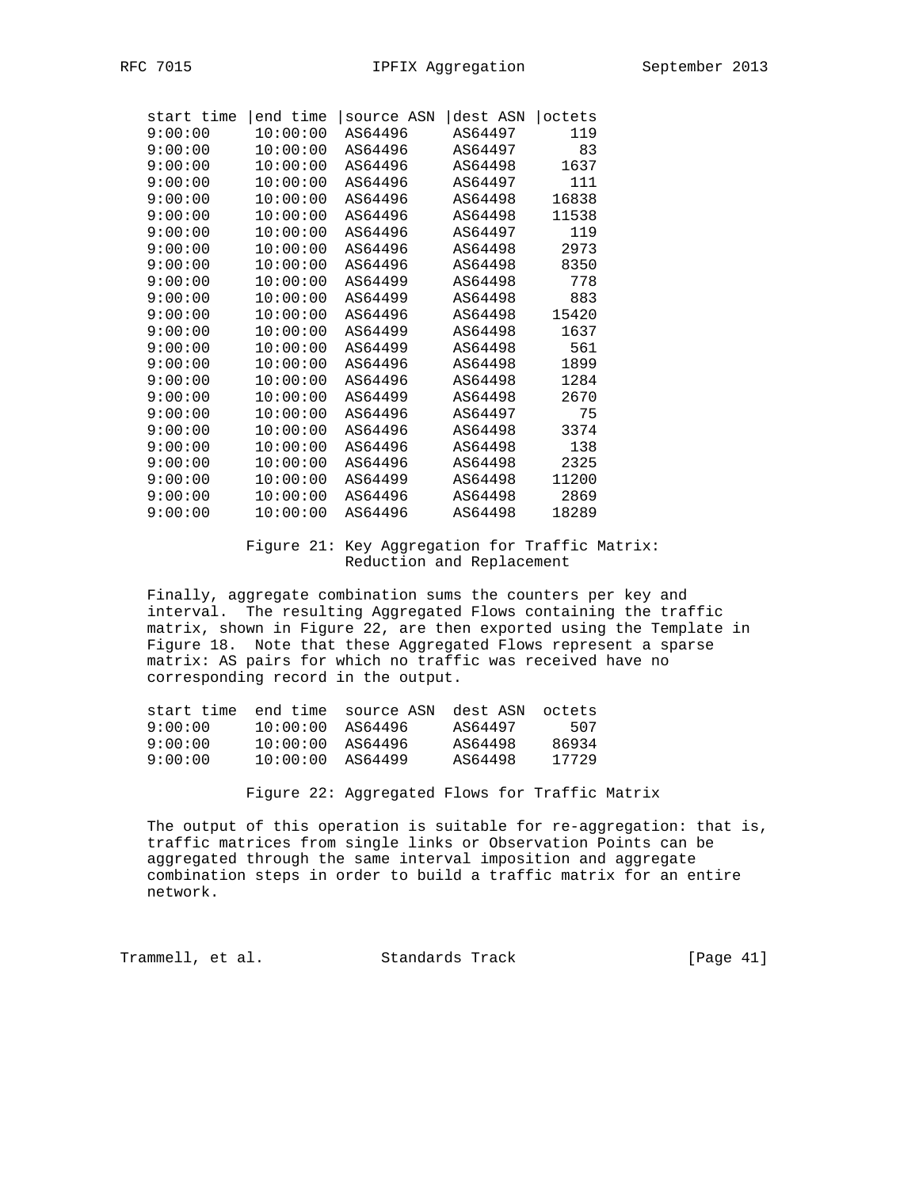| start time | end time | source ASN | dest ASN | octets |
|---|---|---|---|---|
| 9:00:00 | 10:00:00 | AS64496 | AS64497 | 119 |
| 9:00:00 | 10:00:00 | AS64496 | AS64497 | 83 |
| 9:00:00 | 10:00:00 | AS64496 | AS64498 | 1637 |
| 9:00:00 | 10:00:00 | AS64496 | AS64497 | 111 |
| 9:00:00 | 10:00:00 | AS64496 | AS64498 | 16838 |
| 9:00:00 | 10:00:00 | AS64496 | AS64498 | 11538 |
| 9:00:00 | 10:00:00 | AS64496 | AS64497 | 119 |
| 9:00:00 | 10:00:00 | AS64496 | AS64498 | 2973 |
| 9:00:00 | 10:00:00 | AS64496 | AS64498 | 8350 |
| 9:00:00 | 10:00:00 | AS64499 | AS64498 | 778 |
| 9:00:00 | 10:00:00 | AS64499 | AS64498 | 883 |
| 9:00:00 | 10:00:00 | AS64496 | AS64498 | 15420 |
| 9:00:00 | 10:00:00 | AS64499 | AS64498 | 1637 |
| 9:00:00 | 10:00:00 | AS64499 | AS64498 | 561 |
| 9:00:00 | 10:00:00 | AS64496 | AS64498 | 1899 |
| 9:00:00 | 10:00:00 | AS64496 | AS64498 | 1284 |
| 9:00:00 | 10:00:00 | AS64499 | AS64498 | 2670 |
| 9:00:00 | 10:00:00 | AS64496 | AS64497 | 75 |
| 9:00:00 | 10:00:00 | AS64496 | AS64498 | 3374 |
| 9:00:00 | 10:00:00 | AS64496 | AS64498 | 138 |
| 9:00:00 | 10:00:00 | AS64496 | AS64498 | 2325 |
| 9:00:00 | 10:00:00 | AS64499 | AS64498 | 11200 |
| 9:00:00 | 10:00:00 | AS64496 | AS64498 | 2869 |
| 9:00:00 | 10:00:00 | AS64496 | AS64498 | 18289 |

Figure 21: Key Aggregation for Traffic Matrix: Reduction and Replacement

Finally, aggregate combination sums the counters per key and interval. The resulting Aggregated Flows containing the traffic matrix, shown in Figure 22, are then exported using the Template in Figure 18. Note that these Aggregated Flows represent a sparse matrix: AS pairs for which no traffic was received have no corresponding record in the output.

| start time | end time | source ASN | dest ASN | octets |
|---|---|---|---|---|
| 9:00:00 | 10:00:00 | AS64496 | AS64497 | 507 |
| 9:00:00 | 10:00:00 | AS64496 | AS64498 | 86934 |
| 9:00:00 | 10:00:00 | AS64499 | AS64498 | 17729 |

Figure 22: Aggregated Flows for Traffic Matrix

The output of this operation is suitable for re-aggregation: that is, traffic matrices from single links or Observation Points can be aggregated through the same interval imposition and aggregate combination steps in order to build a traffic matrix for an entire network.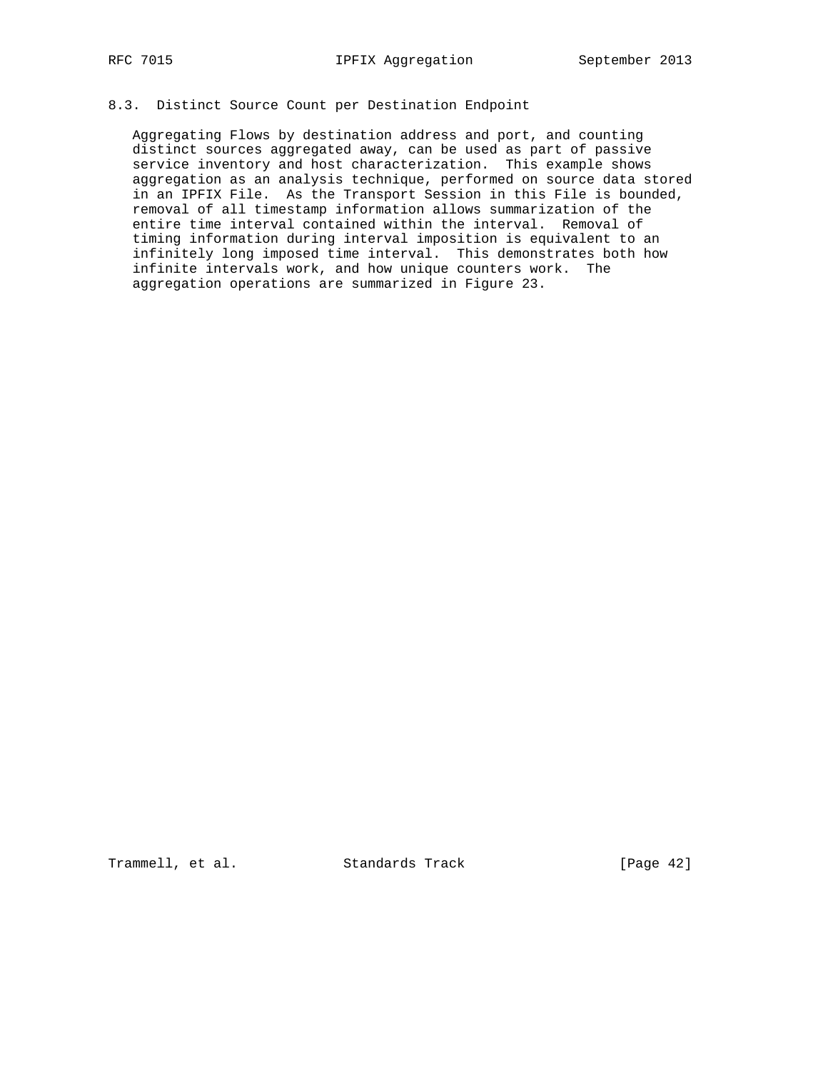### 8.3. Distinct Source Count per Destination Endpoint

Aggregating Flows by destination address and port, and counting distinct sources aggregated away, can be used as part of passive service inventory and host characterization. This example shows aggregation as an analysis technique, performed on source data stored in an IPFIX File. As the Transport Session in this File is bounded, removal of all timestamp information allows summarization of the entire time interval contained within the interval. Removal of timing information during interval imposition is equivalent to an infinitely long imposed time interval. This demonstrates both how infinite intervals work, and how unique counters work. The aggregation operations are summarized in Figure 23.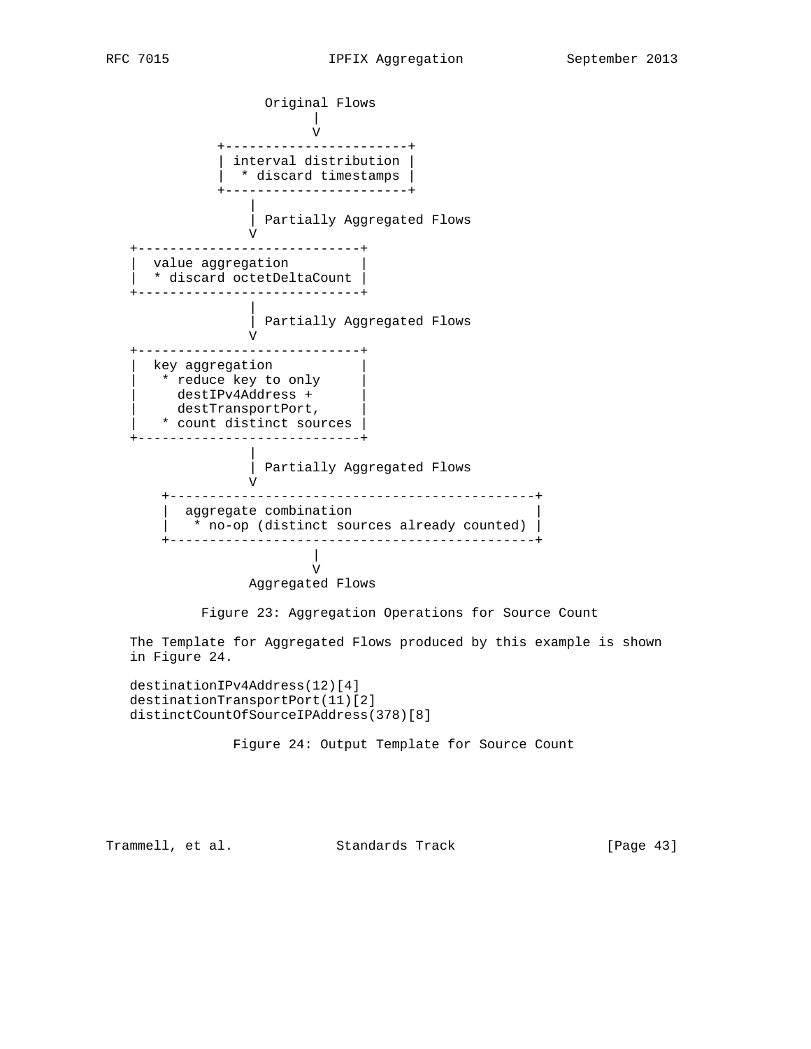```
                   Original Flows
                         |
                         V
             +-----------------------+
             | interval distribution |
             |  * discard timestamps |
             +-----------------------+
                 |
                 | Partially Aggregated Flows
                 V
   +----------------------------+
   |  value aggregation         |
   |  * discard octetDeltaCount |
   +----------------------------+
                 |
                 | Partially Aggregated Flows
                 V
   +----------------------------+
   |  key aggregation           |
   |   * reduce key to only     |
   |     destIPv4Address +      |
   |     destTransportPort,     |
   |   * count distinct sources |
   +----------------------------+
                 |
                 | Partially Aggregated Flows
                 V
       +----------------------------------------------+
       |  aggregate combination                       |
       |   * no-op (distinct sources already counted) |
       +----------------------------------------------+
                         |
                         V
                 Aggregated Flows
```

Figure 23: Aggregation Operations for Source Count

The Template for Aggregated Flows produced by this example is shown in Figure 24.

```
destinationIPv4Address(12)[4]
destinationTransportPort(11)[2]
distinctCountOfSourceIPAddress(378)[8]
```

Figure 24: Output Template for Source Count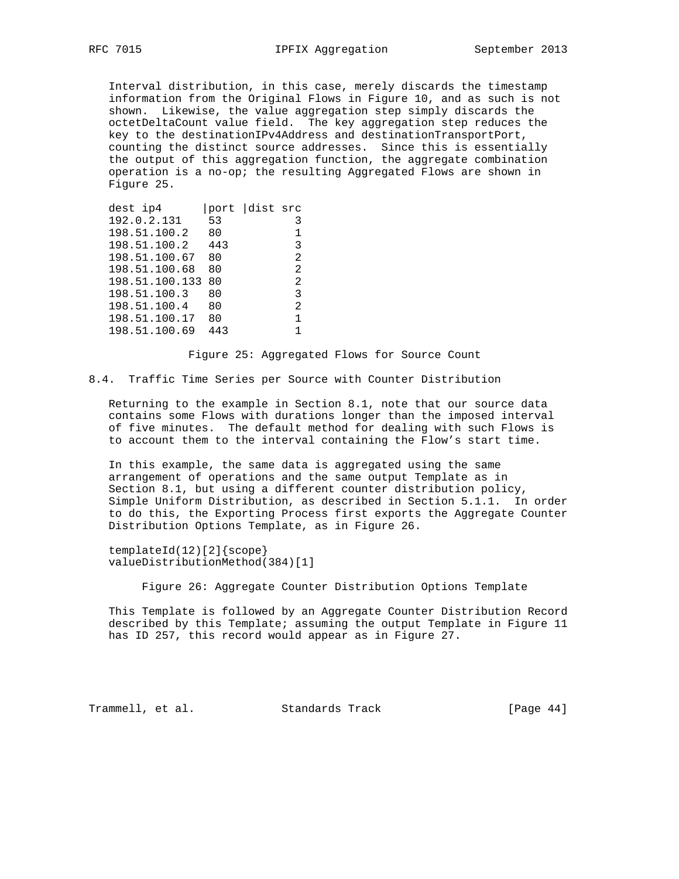Interval distribution, in this case, merely discards the timestamp information from the Original Flows in Figure 10, and as such is not shown. Likewise, the value aggregation step simply discards the octetDeltaCount value field. The key aggregation step reduces the key to the destinationIPv4Address and destinationTransportPort, counting the distinct source addresses. Since this is essentially the output of this aggregation function, the aggregate combination operation is a no-op; the resulting Aggregated Flows are shown in Figure 25.

```
dest ip4       |port |dist src
192.0.2.131     53           3
198.51.100.2    80           1
198.51.100.2    443          3
198.51.100.67   80           2
198.51.100.68   80           2
198.51.100.133  80           2
198.51.100.3    80           3
198.51.100.4    80           2
198.51.100.17   80           1
198.51.100.69   443          1
```

Figure 25: Aggregated Flows for Source Count

## 8.4. Traffic Time Series per Source with Counter Distribution

Returning to the example in Section 8.1, note that our source data contains some Flows with durations longer than the imposed interval of five minutes. The default method for dealing with such Flows is to account them to the interval containing the Flow's start time.

In this example, the same data is aggregated using the same arrangement of operations and the same output Template as in Section 8.1, but using a different counter distribution policy, Simple Uniform Distribution, as described in Section 5.1.1. In order to do this, the Exporting Process first exports the Aggregate Counter Distribution Options Template, as in Figure 26.

```
templateId(12)[2]{scope}
valueDistributionMethod(384)[1]
```

Figure 26: Aggregate Counter Distribution Options Template

This Template is followed by an Aggregate Counter Distribution Record described by this Template; assuming the output Template in Figure 11 has ID 257, this record would appear as in Figure 27.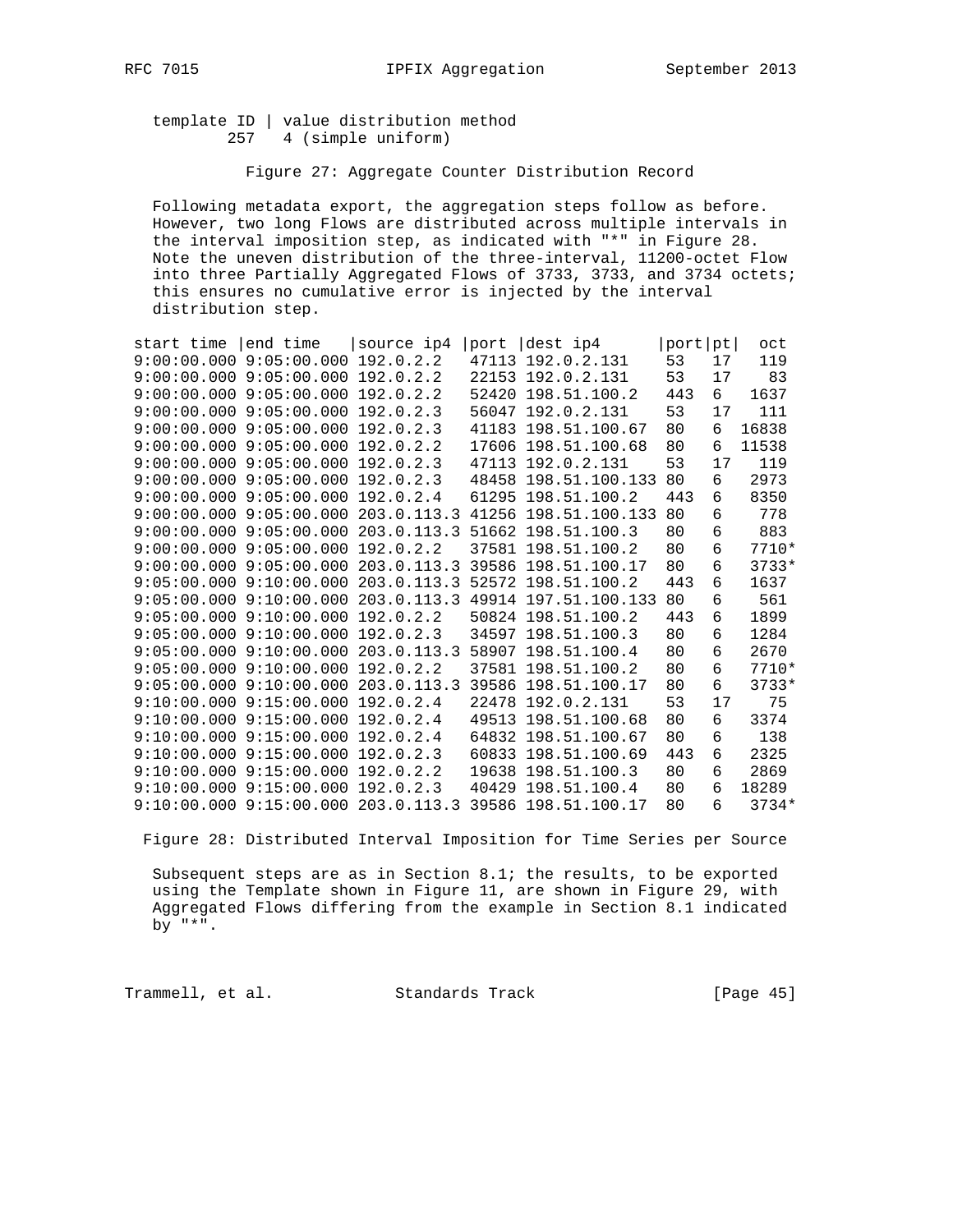```
template ID | value distribution method
        257   4 (simple uniform)
```

Figure 27: Aggregate Counter Distribution Record

Following metadata export, the aggregation steps follow as before. However, two long Flows are distributed across multiple intervals in the interval imposition step, as indicated with "*" in Figure 28. Note the uneven distribution of the three-interval, 11200-octet Flow into three Partially Aggregated Flows of 3733, 3733, and 3734 octets; this ensures no cumulative error is injected by the interval distribution step.

```
 start time |end time    |source ip4  |port |dest ip4       |port|pt|  oct
 9:00:00.000 9:05:00.000 192.0.2.2    47113 192.0.2.131     53   17   119
 9:00:00.000 9:05:00.000 192.0.2.2    22153 192.0.2.131     53   17    83
 9:00:00.000 9:05:00.000 192.0.2.2    52420 198.51.100.2    443  6   1637
 9:00:00.000 9:05:00.000 192.0.2.3    56047 192.0.2.131     53   17   111
 9:00:00.000 9:05:00.000 192.0.2.3    41183 198.51.100.67   80   6  16838
 9:00:00.000 9:05:00.000 192.0.2.2    17606 198.51.100.68   80   6  11538
 9:00:00.000 9:05:00.000 192.0.2.3    47113 192.0.2.131     53   17   119
 9:00:00.000 9:05:00.000 192.0.2.3    48458 198.51.100.133 80    6   2973
 9:00:00.000 9:05:00.000 192.0.2.4    61295 198.51.100.2    443  6   8350
 9:00:00.000 9:05:00.000 203.0.113.3 41256 198.51.100.133 80    6    778
 9:00:00.000 9:05:00.000 203.0.113.3 51662 198.51.100.3    80   6    883
 9:00:00.000 9:05:00.000 192.0.2.2    37581 198.51.100.2    80   6   7710*
 9:00:00.000 9:05:00.000 203.0.113.3 39586 198.51.100.17   80   6   3733*
 9:05:00.000 9:10:00.000 203.0.113.3 52572 198.51.100.2    443  6   1637
 9:05:00.000 9:10:00.000 203.0.113.3 49914 197.51.100.133 80    6    561
 9:05:00.000 9:10:00.000 192.0.2.2    50824 198.51.100.2    443  6   1899
 9:05:00.000 9:10:00.000 192.0.2.3    34597 198.51.100.3    80   6   1284
 9:05:00.000 9:10:00.000 203.0.113.3 58907 198.51.100.4    80   6   2670
 9:05:00.000 9:10:00.000 192.0.2.2    37581 198.51.100.2    80   6   7710*
 9:05:00.000 9:10:00.000 203.0.113.3 39586 198.51.100.17   80   6   3733*
 9:10:00.000 9:15:00.000 192.0.2.4    22478 192.0.2.131     53   17    75
 9:10:00.000 9:15:00.000 192.0.2.4    49513 198.51.100.68   80   6   3374
 9:10:00.000 9:15:00.000 192.0.2.4    64832 198.51.100.67   80   6    138
 9:10:00.000 9:15:00.000 192.0.2.3    60833 198.51.100.69   443  6   2325
 9:10:00.000 9:15:00.000 192.0.2.2    19638 198.51.100.3    80   6   2869
 9:10:00.000 9:15:00.000 192.0.2.3    40429 198.51.100.4    80   6  18289
 9:10:00.000 9:15:00.000 203.0.113.3 39586 198.51.100.17   80   6   3734*
```

Figure 28: Distributed Interval Imposition for Time Series per Source

Subsequent steps are as in Section 8.1; the results, to be exported using the Template shown in Figure 11, are shown in Figure 29, with Aggregated Flows differing from the example in Section 8.1 indicated by "*".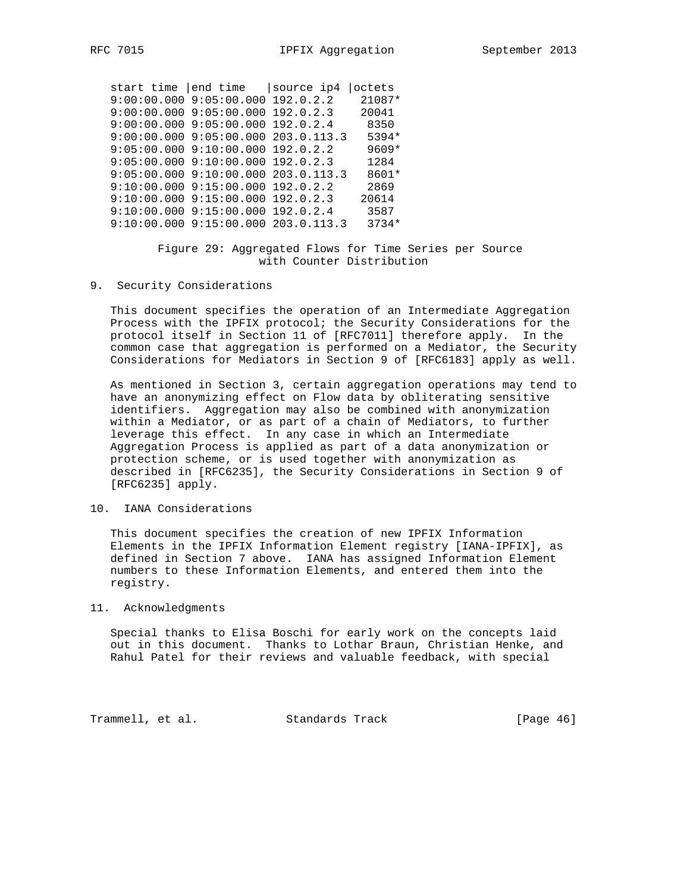| start time | end time | source ip4 | octets |
|---|---|---|---|
| 9:00:00.000 | 9:05:00.000 | 192.0.2.2 | 21087* |
| 9:00:00.000 | 9:05:00.000 | 192.0.2.3 | 20041 |
| 9:00:00.000 | 9:05:00.000 | 192.0.2.4 | 8350 |
| 9:00:00.000 | 9:05:00.000 | 203.0.113.3 | 5394* |
| 9:05:00.000 | 9:10:00.000 | 192.0.2.2 | 9609* |
| 9:05:00.000 | 9:10:00.000 | 192.0.2.3 | 1284 |
| 9:05:00.000 | 9:10:00.000 | 203.0.113.3 | 8601* |
| 9:10:00.000 | 9:15:00.000 | 192.0.2.2 | 2869 |
| 9:10:00.000 | 9:15:00.000 | 192.0.2.3 | 20614 |
| 9:10:00.000 | 9:15:00.000 | 192.0.2.4 | 3587 |
| 9:10:00.000 | 9:15:00.000 | 203.0.113.3 | 3734* |

Figure 29: Aggregated Flows for Time Series per Source with Counter Distribution

## 9. Security Considerations

This document specifies the operation of an Intermediate Aggregation Process with the IPFIX protocol; the Security Considerations for the protocol itself in Section 11 of [RFC7011] therefore apply. In the common case that aggregation is performed on a Mediator, the Security Considerations for Mediators in Section 9 of [RFC6183] apply as well.

As mentioned in Section 3, certain aggregation operations may tend to have an anonymizing effect on Flow data by obliterating sensitive identifiers. Aggregation may also be combined with anonymization within a Mediator, or as part of a chain of Mediators, to further leverage this effect. In any case in which an Intermediate Aggregation Process is applied as part of a data anonymization or protection scheme, or is used together with anonymization as described in [RFC6235], the Security Considerations in Section 9 of [RFC6235] apply.

## 10. IANA Considerations

This document specifies the creation of new IPFIX Information Elements in the IPFIX Information Element registry [IANA-IPFIX], as defined in Section 7 above. IANA has assigned Information Element numbers to these Information Elements, and entered them into the registry.

## 11. Acknowledgments

Special thanks to Elisa Boschi for early work on the concepts laid out in this document. Thanks to Lothar Braun, Christian Henke, and Rahul Patel for their reviews and valuable feedback, with special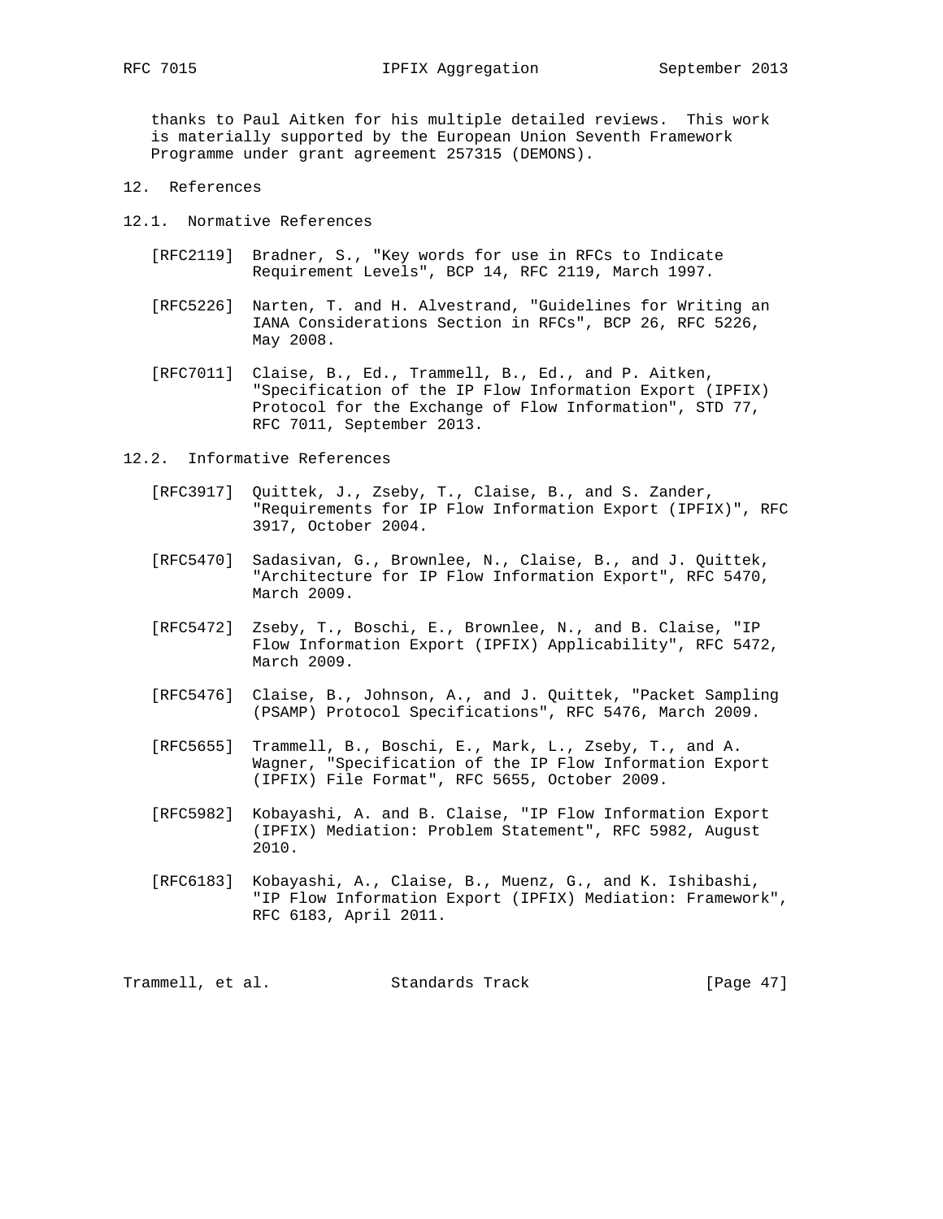thanks to Paul Aitken for his multiple detailed reviews. This work is materially supported by the European Union Seventh Framework Programme under grant agreement 257315 (DEMONS).

## 12. References

### 12.1. Normative References

[RFC2119] Bradner, S., "Key words for use in RFCs to Indicate Requirement Levels", BCP 14, RFC 2119, March 1997.

[RFC5226] Narten, T. and H. Alvestrand, "Guidelines for Writing an IANA Considerations Section in RFCs", BCP 26, RFC 5226, May 2008.

[RFC7011] Claise, B., Ed., Trammell, B., Ed., and P. Aitken, "Specification of the IP Flow Information Export (IPFIX) Protocol for the Exchange of Flow Information", STD 77, RFC 7011, September 2013.

### 12.2. Informative References

[RFC3917] Quittek, J., Zseby, T., Claise, B., and S. Zander, "Requirements for IP Flow Information Export (IPFIX)", RFC 3917, October 2004.

[RFC5470] Sadasivan, G., Brownlee, N., Claise, B., and J. Quittek, "Architecture for IP Flow Information Export", RFC 5470, March 2009.

[RFC5472] Zseby, T., Boschi, E., Brownlee, N., and B. Claise, "IP Flow Information Export (IPFIX) Applicability", RFC 5472, March 2009.

[RFC5476] Claise, B., Johnson, A., and J. Quittek, "Packet Sampling (PSAMP) Protocol Specifications", RFC 5476, March 2009.

[RFC5655] Trammell, B., Boschi, E., Mark, L., Zseby, T., and A. Wagner, "Specification of the IP Flow Information Export (IPFIX) File Format", RFC 5655, October 2009.

[RFC5982] Kobayashi, A. and B. Claise, "IP Flow Information Export (IPFIX) Mediation: Problem Statement", RFC 5982, August 2010.

[RFC6183] Kobayashi, A., Claise, B., Muenz, G., and K. Ishibashi, "IP Flow Information Export (IPFIX) Mediation: Framework", RFC 6183, April 2011.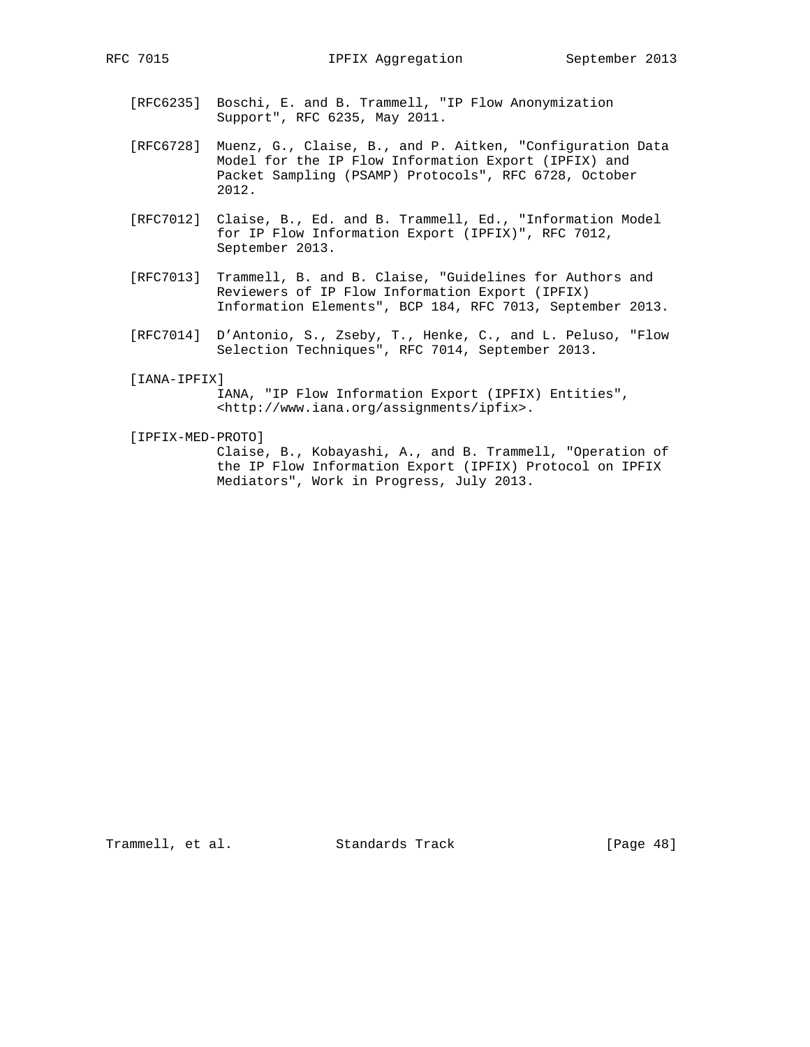[RFC6235] Boschi, E. and B. Trammell, "IP Flow Anonymization Support", RFC 6235, May 2011.

[RFC6728] Muenz, G., Claise, B., and P. Aitken, "Configuration Data Model for the IP Flow Information Export (IPFIX) and Packet Sampling (PSAMP) Protocols", RFC 6728, October 2012.

[RFC7012] Claise, B., Ed. and B. Trammell, Ed., "Information Model for IP Flow Information Export (IPFIX)", RFC 7012, September 2013.

[RFC7013] Trammell, B. and B. Claise, "Guidelines for Authors and Reviewers of IP Flow Information Export (IPFIX) Information Elements", BCP 184, RFC 7013, September 2013.

[RFC7014] D'Antonio, S., Zseby, T., Henke, C., and L. Peluso, "Flow Selection Techniques", RFC 7014, September 2013.

[IANA-IPFIX] IANA, "IP Flow Information Export (IPFIX) Entities", <http://www.iana.org/assignments/ipfix>.

[IPFIX-MED-PROTO] Claise, B., Kobayashi, A., and B. Trammell, "Operation of the IP Flow Information Export (IPFIX) Protocol on IPFIX Mediators", Work in Progress, July 2013.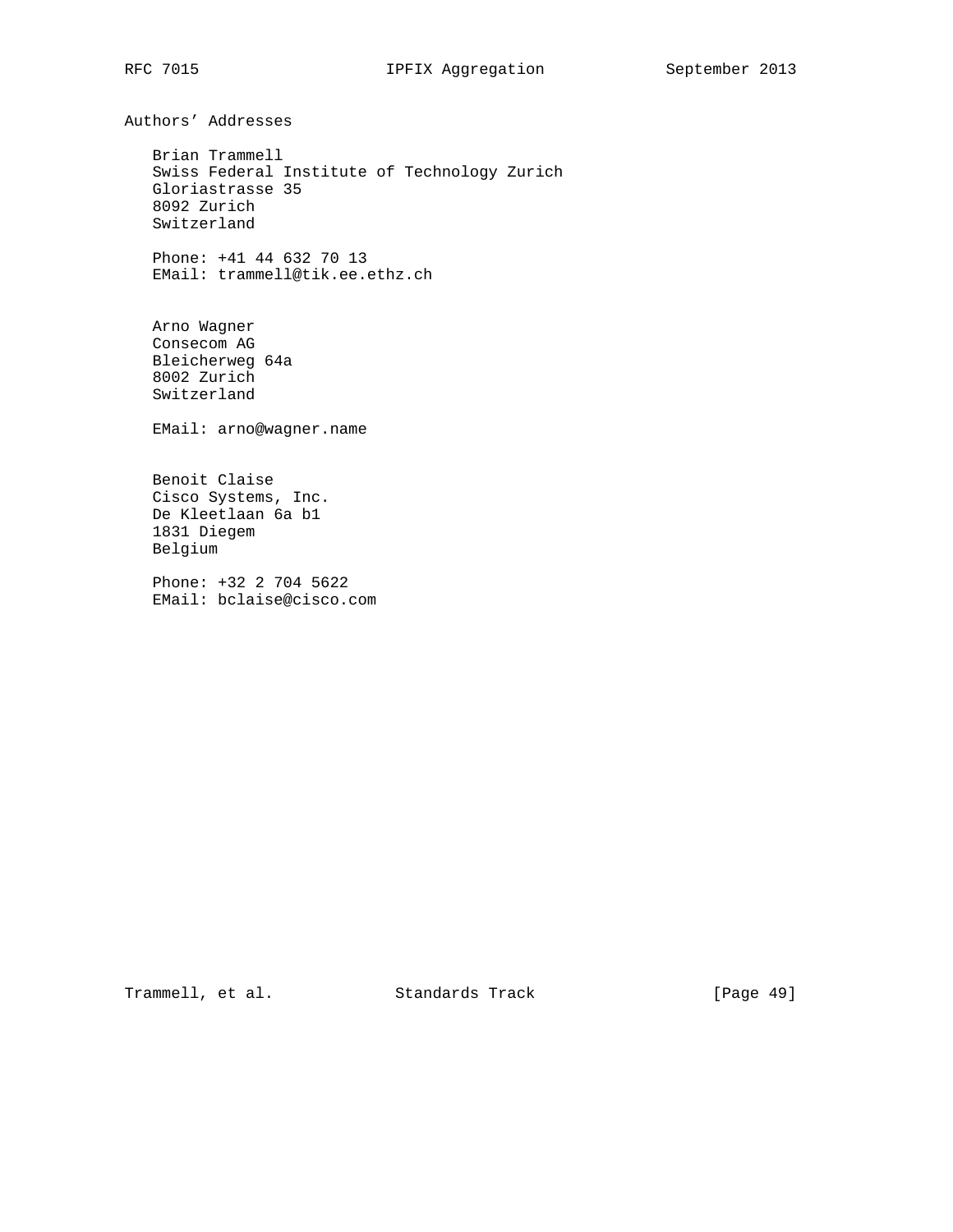## Authors' Addresses

Brian Trammell
Swiss Federal Institute of Technology Zurich
Gloriastrasse 35
8092 Zurich
Switzerland

Phone: +41 44 632 70 13
EMail: trammell@tik.ee.ethz.ch

Arno Wagner
Consecom AG
Bleicherweg 64a
8002 Zurich
Switzerland

EMail: arno@wagner.name

Benoit Claise
Cisco Systems, Inc.
De Kleetlaan 6a b1
1831 Diegem
Belgium

Phone: +32 2 704 5622
EMail: bclaise@cisco.com